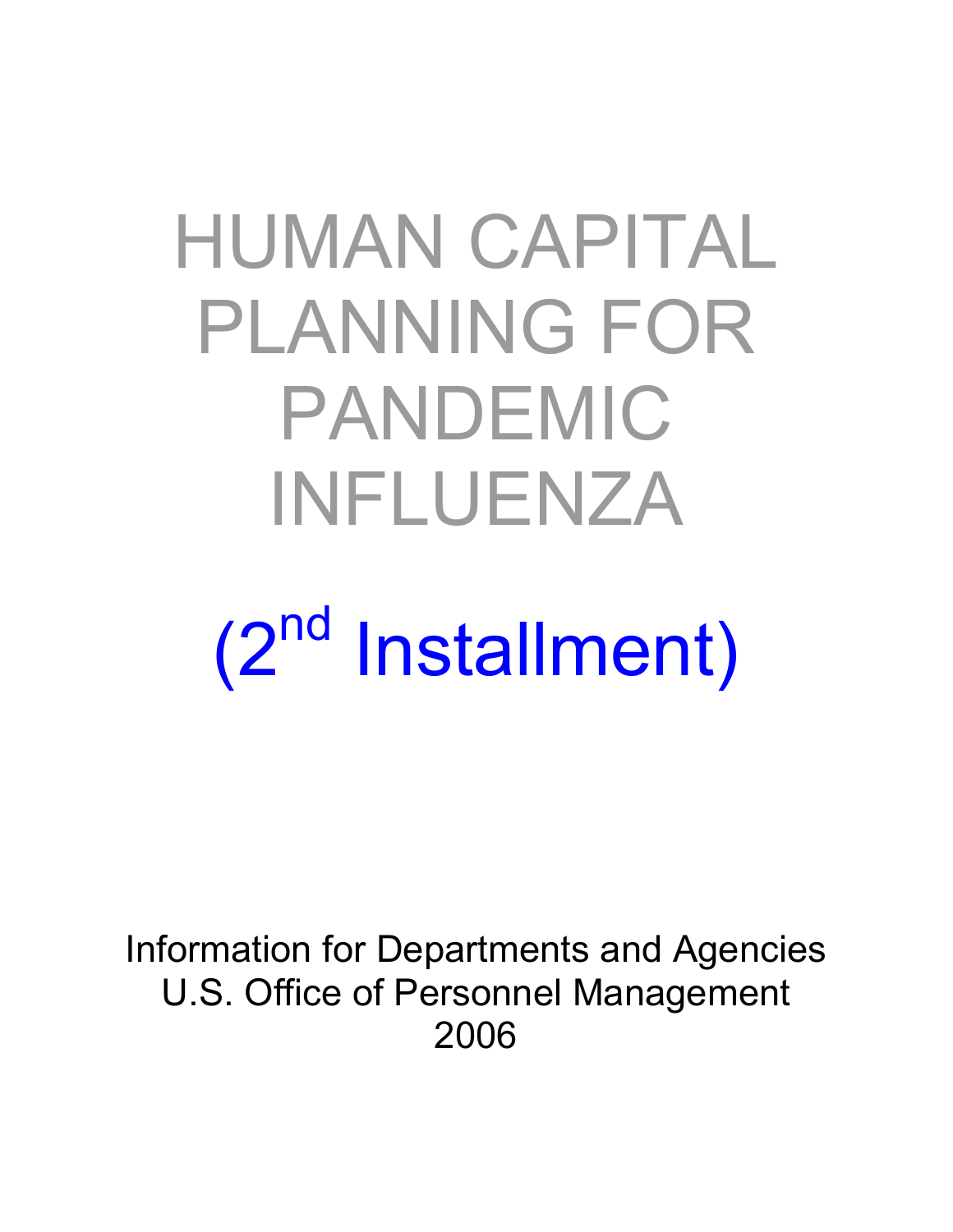# HUMAN CAPITAL PLANNING FOR PANDEMIC INFLUENZA

## (2nd Installment)

Information for Departments and Agencies
U.S. Office of Personnel Management
2006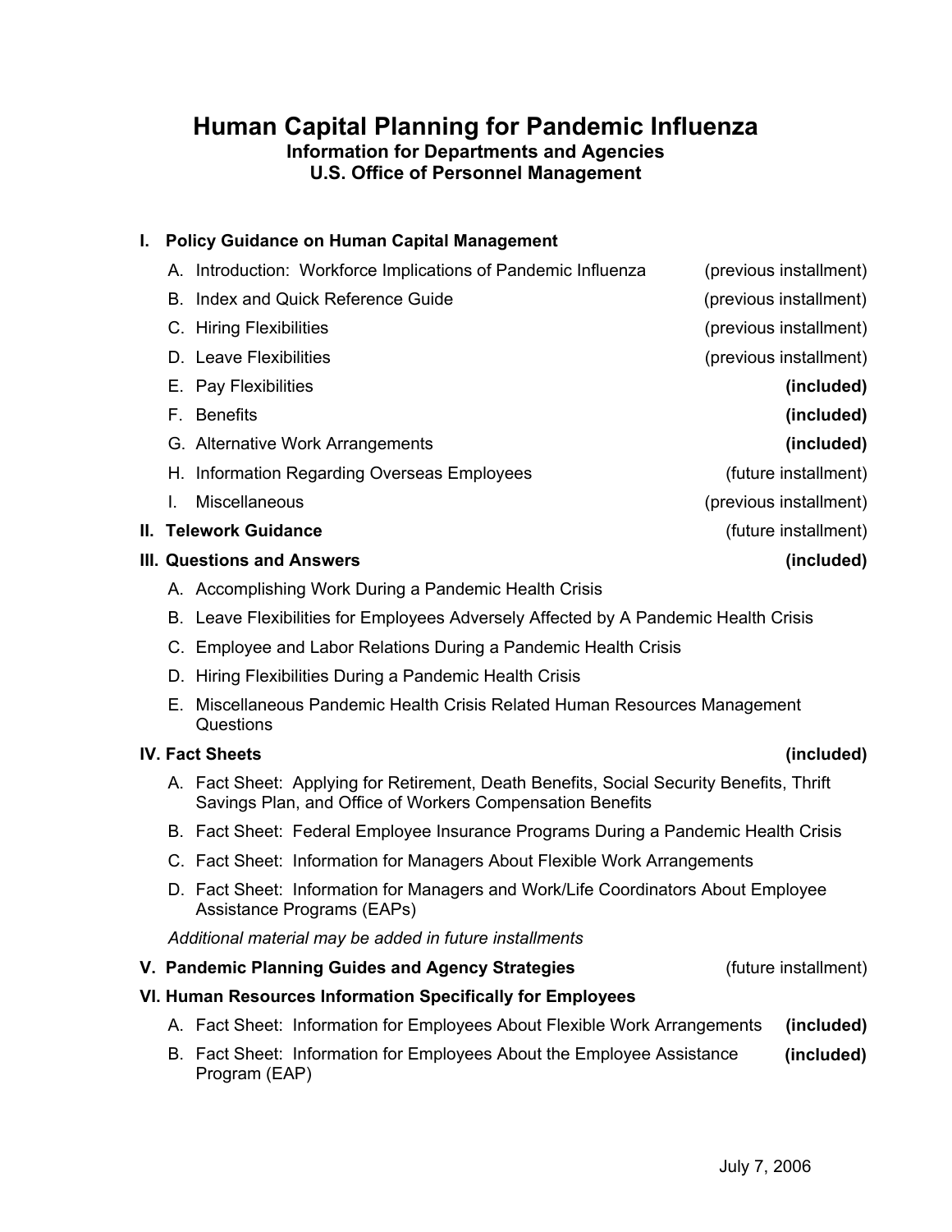# Human Capital Planning for Pandemic Influenza

## Information for Departments and Agencies
## U.S. Office of Personnel Management

**I. Policy Guidance on Human Capital Management**

A. Introduction: Workforce Implications of Pandemic Influenza (previous installment)

B. Index and Quick Reference Guide (previous installment)

C. Hiring Flexibilities (previous installment)

D. Leave Flexibilities (previous installment)

E. Pay Flexibilities **(included)**

F. Benefits **(included)**

G. Alternative Work Arrangements **(included)**

H. Information Regarding Overseas Employees (future installment)

I. Miscellaneous (previous installment)

**II. Telework Guidance** (future installment)

**III. Questions and Answers** **(included)**

A. Accomplishing Work During a Pandemic Health Crisis

B. Leave Flexibilities for Employees Adversely Affected by A Pandemic Health Crisis

C. Employee and Labor Relations During a Pandemic Health Crisis

D. Hiring Flexibilities During a Pandemic Health Crisis

E. Miscellaneous Pandemic Health Crisis Related Human Resources Management Questions

**IV. Fact Sheets** **(included)**

A. Fact Sheet: Applying for Retirement, Death Benefits, Social Security Benefits, Thrift Savings Plan, and Office of Workers Compensation Benefits

B. Fact Sheet: Federal Employee Insurance Programs During a Pandemic Health Crisis

C. Fact Sheet: Information for Managers About Flexible Work Arrangements

D. Fact Sheet: Information for Managers and Work/Life Coordinators About Employee Assistance Programs (EAPs)

*Additional material may be added in future installments*

**V. Pandemic Planning Guides and Agency Strategies** (future installment)

**VI. Human Resources Information Specifically for Employees**

A. Fact Sheet: Information for Employees About Flexible Work Arrangements **(included)**

B. Fact Sheet: Information for Employees About the Employee Assistance Program (EAP) **(included)**

July 7, 2006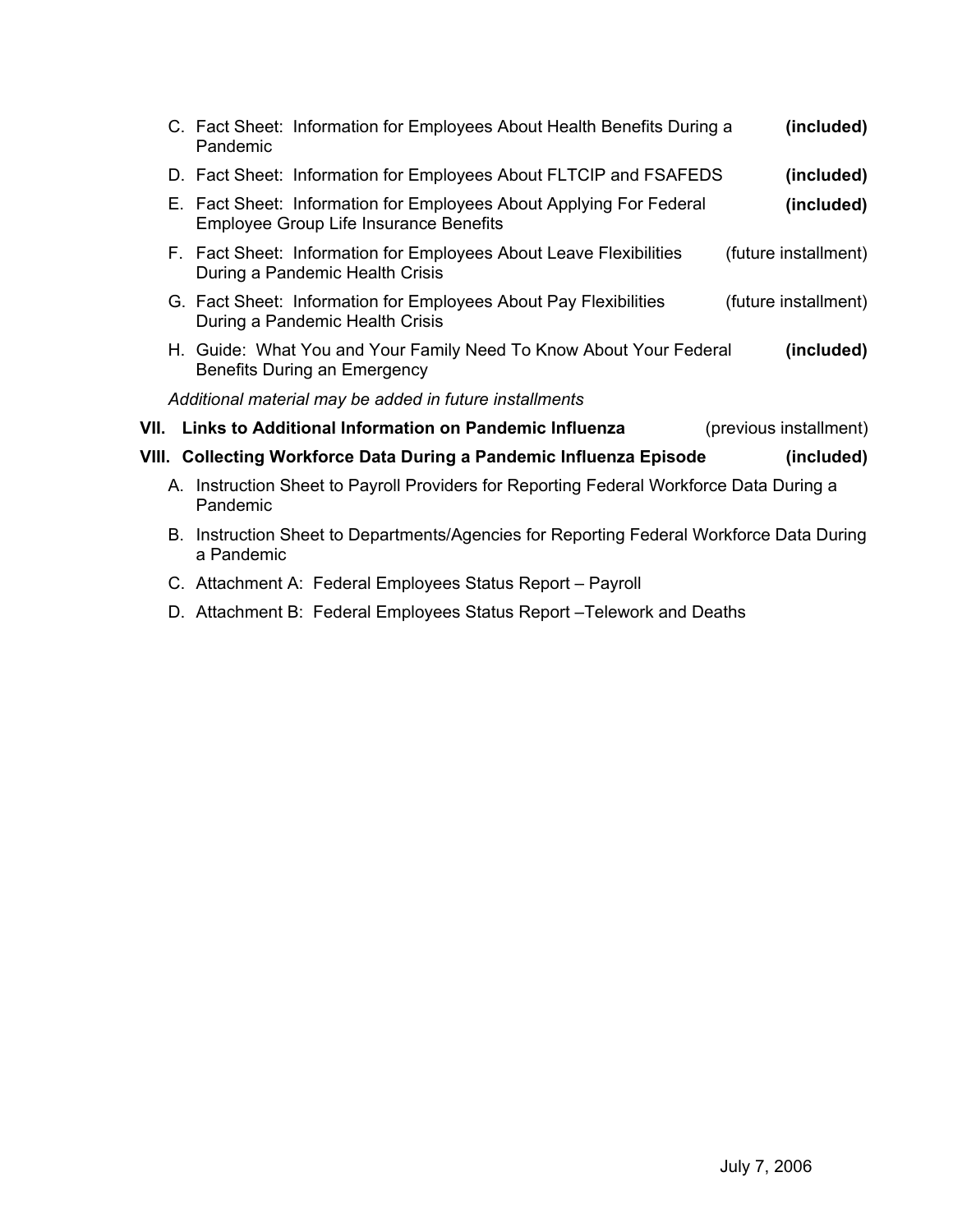C. Fact Sheet: Information for Employees About Health Benefits During a Pandemic **(included)**

D. Fact Sheet: Information for Employees About FLTCIP and FSAFEDS **(included)**

E. Fact Sheet: Information for Employees About Applying For Federal Employee Group Life Insurance Benefits **(included)**

F. Fact Sheet: Information for Employees About Leave Flexibilities During a Pandemic Health Crisis (future installment)

G. Fact Sheet: Information for Employees About Pay Flexibilities During a Pandemic Health Crisis (future installment)

H. Guide: What You and Your Family Need To Know About Your Federal Benefits During an Emergency **(included)**

*Additional material may be added in future installments*

**VII. Links to Additional Information on Pandemic Influenza** (previous installment)

**VIII. Collecting Workforce Data During a Pandemic Influenza Episode** **(included)**

A. Instruction Sheet to Payroll Providers for Reporting Federal Workforce Data During a Pandemic

B. Instruction Sheet to Departments/Agencies for Reporting Federal Workforce Data During a Pandemic

C. Attachment A: Federal Employees Status Report – Payroll

D. Attachment B: Federal Employees Status Report –Telework and Deaths

July 7, 2006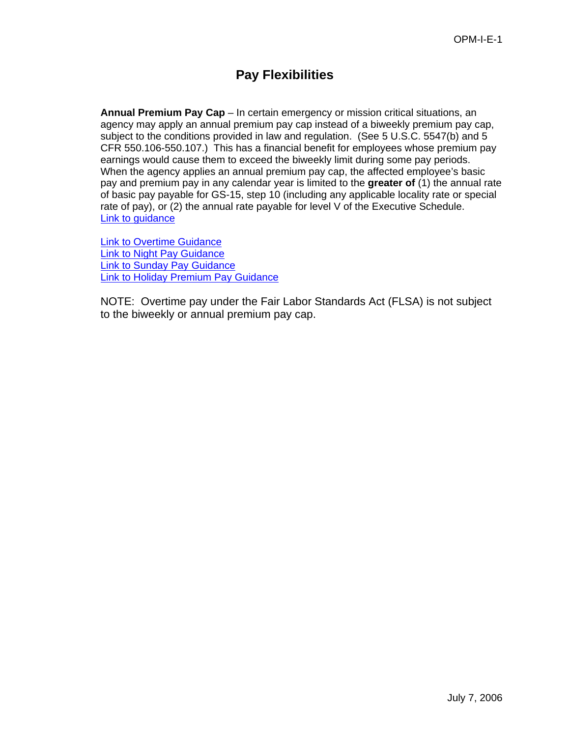# Pay Flexibilities

**Annual Premium Pay Cap** – In certain emergency or mission critical situations, an agency may apply an annual premium pay cap instead of a biweekly premium pay cap, subject to the conditions provided in law and regulation. (See 5 U.S.C. 5547(b) and 5 CFR 550.106-550.107.) This has a financial benefit for employees whose premium pay earnings would cause them to exceed the biweekly limit during some pay periods. When the agency applies an annual premium pay cap, the affected employee's basic pay and premium pay in any calendar year is limited to the **greater of** (1) the annual rate of basic pay payable for GS-15, step 10 (including any applicable locality rate or special rate of pay), or (2) the annual rate payable for level V of the Executive Schedule.
Link to guidance

Link to Overtime Guidance
Link to Night Pay Guidance
Link to Sunday Pay Guidance
Link to Holiday Premium Pay Guidance

NOTE: Overtime pay under the Fair Labor Standards Act (FLSA) is not subject to the biweekly or annual premium pay cap.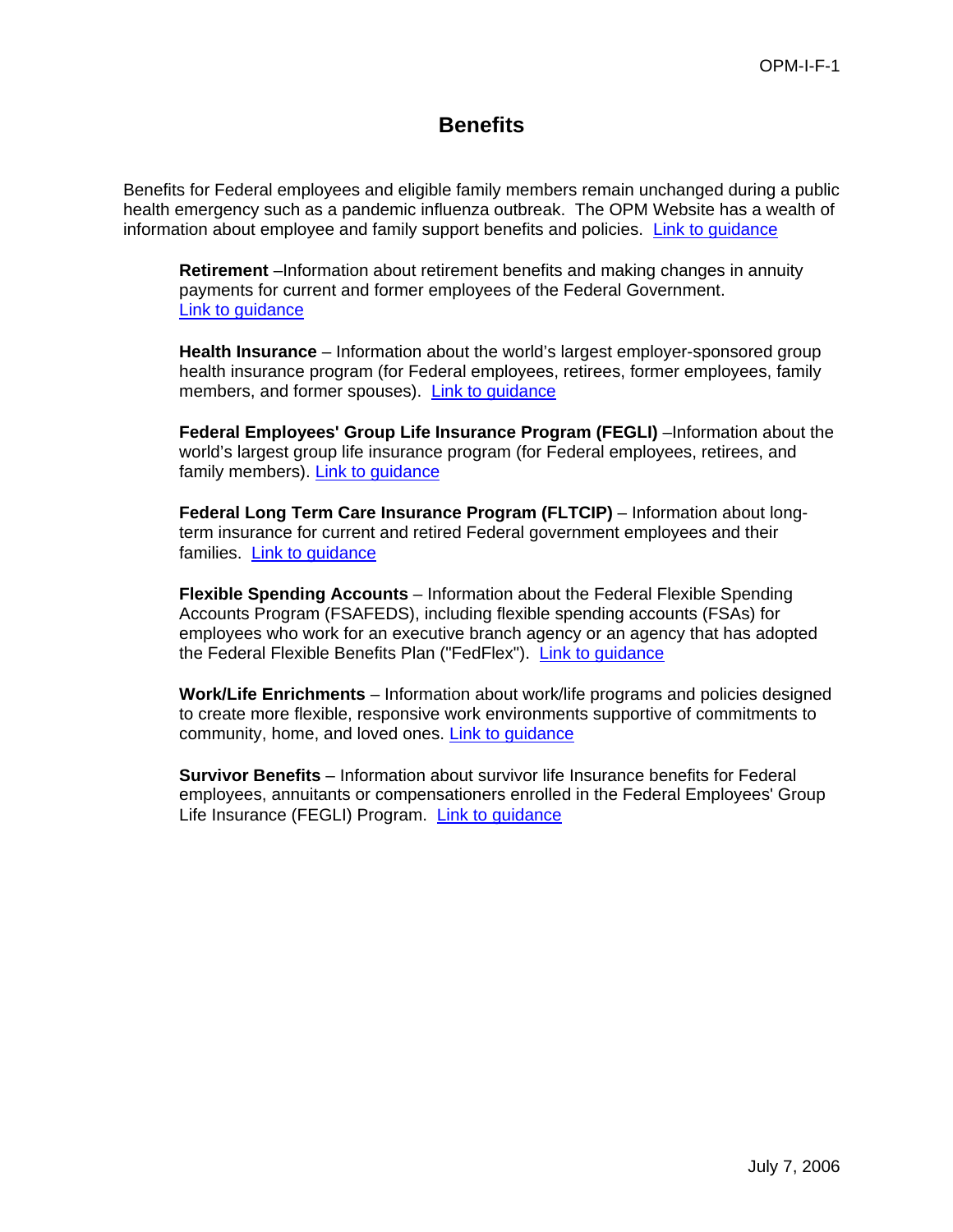# Benefits

Benefits for Federal employees and eligible family members remain unchanged during a public health emergency such as a pandemic influenza outbreak. The OPM Website has a wealth of information about employee and family support benefits and policies. Link to guidance

**Retirement** –Information about retirement benefits and making changes in annuity payments for current and former employees of the Federal Government. Link to guidance

**Health Insurance** – Information about the world's largest employer-sponsored group health insurance program (for Federal employees, retirees, former employees, family members, and former spouses). Link to guidance

**Federal Employees' Group Life Insurance Program (FEGLI)** –Information about the world's largest group life insurance program (for Federal employees, retirees, and family members). Link to guidance

**Federal Long Term Care Insurance Program (FLTCIP)** – Information about long-term insurance for current and retired Federal government employees and their families. Link to guidance

**Flexible Spending Accounts** – Information about the Federal Flexible Spending Accounts Program (FSAFEDS), including flexible spending accounts (FSAs) for employees who work for an executive branch agency or an agency that has adopted the Federal Flexible Benefits Plan ("FedFlex"). Link to guidance

**Work/Life Enrichments** – Information about work/life programs and policies designed to create more flexible, responsive work environments supportive of commitments to community, home, and loved ones. Link to guidance

**Survivor Benefits** – Information about survivor life Insurance benefits for Federal employees, annuitants or compensationers enrolled in the Federal Employees' Group Life Insurance (FEGLI) Program. Link to guidance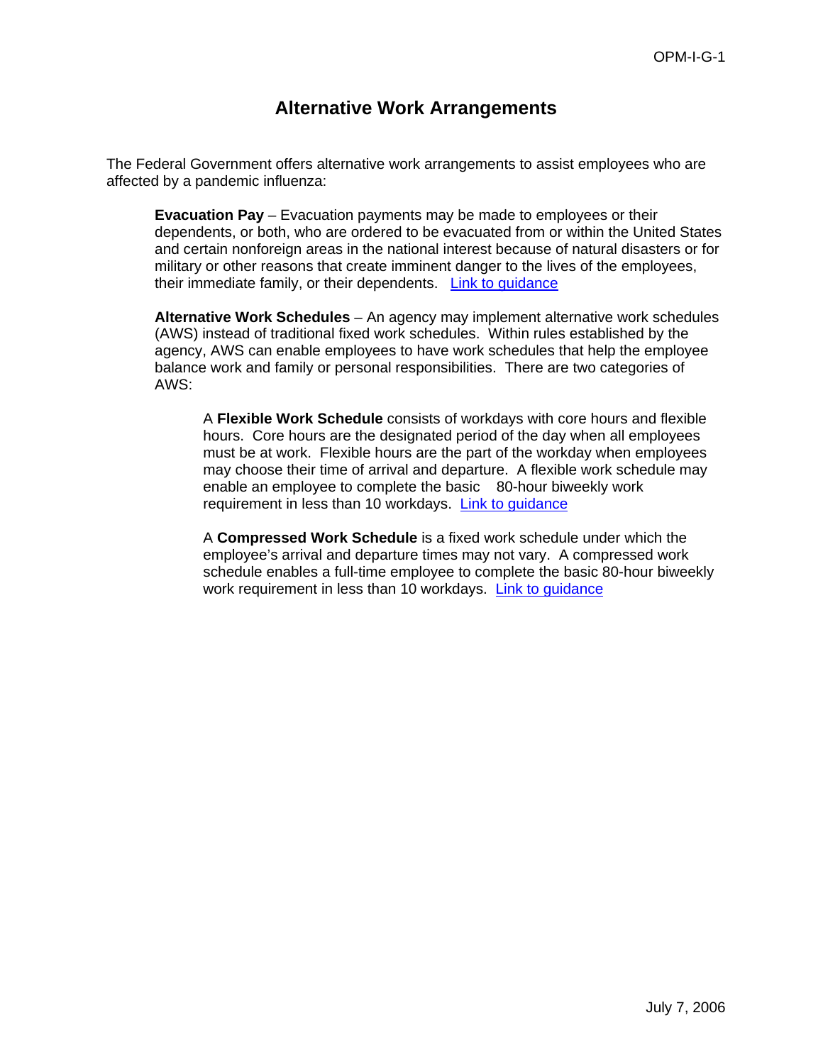# Alternative Work Arrangements

The Federal Government offers alternative work arrangements to assist employees who are affected by a pandemic influenza:

**Evacuation Pay** – Evacuation payments may be made to employees or their dependents, or both, who are ordered to be evacuated from or within the United States and certain nonforeign areas in the national interest because of natural disasters or for military or other reasons that create imminent danger to the lives of the employees, their immediate family, or their dependents. Link to guidance

**Alternative Work Schedules** – An agency may implement alternative work schedules (AWS) instead of traditional fixed work schedules. Within rules established by the agency, AWS can enable employees to have work schedules that help the employee balance work and family or personal responsibilities. There are two categories of AWS:

> A **Flexible Work Schedule** consists of workdays with core hours and flexible hours. Core hours are the designated period of the day when all employees must be at work. Flexible hours are the part of the workday when employees may choose their time of arrival and departure. A flexible work schedule may enable an employee to complete the basic 80-hour biweekly work requirement in less than 10 workdays. Link to guidance
>
> A **Compressed Work Schedule** is a fixed work schedule under which the employee's arrival and departure times may not vary. A compressed work schedule enables a full-time employee to complete the basic 80-hour biweekly work requirement in less than 10 workdays. Link to guidance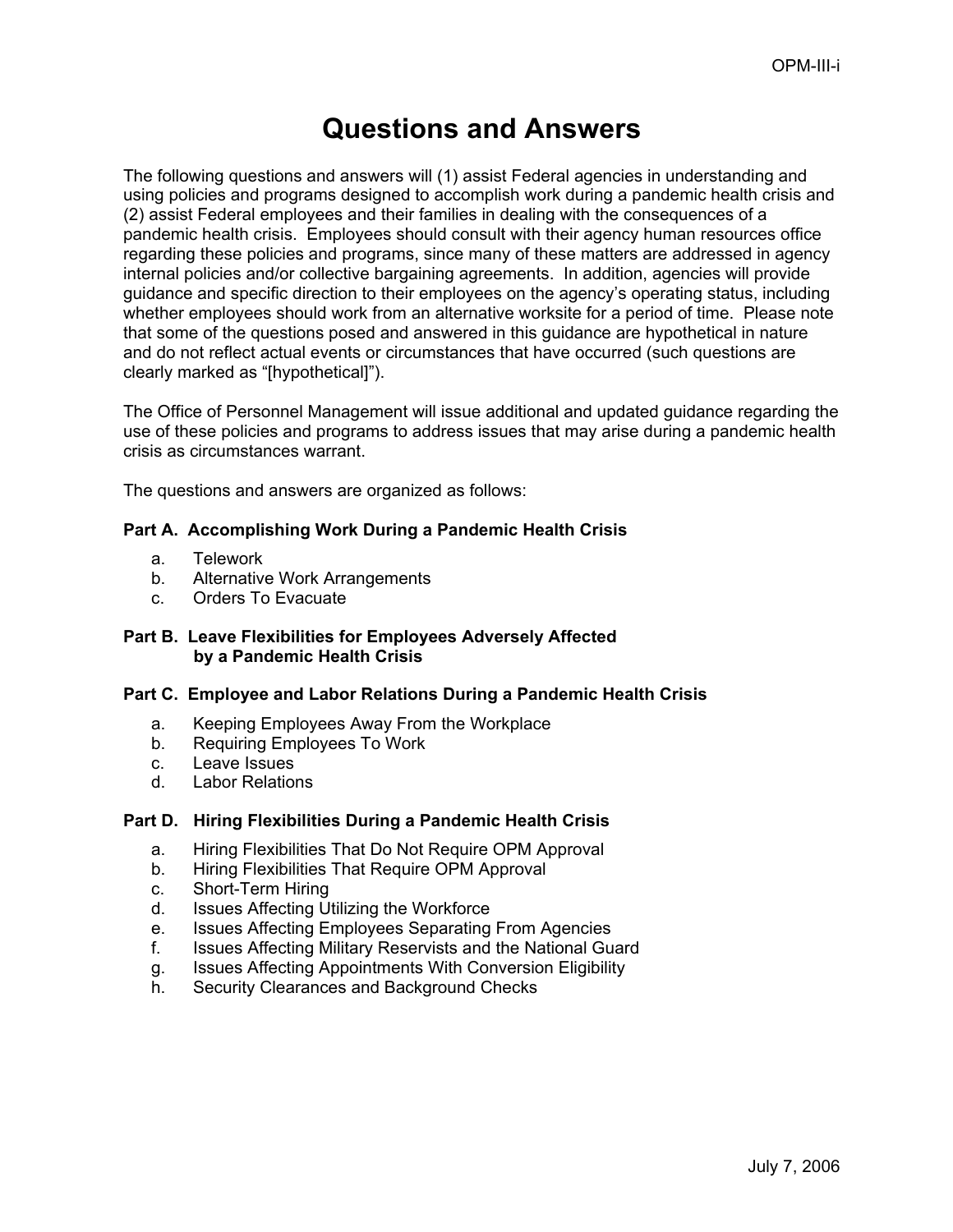# Questions and Answers

The following questions and answers will (1) assist Federal agencies in understanding and using policies and programs designed to accomplish work during a pandemic health crisis and (2) assist Federal employees and their families in dealing with the consequences of a pandemic health crisis. Employees should consult with their agency human resources office regarding these policies and programs, since many of these matters are addressed in agency internal policies and/or collective bargaining agreements. In addition, agencies will provide guidance and specific direction to their employees on the agency's operating status, including whether employees should work from an alternative worksite for a period of time. Please note that some of the questions posed and answered in this guidance are hypothetical in nature and do not reflect actual events or circumstances that have occurred (such questions are clearly marked as "[hypothetical]").

The Office of Personnel Management will issue additional and updated guidance regarding the use of these policies and programs to address issues that may arise during a pandemic health crisis as circumstances warrant.

The questions and answers are organized as follows:

**Part A. Accomplishing Work During a Pandemic Health Crisis**

a. Telework
b. Alternative Work Arrangements
c. Orders To Evacuate

**Part B. Leave Flexibilities for Employees Adversely Affected by a Pandemic Health Crisis**

**Part C. Employee and Labor Relations During a Pandemic Health Crisis**

a. Keeping Employees Away From the Workplace
b. Requiring Employees To Work
c. Leave Issues
d. Labor Relations

**Part D. Hiring Flexibilities During a Pandemic Health Crisis**

a. Hiring Flexibilities That Do Not Require OPM Approval
b. Hiring Flexibilities That Require OPM Approval
c. Short-Term Hiring
d. Issues Affecting Utilizing the Workforce
e. Issues Affecting Employees Separating From Agencies
f. Issues Affecting Military Reservists and the National Guard
g. Issues Affecting Appointments With Conversion Eligibility
h. Security Clearances and Background Checks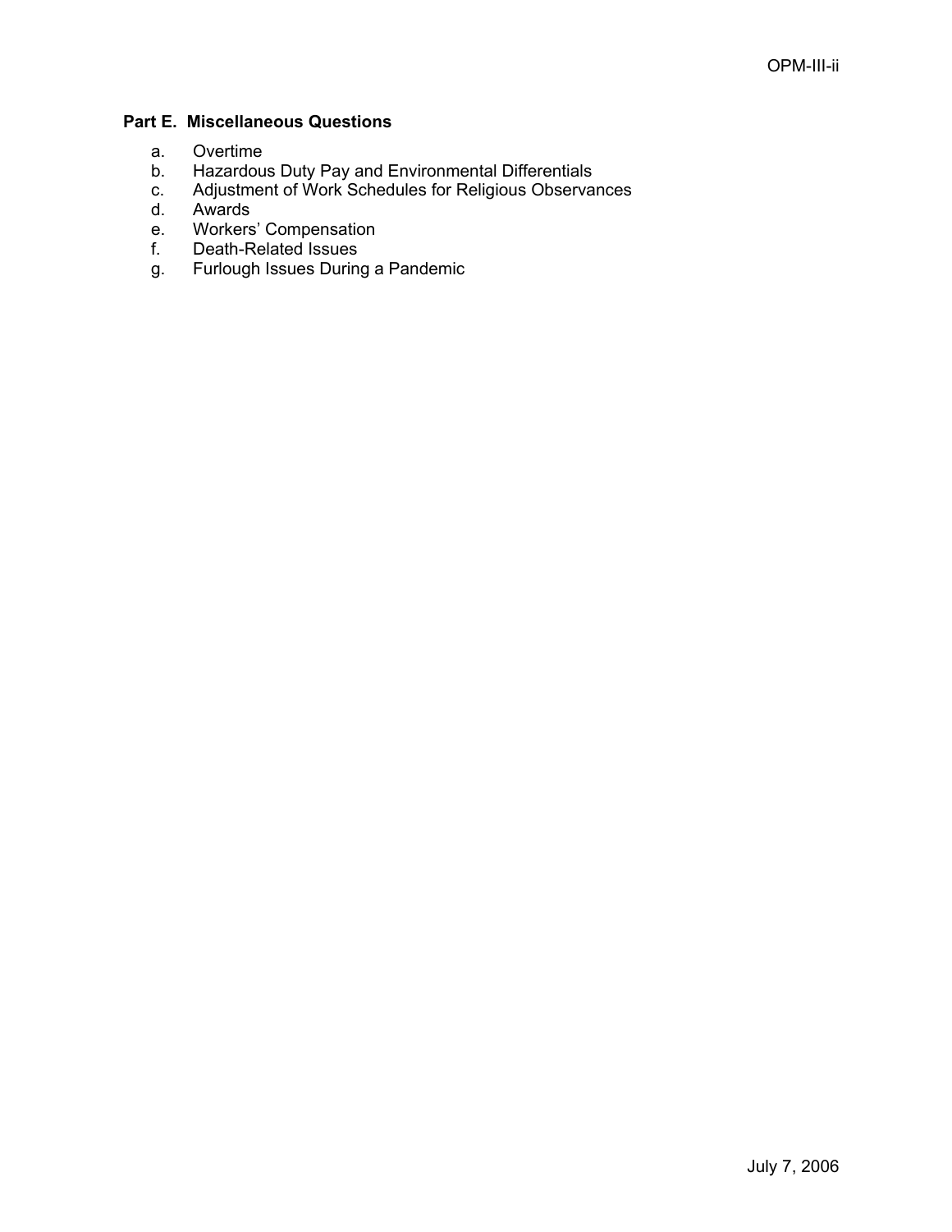**Part E. Miscellaneous Questions**

a. Overtime
b. Hazardous Duty Pay and Environmental Differentials
c. Adjustment of Work Schedules for Religious Observances
d. Awards
e. Workers' Compensation
f. Death-Related Issues
g. Furlough Issues During a Pandemic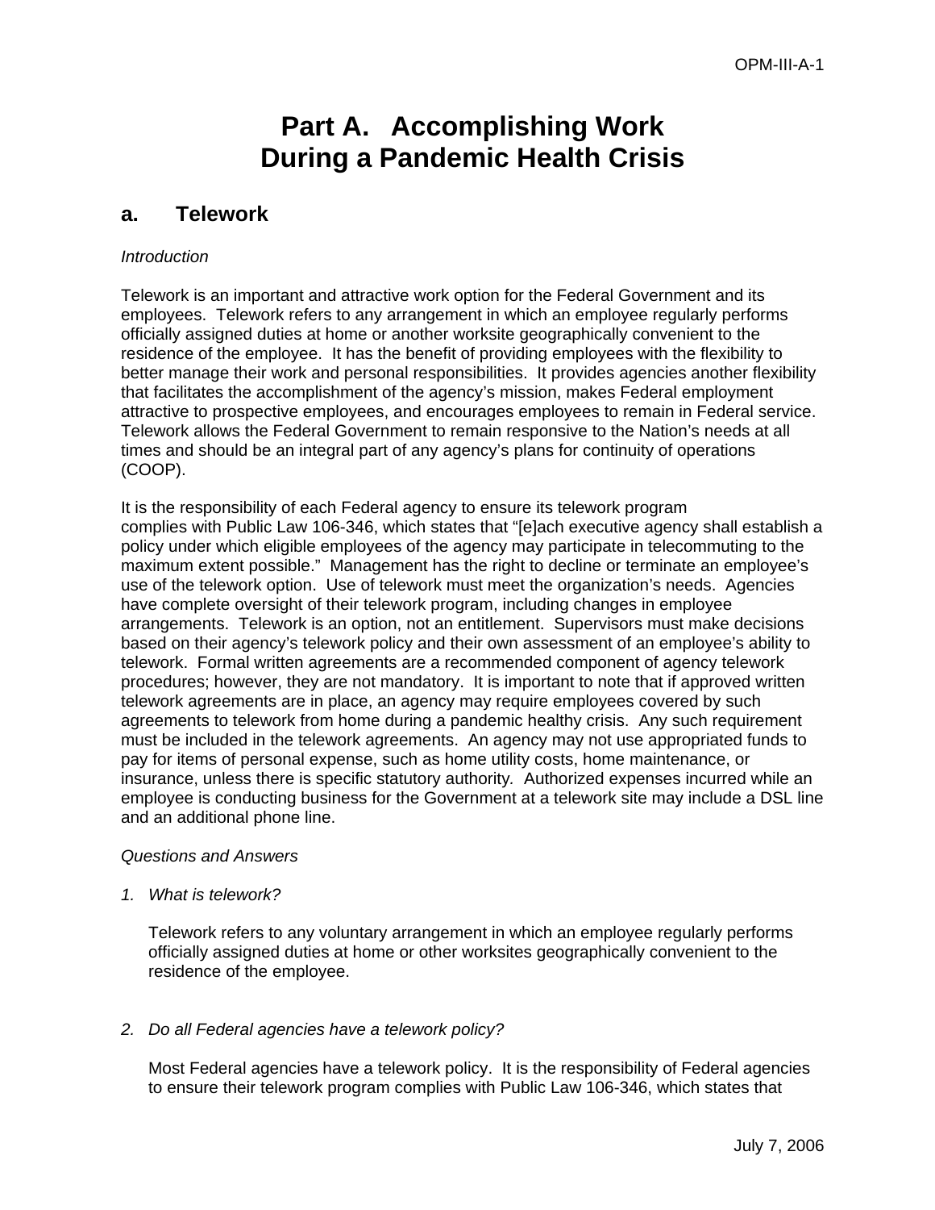# Part A. Accomplishing Work During a Pandemic Health Crisis

## a. Telework

*Introduction*

Telework is an important and attractive work option for the Federal Government and its employees. Telework refers to any arrangement in which an employee regularly performs officially assigned duties at home or another worksite geographically convenient to the residence of the employee. It has the benefit of providing employees with the flexibility to better manage their work and personal responsibilities. It provides agencies another flexibility that facilitates the accomplishment of the agency's mission, makes Federal employment attractive to prospective employees, and encourages employees to remain in Federal service. Telework allows the Federal Government to remain responsive to the Nation's needs at all times and should be an integral part of any agency's plans for continuity of operations (COOP).

It is the responsibility of each Federal agency to ensure its telework program complies with Public Law 106-346, which states that "[e]ach executive agency shall establish a policy under which eligible employees of the agency may participate in telecommuting to the maximum extent possible." Management has the right to decline or terminate an employee's use of the telework option. Use of telework must meet the organization's needs. Agencies have complete oversight of their telework program, including changes in employee arrangements. Telework is an option, not an entitlement. Supervisors must make decisions based on their agency's telework policy and their own assessment of an employee's ability to telework. Formal written agreements are a recommended component of agency telework procedures; however, they are not mandatory. It is important to note that if approved written telework agreements are in place, an agency may require employees covered by such agreements to telework from home during a pandemic healthy crisis. Any such requirement must be included in the telework agreements. An agency may not use appropriated funds to pay for items of personal expense, such as home utility costs, home maintenance, or insurance, unless there is specific statutory authority. Authorized expenses incurred while an employee is conducting business for the Government at a telework site may include a DSL line and an additional phone line.

*Questions and Answers*

1. *What is telework?*

   Telework refers to any voluntary arrangement in which an employee regularly performs officially assigned duties at home or other worksites geographically convenient to the residence of the employee.

2. *Do all Federal agencies have a telework policy?*

   Most Federal agencies have a telework policy. It is the responsibility of Federal agencies to ensure their telework program complies with Public Law 106-346, which states that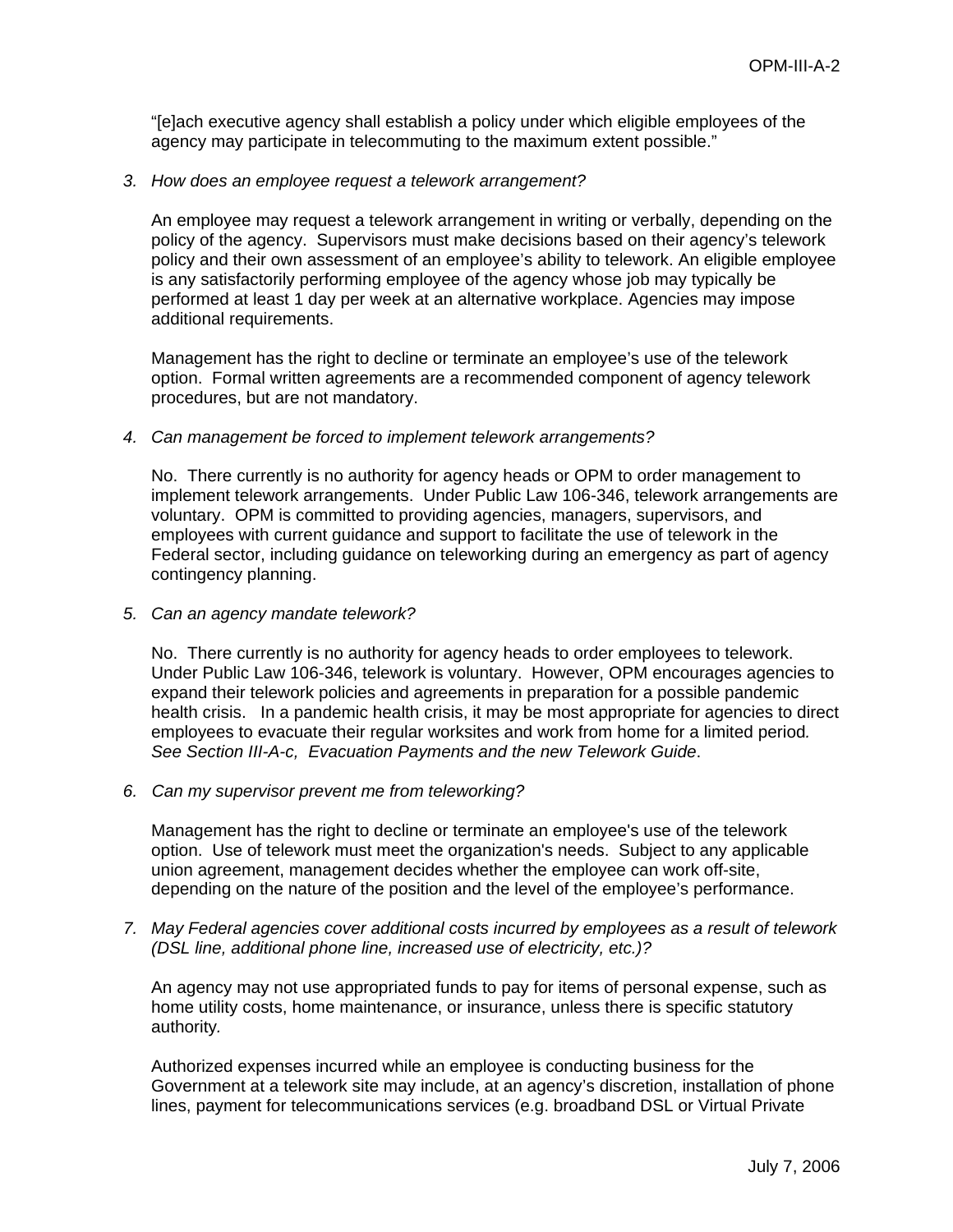"[e]ach executive agency shall establish a policy under which eligible employees of the agency may participate in telecommuting to the maximum extent possible."

3. *How does an employee request a telework arrangement?*

   An employee may request a telework arrangement in writing or verbally, depending on the policy of the agency. Supervisors must make decisions based on their agency's telework policy and their own assessment of an employee's ability to telework. An eligible employee is any satisfactorily performing employee of the agency whose job may typically be performed at least 1 day per week at an alternative workplace. Agencies may impose additional requirements.

   Management has the right to decline or terminate an employee's use of the telework option. Formal written agreements are a recommended component of agency telework procedures, but are not mandatory.

4. *Can management be forced to implement telework arrangements?*

   No. There currently is no authority for agency heads or OPM to order management to implement telework arrangements. Under Public Law 106-346, telework arrangements are voluntary. OPM is committed to providing agencies, managers, supervisors, and employees with current guidance and support to facilitate the use of telework in the Federal sector, including guidance on teleworking during an emergency as part of agency contingency planning.

5. *Can an agency mandate telework?*

   No. There currently is no authority for agency heads to order employees to telework. Under Public Law 106-346, telework is voluntary. However, OPM encourages agencies to expand their telework policies and agreements in preparation for a possible pandemic health crisis. In a pandemic health crisis, it may be most appropriate for agencies to direct employees to evacuate their regular worksites and work from home for a limited period*. See Section III-A-c, Evacuation Payments and the new Telework Guide*.

6. *Can my supervisor prevent me from teleworking?*

   Management has the right to decline or terminate an employee's use of the telework option. Use of telework must meet the organization's needs. Subject to any applicable union agreement, management decides whether the employee can work off-site, depending on the nature of the position and the level of the employee's performance.

7. *May Federal agencies cover additional costs incurred by employees as a result of telework (DSL line, additional phone line, increased use of electricity, etc.)?*

   An agency may not use appropriated funds to pay for items of personal expense, such as home utility costs, home maintenance, or insurance, unless there is specific statutory authority.

   Authorized expenses incurred while an employee is conducting business for the Government at a telework site may include, at an agency's discretion, installation of phone lines, payment for telecommunications services (e.g. broadband DSL or Virtual Private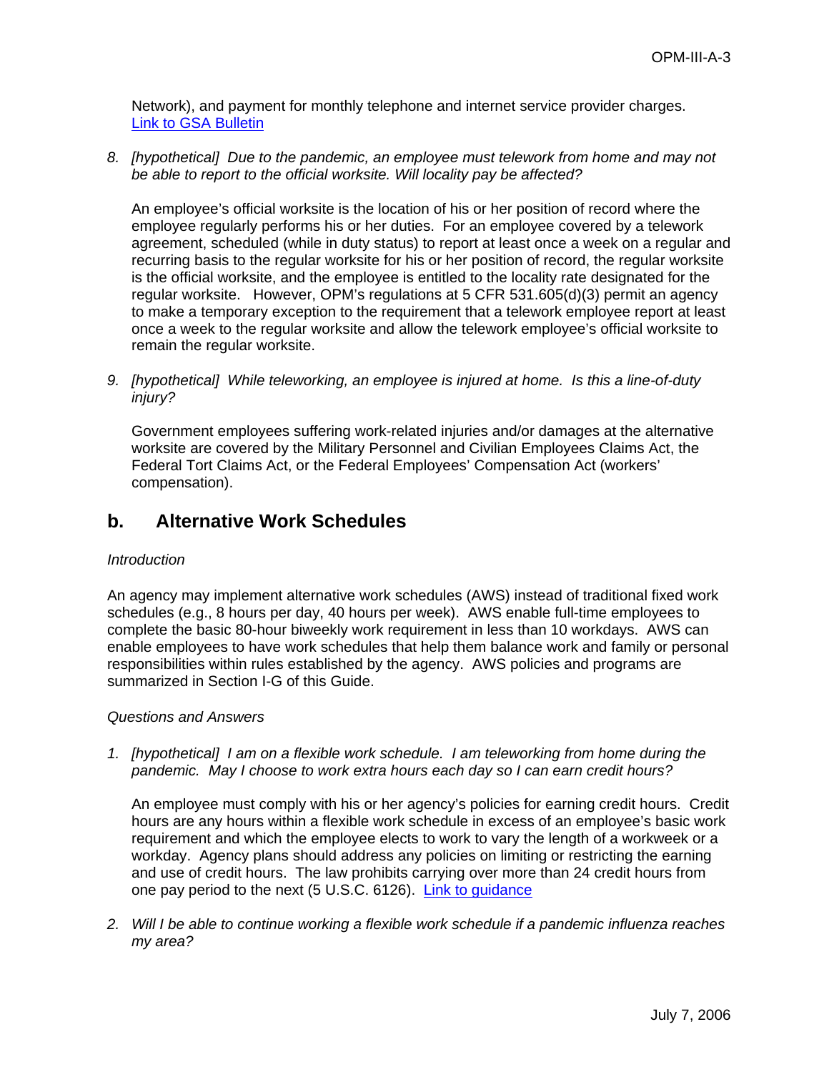Network), and payment for monthly telephone and internet service provider charges. [Link to GSA Bulletin](#)

8. *[hypothetical] Due to the pandemic, an employee must telework from home and may not be able to report to the official worksite. Will locality pay be affected?*

   An employee's official worksite is the location of his or her position of record where the employee regularly performs his or her duties. For an employee covered by a telework agreement, scheduled (while in duty status) to report at least once a week on a regular and recurring basis to the regular worksite for his or her position of record, the regular worksite is the official worksite, and the employee is entitled to the locality rate designated for the regular worksite. However, OPM's regulations at 5 CFR 531.605(d)(3) permit an agency to make a temporary exception to the requirement that a telework employee report at least once a week to the regular worksite and allow the telework employee's official worksite to remain the regular worksite.

9. *[hypothetical] While teleworking, an employee is injured at home. Is this a line-of-duty injury?*

   Government employees suffering work-related injuries and/or damages at the alternative worksite are covered by the Military Personnel and Civilian Employees Claims Act, the Federal Tort Claims Act, or the Federal Employees' Compensation Act (workers' compensation).

## b. Alternative Work Schedules

*Introduction*

An agency may implement alternative work schedules (AWS) instead of traditional fixed work schedules (e.g., 8 hours per day, 40 hours per week). AWS enable full-time employees to complete the basic 80-hour biweekly work requirement in less than 10 workdays. AWS can enable employees to have work schedules that help them balance work and family or personal responsibilities within rules established by the agency. AWS policies and programs are summarized in Section I-G of this Guide.

*Questions and Answers*

1. *[hypothetical] I am on a flexible work schedule. I am teleworking from home during the pandemic. May I choose to work extra hours each day so I can earn credit hours?*

   An employee must comply with his or her agency's policies for earning credit hours. Credit hours are any hours within a flexible work schedule in excess of an employee's basic work requirement and which the employee elects to work to vary the length of a workweek or a workday. Agency plans should address any policies on limiting or restricting the earning and use of credit hours. The law prohibits carrying over more than 24 credit hours from one pay period to the next (5 U.S.C. 6126). [Link to guidance](#)

2. *Will I be able to continue working a flexible work schedule if a pandemic influenza reaches my area?*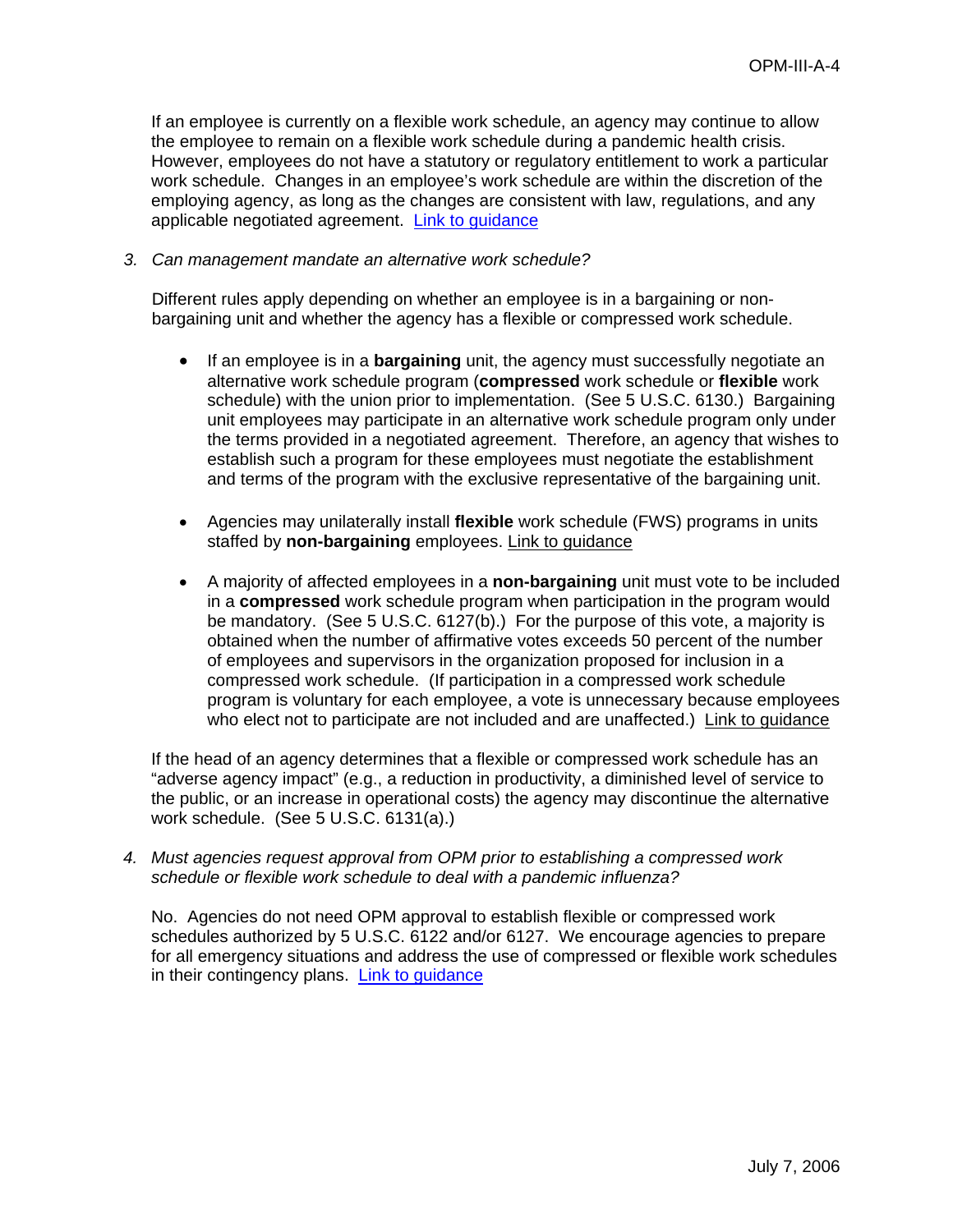If an employee is currently on a flexible work schedule, an agency may continue to allow the employee to remain on a flexible work schedule during a pandemic health crisis. However, employees do not have a statutory or regulatory entitlement to work a particular work schedule. Changes in an employee's work schedule are within the discretion of the employing agency, as long as the changes are consistent with law, regulations, and any applicable negotiated agreement. Link to guidance

3. *Can management mandate an alternative work schedule?*

   Different rules apply depending on whether an employee is in a bargaining or non-bargaining unit and whether the agency has a flexible or compressed work schedule.

   - If an employee is in a **bargaining** unit, the agency must successfully negotiate an alternative work schedule program (**compressed** work schedule or **flexible** work schedule) with the union prior to implementation. (See 5 U.S.C. 6130.) Bargaining unit employees may participate in an alternative work schedule program only under the terms provided in a negotiated agreement. Therefore, an agency that wishes to establish such a program for these employees must negotiate the establishment and terms of the program with the exclusive representative of the bargaining unit.

   - Agencies may unilaterally install **flexible** work schedule (FWS) programs in units staffed by **non-bargaining** employees. Link to guidance

   - A majority of affected employees in a **non-bargaining** unit must vote to be included in a **compressed** work schedule program when participation in the program would be mandatory. (See 5 U.S.C. 6127(b).) For the purpose of this vote, a majority is obtained when the number of affirmative votes exceeds 50 percent of the number of employees and supervisors in the organization proposed for inclusion in a compressed work schedule. (If participation in a compressed work schedule program is voluntary for each employee, a vote is unnecessary because employees who elect not to participate are not included and are unaffected.) Link to guidance

   If the head of an agency determines that a flexible or compressed work schedule has an "adverse agency impact" (e.g., a reduction in productivity, a diminished level of service to the public, or an increase in operational costs) the agency may discontinue the alternative work schedule. (See 5 U.S.C. 6131(a).)

4. *Must agencies request approval from OPM prior to establishing a compressed work schedule or flexible work schedule to deal with a pandemic influenza?*

   No. Agencies do not need OPM approval to establish flexible or compressed work schedules authorized by 5 U.S.C. 6122 and/or 6127. We encourage agencies to prepare for all emergency situations and address the use of compressed or flexible work schedules in their contingency plans. Link to guidance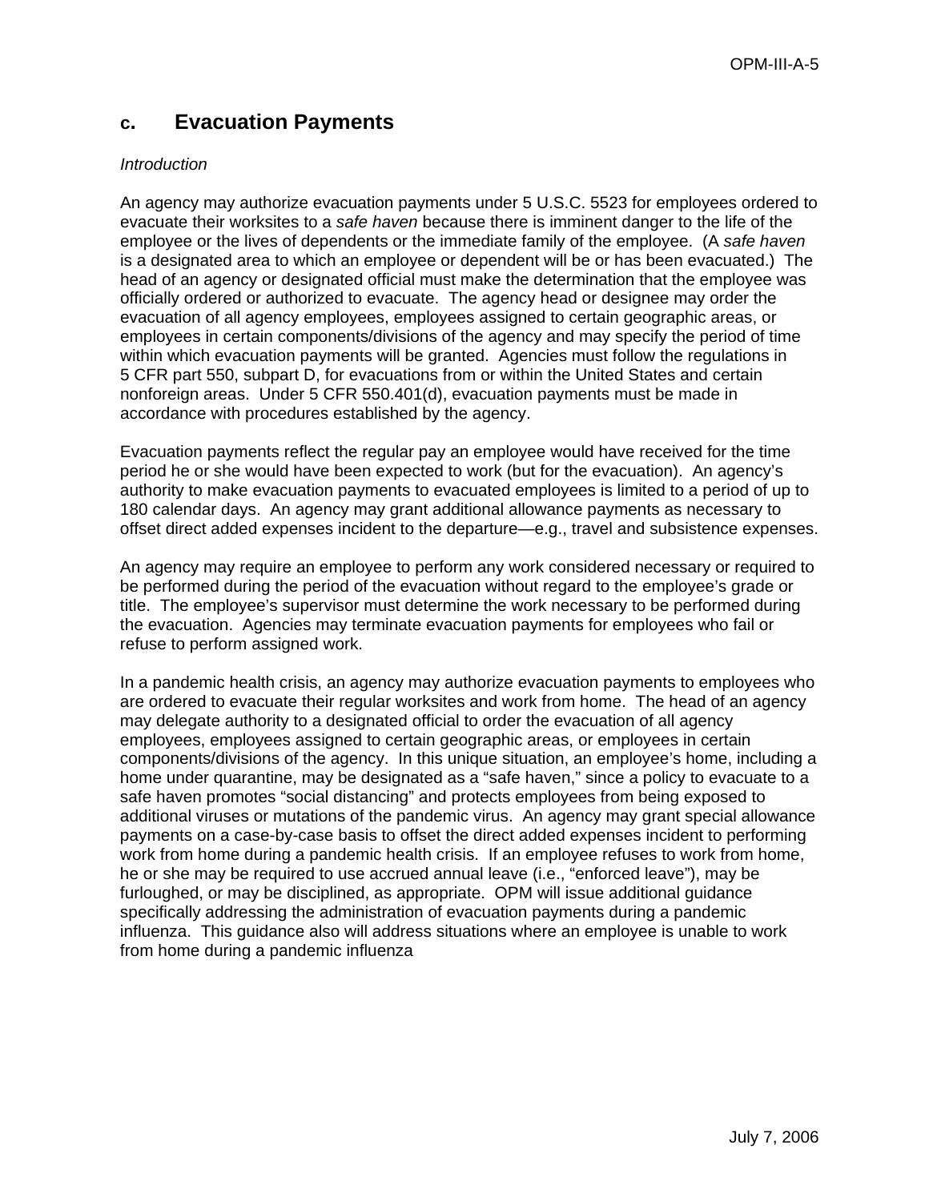## c. Evacuation Payments

*Introduction*

An agency may authorize evacuation payments under 5 U.S.C. 5523 for employees ordered to evacuate their worksites to a *safe haven* because there is imminent danger to the life of the employee or the lives of dependents or the immediate family of the employee. (A *safe haven* is a designated area to which an employee or dependent will be or has been evacuated.) The head of an agency or designated official must make the determination that the employee was officially ordered or authorized to evacuate. The agency head or designee may order the evacuation of all agency employees, employees assigned to certain geographic areas, or employees in certain components/divisions of the agency and may specify the period of time within which evacuation payments will be granted. Agencies must follow the regulations in 5 CFR part 550, subpart D, for evacuations from or within the United States and certain nonforeign areas. Under 5 CFR 550.401(d), evacuation payments must be made in accordance with procedures established by the agency.

Evacuation payments reflect the regular pay an employee would have received for the time period he or she would have been expected to work (but for the evacuation). An agency's authority to make evacuation payments to evacuated employees is limited to a period of up to 180 calendar days. An agency may grant additional allowance payments as necessary to offset direct added expenses incident to the departure—e.g., travel and subsistence expenses.

An agency may require an employee to perform any work considered necessary or required to be performed during the period of the evacuation without regard to the employee's grade or title. The employee's supervisor must determine the work necessary to be performed during the evacuation. Agencies may terminate evacuation payments for employees who fail or refuse to perform assigned work.

In a pandemic health crisis, an agency may authorize evacuation payments to employees who are ordered to evacuate their regular worksites and work from home. The head of an agency may delegate authority to a designated official to order the evacuation of all agency employees, employees assigned to certain geographic areas, or employees in certain components/divisions of the agency. In this unique situation, an employee's home, including a home under quarantine, may be designated as a "safe haven," since a policy to evacuate to a safe haven promotes "social distancing" and protects employees from being exposed to additional viruses or mutations of the pandemic virus. An agency may grant special allowance payments on a case-by-case basis to offset the direct added expenses incident to performing work from home during a pandemic health crisis. If an employee refuses to work from home, he or she may be required to use accrued annual leave (i.e., "enforced leave"), may be furloughed, or may be disciplined, as appropriate. OPM will issue additional guidance specifically addressing the administration of evacuation payments during a pandemic influenza. This guidance also will address situations where an employee is unable to work from home during a pandemic influenza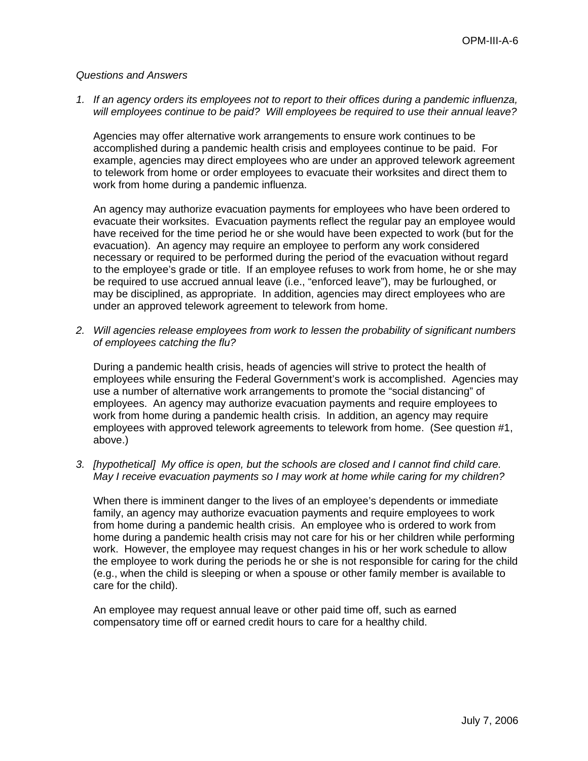*Questions and Answers*

1. *If an agency orders its employees not to report to their offices during a pandemic influenza, will employees continue to be paid? Will employees be required to use their annual leave?*

   Agencies may offer alternative work arrangements to ensure work continues to be accomplished during a pandemic health crisis and employees continue to be paid. For example, agencies may direct employees who are under an approved telework agreement to telework from home or order employees to evacuate their worksites and direct them to work from home during a pandemic influenza.

   An agency may authorize evacuation payments for employees who have been ordered to evacuate their worksites. Evacuation payments reflect the regular pay an employee would have received for the time period he or she would have been expected to work (but for the evacuation). An agency may require an employee to perform any work considered necessary or required to be performed during the period of the evacuation without regard to the employee's grade or title. If an employee refuses to work from home, he or she may be required to use accrued annual leave (i.e., "enforced leave"), may be furloughed, or may be disciplined, as appropriate. In addition, agencies may direct employees who are under an approved telework agreement to telework from home.

2. *Will agencies release employees from work to lessen the probability of significant numbers of employees catching the flu?*

   During a pandemic health crisis, heads of agencies will strive to protect the health of employees while ensuring the Federal Government's work is accomplished. Agencies may use a number of alternative work arrangements to promote the "social distancing" of employees. An agency may authorize evacuation payments and require employees to work from home during a pandemic health crisis. In addition, an agency may require employees with approved telework agreements to telework from home. (See question #1, above.)

3. *[hypothetical] My office is open, but the schools are closed and I cannot find child care. May I receive evacuation payments so I may work at home while caring for my children?*

   When there is imminent danger to the lives of an employee's dependents or immediate family, an agency may authorize evacuation payments and require employees to work from home during a pandemic health crisis. An employee who is ordered to work from home during a pandemic health crisis may not care for his or her children while performing work. However, the employee may request changes in his or her work schedule to allow the employee to work during the periods he or she is not responsible for caring for the child (e.g., when the child is sleeping or when a spouse or other family member is available to care for the child).

   An employee may request annual leave or other paid time off, such as earned compensatory time off or earned credit hours to care for a healthy child.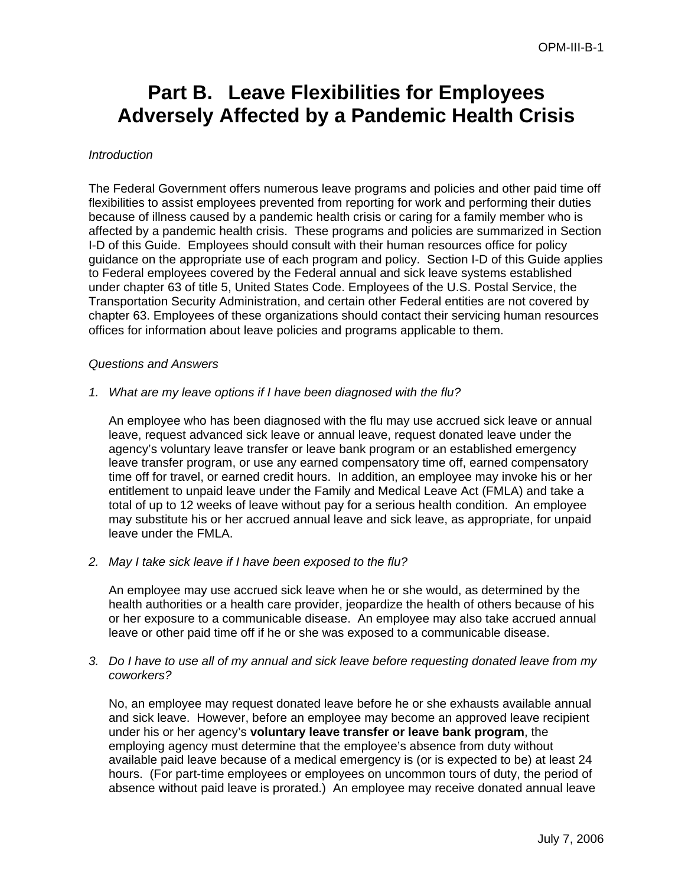# Part B. Leave Flexibilities for Employees Adversely Affected by a Pandemic Health Crisis

*Introduction*

The Federal Government offers numerous leave programs and policies and other paid time off flexibilities to assist employees prevented from reporting for work and performing their duties because of illness caused by a pandemic health crisis or caring for a family member who is affected by a pandemic health crisis. These programs and policies are summarized in Section I-D of this Guide. Employees should consult with their human resources office for policy guidance on the appropriate use of each program and policy. Section I-D of this Guide applies to Federal employees covered by the Federal annual and sick leave systems established under chapter 63 of title 5, United States Code. Employees of the U.S. Postal Service, the Transportation Security Administration, and certain other Federal entities are not covered by chapter 63. Employees of these organizations should contact their servicing human resources offices for information about leave policies and programs applicable to them.

*Questions and Answers*

1. *What are my leave options if I have been diagnosed with the flu?*

   An employee who has been diagnosed with the flu may use accrued sick leave or annual leave, request advanced sick leave or annual leave, request donated leave under the agency's voluntary leave transfer or leave bank program or an established emergency leave transfer program, or use any earned compensatory time off, earned compensatory time off for travel, or earned credit hours. In addition, an employee may invoke his or her entitlement to unpaid leave under the Family and Medical Leave Act (FMLA) and take a total of up to 12 weeks of leave without pay for a serious health condition. An employee may substitute his or her accrued annual leave and sick leave, as appropriate, for unpaid leave under the FMLA.

2. *May I take sick leave if I have been exposed to the flu?*

   An employee may use accrued sick leave when he or she would, as determined by the health authorities or a health care provider, jeopardize the health of others because of his or her exposure to a communicable disease. An employee may also take accrued annual leave or other paid time off if he or she was exposed to a communicable disease.

3. *Do I have to use all of my annual and sick leave before requesting donated leave from my coworkers?*

   No, an employee may request donated leave before he or she exhausts available annual and sick leave. However, before an employee may become an approved leave recipient under his or her agency's **voluntary leave transfer or leave bank program**, the employing agency must determine that the employee's absence from duty without available paid leave because of a medical emergency is (or is expected to be) at least 24 hours. (For part-time employees or employees on uncommon tours of duty, the period of absence without paid leave is prorated.) An employee may receive donated annual leave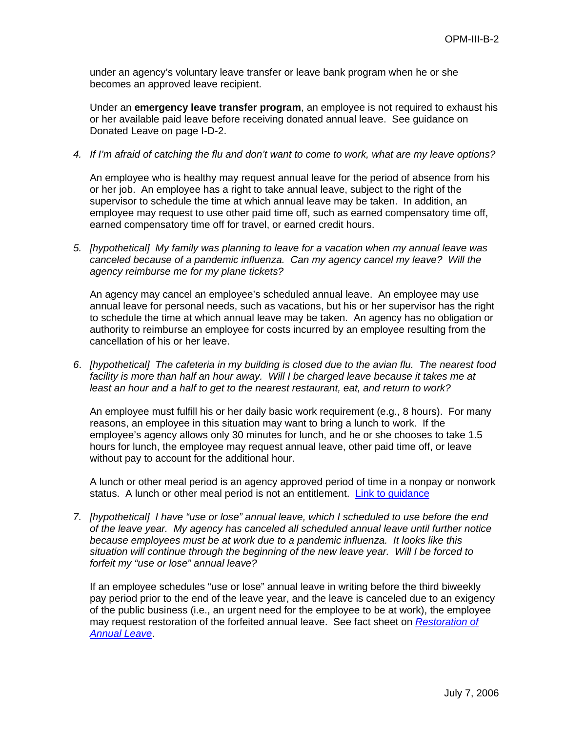under an agency's voluntary leave transfer or leave bank program when he or she becomes an approved leave recipient.

Under an **emergency leave transfer program**, an employee is not required to exhaust his or her available paid leave before receiving donated annual leave. See guidance on Donated Leave on page I-D-2.

4. *If I'm afraid of catching the flu and don't want to come to work, what are my leave options?*

   An employee who is healthy may request annual leave for the period of absence from his or her job. An employee has a right to take annual leave, subject to the right of the supervisor to schedule the time at which annual leave may be taken. In addition, an employee may request to use other paid time off, such as earned compensatory time off, earned compensatory time off for travel, or earned credit hours.

5. *[hypothetical] My family was planning to leave for a vacation when my annual leave was canceled because of a pandemic influenza. Can my agency cancel my leave? Will the agency reimburse me for my plane tickets?*

   An agency may cancel an employee's scheduled annual leave. An employee may use annual leave for personal needs, such as vacations, but his or her supervisor has the right to schedule the time at which annual leave may be taken. An agency has no obligation or authority to reimburse an employee for costs incurred by an employee resulting from the cancellation of his or her leave.

6. *[hypothetical] The cafeteria in my building is closed due to the avian flu. The nearest food facility is more than half an hour away. Will I be charged leave because it takes me at least an hour and a half to get to the nearest restaurant, eat, and return to work?*

   An employee must fulfill his or her daily basic work requirement (e.g., 8 hours). For many reasons, an employee in this situation may want to bring a lunch to work. If the employee's agency allows only 30 minutes for lunch, and he or she chooses to take 1.5 hours for lunch, the employee may request annual leave, other paid time off, or leave without pay to account for the additional hour.

   A lunch or other meal period is an agency approved period of time in a nonpay or nonwork status. A lunch or other meal period is not an entitlement. Link to guidance

7. *[hypothetical] I have "use or lose" annual leave, which I scheduled to use before the end of the leave year. My agency has canceled all scheduled annual leave until further notice because employees must be at work due to a pandemic influenza. It looks like this situation will continue through the beginning of the new leave year. Will I be forced to forfeit my "use or lose" annual leave?*

   If an employee schedules "use or lose" annual leave in writing before the third biweekly pay period prior to the end of the leave year, and the leave is canceled due to an exigency of the public business (i.e., an urgent need for the employee to be at work), the employee may request restoration of the forfeited annual leave. See fact sheet on *Restoration of Annual Leave*.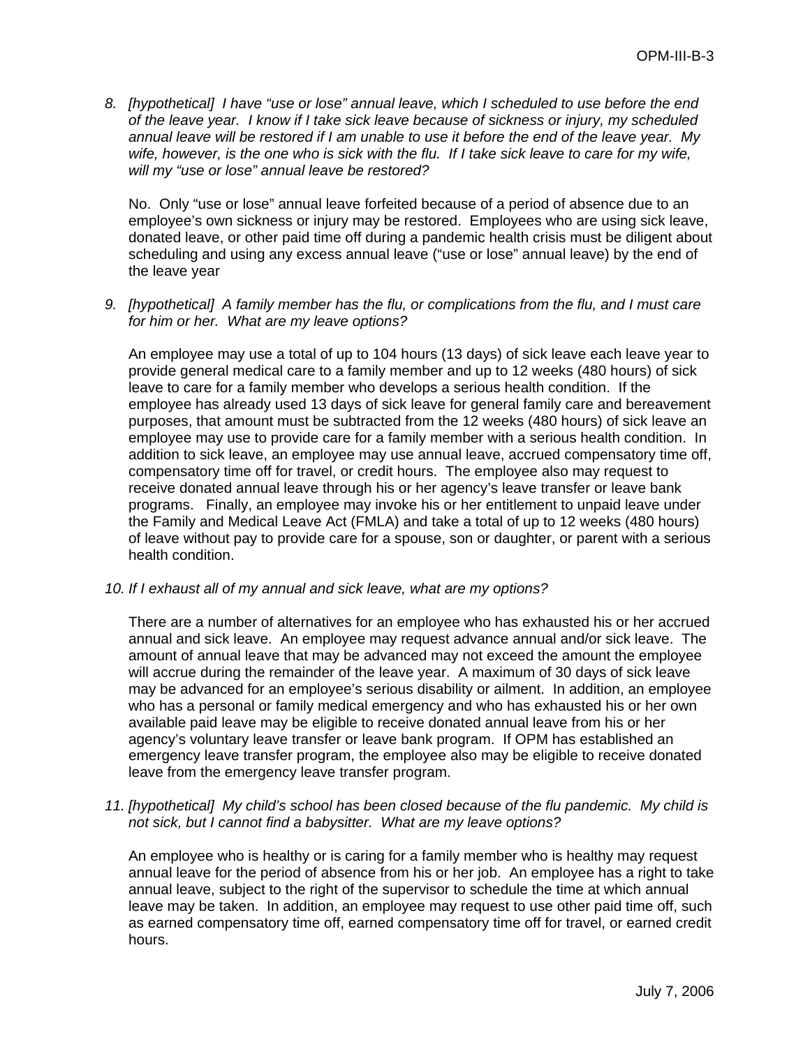8. *[hypothetical] I have "use or lose" annual leave, which I scheduled to use before the end of the leave year. I know if I take sick leave because of sickness or injury, my scheduled annual leave will be restored if I am unable to use it before the end of the leave year. My wife, however, is the one who is sick with the flu. If I take sick leave to care for my wife, will my "use or lose" annual leave be restored?*

   No. Only "use or lose" annual leave forfeited because of a period of absence due to an employee's own sickness or injury may be restored. Employees who are using sick leave, donated leave, or other paid time off during a pandemic health crisis must be diligent about scheduling and using any excess annual leave ("use or lose" annual leave) by the end of the leave year

9. *[hypothetical] A family member has the flu, or complications from the flu, and I must care for him or her. What are my leave options?*

   An employee may use a total of up to 104 hours (13 days) of sick leave each leave year to provide general medical care to a family member and up to 12 weeks (480 hours) of sick leave to care for a family member who develops a serious health condition. If the employee has already used 13 days of sick leave for general family care and bereavement purposes, that amount must be subtracted from the 12 weeks (480 hours) of sick leave an employee may use to provide care for a family member with a serious health condition. In addition to sick leave, an employee may use annual leave, accrued compensatory time off, compensatory time off for travel, or credit hours. The employee also may request to receive donated annual leave through his or her agency's leave transfer or leave bank programs. Finally, an employee may invoke his or her entitlement to unpaid leave under the Family and Medical Leave Act (FMLA) and take a total of up to 12 weeks (480 hours) of leave without pay to provide care for a spouse, son or daughter, or parent with a serious health condition.

10. *If I exhaust all of my annual and sick leave, what are my options?*

    There are a number of alternatives for an employee who has exhausted his or her accrued annual and sick leave. An employee may request advance annual and/or sick leave. The amount of annual leave that may be advanced may not exceed the amount the employee will accrue during the remainder of the leave year. A maximum of 30 days of sick leave may be advanced for an employee's serious disability or ailment. In addition, an employee who has a personal or family medical emergency and who has exhausted his or her own available paid leave may be eligible to receive donated annual leave from his or her agency's voluntary leave transfer or leave bank program. If OPM has established an emergency leave transfer program, the employee also may be eligible to receive donated leave from the emergency leave transfer program.

11. *[hypothetical] My child's school has been closed because of the flu pandemic. My child is not sick, but I cannot find a babysitter. What are my leave options?*

    An employee who is healthy or is caring for a family member who is healthy may request annual leave for the period of absence from his or her job. An employee has a right to take annual leave, subject to the right of the supervisor to schedule the time at which annual leave may be taken. In addition, an employee may request to use other paid time off, such as earned compensatory time off, earned compensatory time off for travel, or earned credit hours.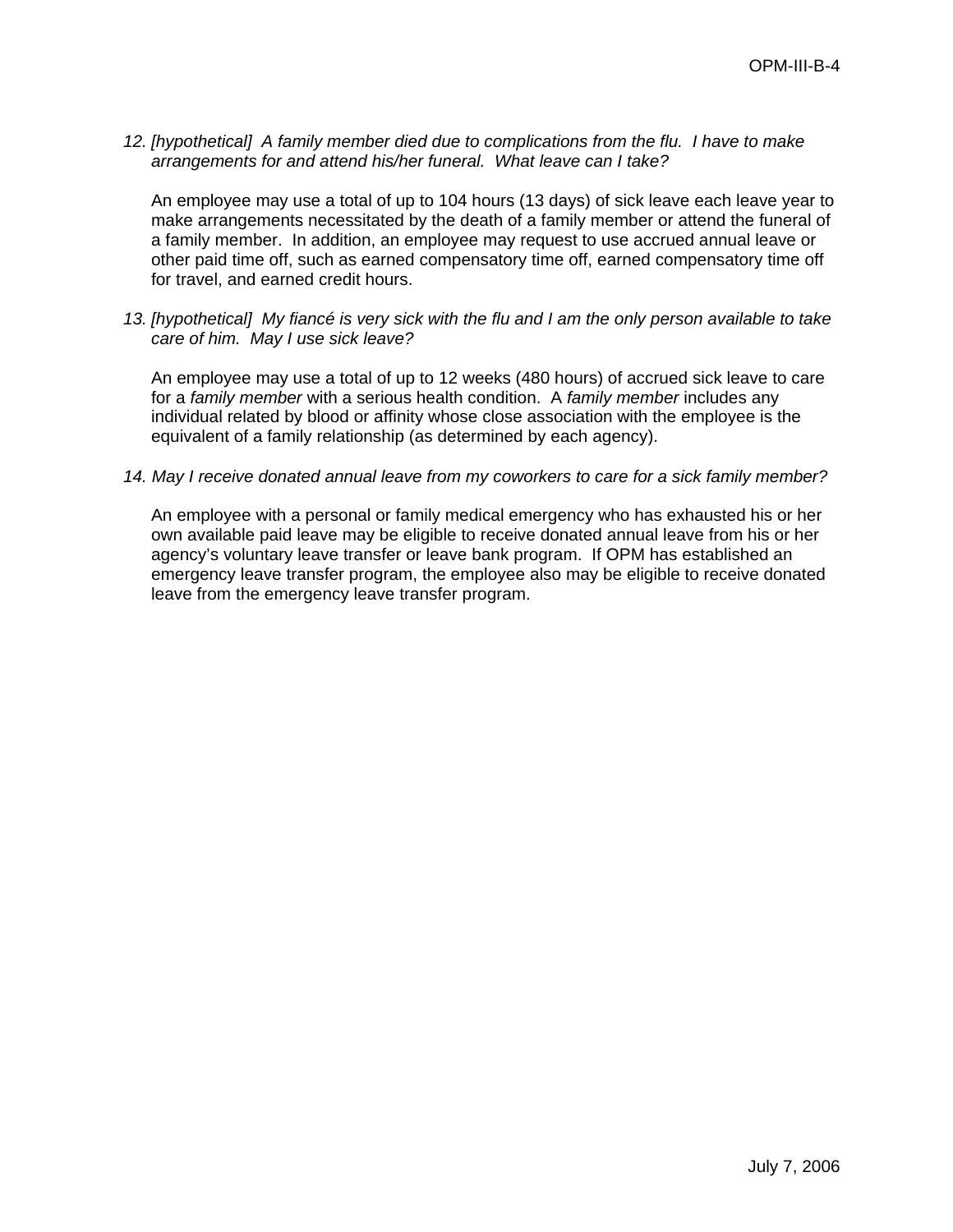12. *[hypothetical] A family member died due to complications from the flu. I have to make arrangements for and attend his/her funeral. What leave can I take?*

    An employee may use a total of up to 104 hours (13 days) of sick leave each leave year to make arrangements necessitated by the death of a family member or attend the funeral of a family member. In addition, an employee may request to use accrued annual leave or other paid time off, such as earned compensatory time off, earned compensatory time off for travel, and earned credit hours.

13. *[hypothetical] My fiancé is very sick with the flu and I am the only person available to take care of him. May I use sick leave?*

    An employee may use a total of up to 12 weeks (480 hours) of accrued sick leave to care for a *family member* with a serious health condition. A *family member* includes any individual related by blood or affinity whose close association with the employee is the equivalent of a family relationship (as determined by each agency).

14. *May I receive donated annual leave from my coworkers to care for a sick family member?*

    An employee with a personal or family medical emergency who has exhausted his or her own available paid leave may be eligible to receive donated annual leave from his or her agency's voluntary leave transfer or leave bank program. If OPM has established an emergency leave transfer program, the employee also may be eligible to receive donated leave from the emergency leave transfer program.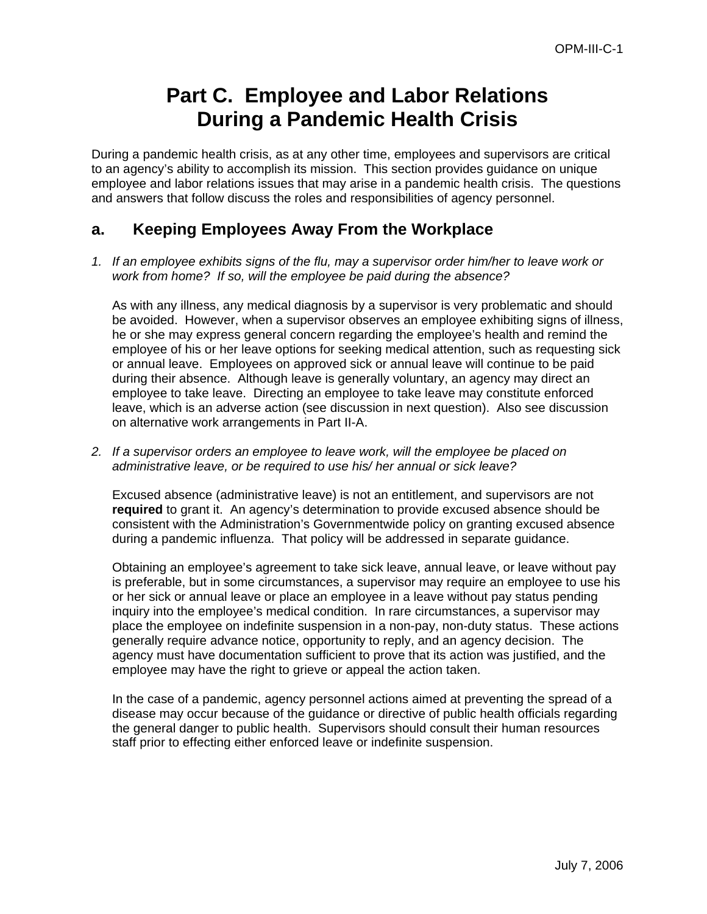# Part C. Employee and Labor Relations During a Pandemic Health Crisis

During a pandemic health crisis, as at any other time, employees and supervisors are critical to an agency's ability to accomplish its mission. This section provides guidance on unique employee and labor relations issues that may arise in a pandemic health crisis. The questions and answers that follow discuss the roles and responsibilities of agency personnel.

## a. Keeping Employees Away From the Workplace

1. *If an employee exhibits signs of the flu, may a supervisor order him/her to leave work or work from home? If so, will the employee be paid during the absence?*

   As with any illness, any medical diagnosis by a supervisor is very problematic and should be avoided. However, when a supervisor observes an employee exhibiting signs of illness, he or she may express general concern regarding the employee's health and remind the employee of his or her leave options for seeking medical attention, such as requesting sick or annual leave. Employees on approved sick or annual leave will continue to be paid during their absence. Although leave is generally voluntary, an agency may direct an employee to take leave. Directing an employee to take leave may constitute enforced leave, which is an adverse action (see discussion in next question). Also see discussion on alternative work arrangements in Part II-A.

2. *If a supervisor orders an employee to leave work, will the employee be placed on administrative leave, or be required to use his/ her annual or sick leave?*

   Excused absence (administrative leave) is not an entitlement, and supervisors are not **required** to grant it. An agency's determination to provide excused absence should be consistent with the Administration's Governmentwide policy on granting excused absence during a pandemic influenza. That policy will be addressed in separate guidance.

   Obtaining an employee's agreement to take sick leave, annual leave, or leave without pay is preferable, but in some circumstances, a supervisor may require an employee to use his or her sick or annual leave or place an employee in a leave without pay status pending inquiry into the employee's medical condition. In rare circumstances, a supervisor may place the employee on indefinite suspension in a non-pay, non-duty status. These actions generally require advance notice, opportunity to reply, and an agency decision. The agency must have documentation sufficient to prove that its action was justified, and the employee may have the right to grieve or appeal the action taken.

   In the case of a pandemic, agency personnel actions aimed at preventing the spread of a disease may occur because of the guidance or directive of public health officials regarding the general danger to public health. Supervisors should consult their human resources staff prior to effecting either enforced leave or indefinite suspension.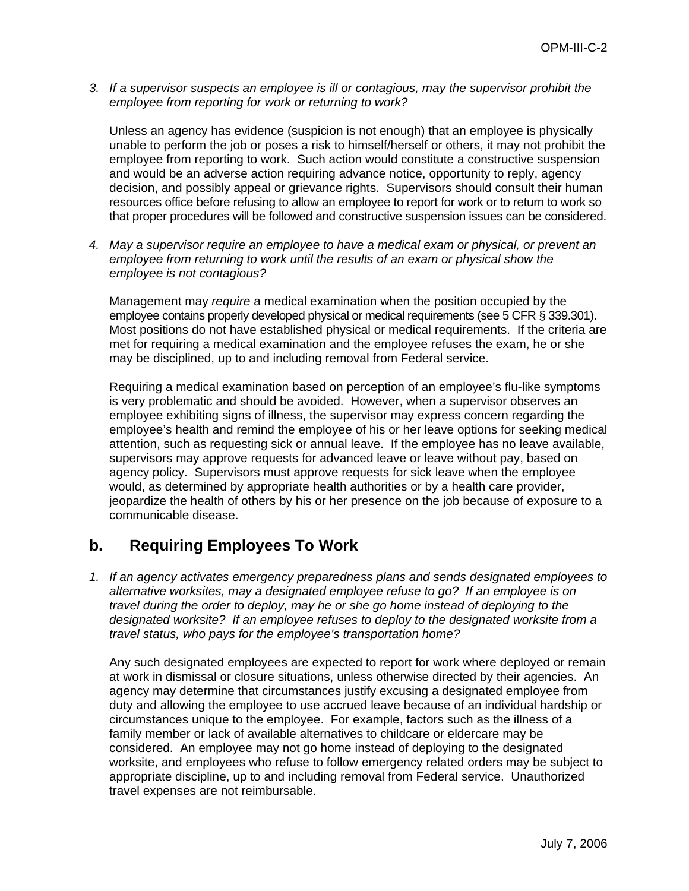3. *If a supervisor suspects an employee is ill or contagious, may the supervisor prohibit the employee from reporting for work or returning to work?*

   Unless an agency has evidence (suspicion is not enough) that an employee is physically unable to perform the job or poses a risk to himself/herself or others, it may not prohibit the employee from reporting to work. Such action would constitute a constructive suspension and would be an adverse action requiring advance notice, opportunity to reply, agency decision, and possibly appeal or grievance rights. Supervisors should consult their human resources office before refusing to allow an employee to report for work or to return to work so that proper procedures will be followed and constructive suspension issues can be considered.

4. *May a supervisor require an employee to have a medical exam or physical, or prevent an employee from returning to work until the results of an exam or physical show the employee is not contagious?*

   Management may *require* a medical examination when the position occupied by the employee contains properly developed physical or medical requirements (see 5 CFR § 339.301). Most positions do not have established physical or medical requirements. If the criteria are met for requiring a medical examination and the employee refuses the exam, he or she may be disciplined, up to and including removal from Federal service.

   Requiring a medical examination based on perception of an employee's flu-like symptoms is very problematic and should be avoided. However, when a supervisor observes an employee exhibiting signs of illness, the supervisor may express concern regarding the employee's health and remind the employee of his or her leave options for seeking medical attention, such as requesting sick or annual leave. If the employee has no leave available, supervisors may approve requests for advanced leave or leave without pay, based on agency policy. Supervisors must approve requests for sick leave when the employee would, as determined by appropriate health authorities or by a health care provider, jeopardize the health of others by his or her presence on the job because of exposure to a communicable disease.

## b. Requiring Employees To Work

1. *If an agency activates emergency preparedness plans and sends designated employees to alternative worksites, may a designated employee refuse to go? If an employee is on travel during the order to deploy, may he or she go home instead of deploying to the designated worksite? If an employee refuses to deploy to the designated worksite from a travel status, who pays for the employee's transportation home?*

   Any such designated employees are expected to report for work where deployed or remain at work in dismissal or closure situations, unless otherwise directed by their agencies. An agency may determine that circumstances justify excusing a designated employee from duty and allowing the employee to use accrued leave because of an individual hardship or circumstances unique to the employee. For example, factors such as the illness of a family member or lack of available alternatives to childcare or eldercare may be considered. An employee may not go home instead of deploying to the designated worksite, and employees who refuse to follow emergency related orders may be subject to appropriate discipline, up to and including removal from Federal service. Unauthorized travel expenses are not reimbursable.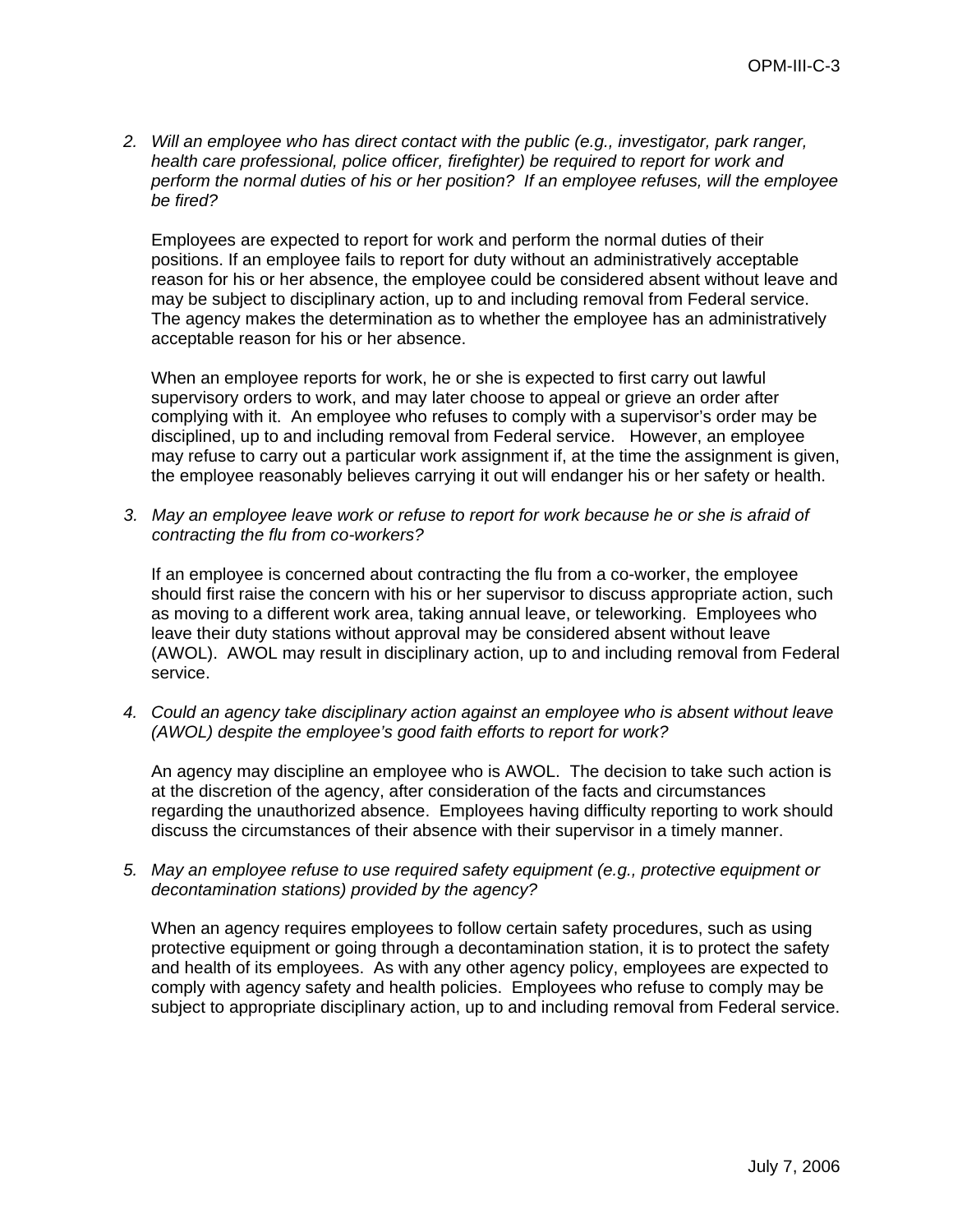2. *Will an employee who has direct contact with the public (e.g., investigator, park ranger, health care professional, police officer, firefighter) be required to report for work and perform the normal duties of his or her position? If an employee refuses, will the employee be fired?*

   Employees are expected to report for work and perform the normal duties of their positions. If an employee fails to report for duty without an administratively acceptable reason for his or her absence, the employee could be considered absent without leave and may be subject to disciplinary action, up to and including removal from Federal service. The agency makes the determination as to whether the employee has an administratively acceptable reason for his or her absence.

   When an employee reports for work, he or she is expected to first carry out lawful supervisory orders to work, and may later choose to appeal or grieve an order after complying with it. An employee who refuses to comply with a supervisor's order may be disciplined, up to and including removal from Federal service. However, an employee may refuse to carry out a particular work assignment if, at the time the assignment is given, the employee reasonably believes carrying it out will endanger his or her safety or health.

3. *May an employee leave work or refuse to report for work because he or she is afraid of contracting the flu from co-workers?*

   If an employee is concerned about contracting the flu from a co-worker, the employee should first raise the concern with his or her supervisor to discuss appropriate action, such as moving to a different work area, taking annual leave, or teleworking. Employees who leave their duty stations without approval may be considered absent without leave (AWOL). AWOL may result in disciplinary action, up to and including removal from Federal service.

4. *Could an agency take disciplinary action against an employee who is absent without leave (AWOL) despite the employee's good faith efforts to report for work?*

   An agency may discipline an employee who is AWOL. The decision to take such action is at the discretion of the agency, after consideration of the facts and circumstances regarding the unauthorized absence. Employees having difficulty reporting to work should discuss the circumstances of their absence with their supervisor in a timely manner.

5. *May an employee refuse to use required safety equipment (e.g., protective equipment or decontamination stations) provided by the agency?*

   When an agency requires employees to follow certain safety procedures, such as using protective equipment or going through a decontamination station, it is to protect the safety and health of its employees. As with any other agency policy, employees are expected to comply with agency safety and health policies. Employees who refuse to comply may be subject to appropriate disciplinary action, up to and including removal from Federal service.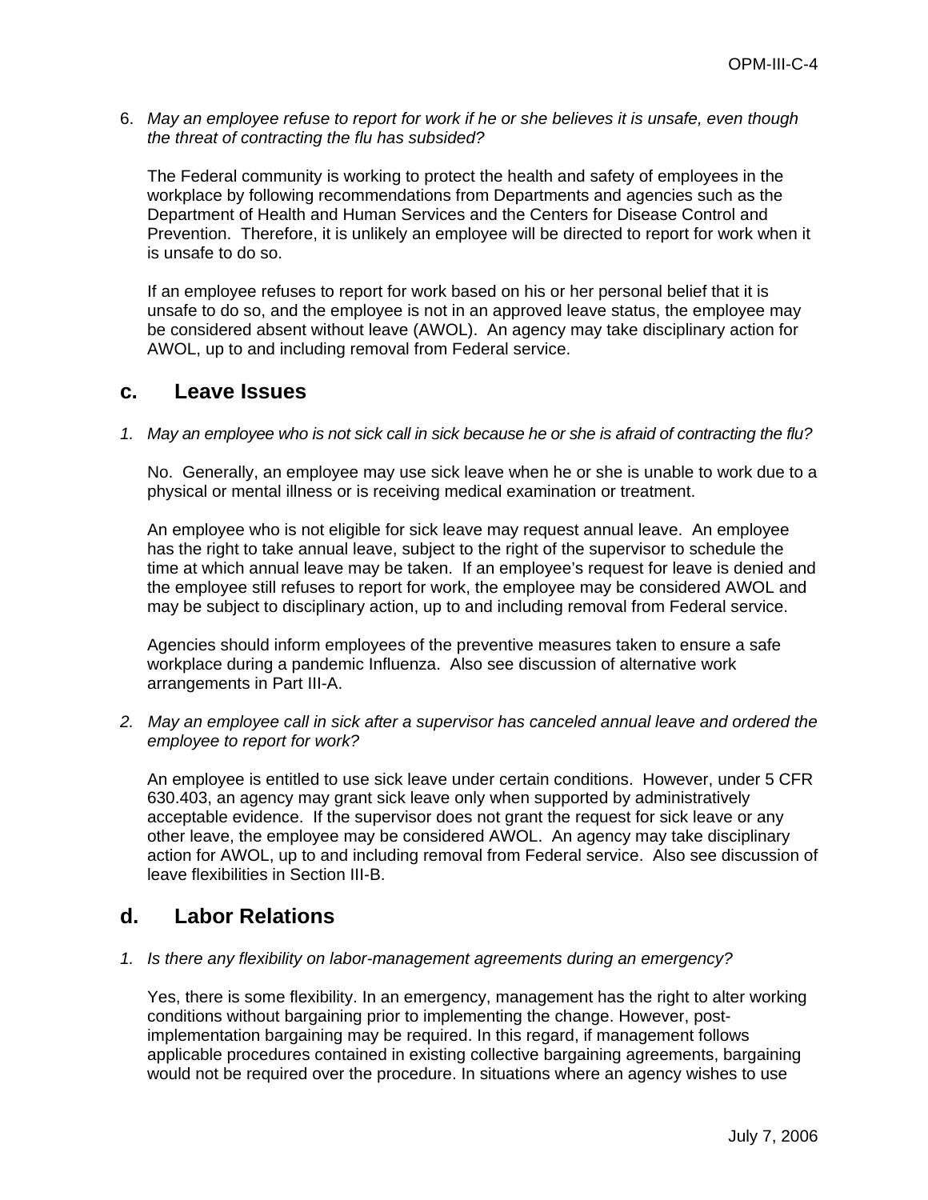6. *May an employee refuse to report for work if he or she believes it is unsafe, even though the threat of contracting the flu has subsided?*

   The Federal community is working to protect the health and safety of employees in the workplace by following recommendations from Departments and agencies such as the Department of Health and Human Services and the Centers for Disease Control and Prevention. Therefore, it is unlikely an employee will be directed to report for work when it is unsafe to do so.

   If an employee refuses to report for work based on his or her personal belief that it is unsafe to do so, and the employee is not in an approved leave status, the employee may be considered absent without leave (AWOL). An agency may take disciplinary action for AWOL, up to and including removal from Federal service.

## c. Leave Issues

1. *May an employee who is not sick call in sick because he or she is afraid of contracting the flu?*

   No. Generally, an employee may use sick leave when he or she is unable to work due to a physical or mental illness or is receiving medical examination or treatment.

   An employee who is not eligible for sick leave may request annual leave. An employee has the right to take annual leave, subject to the right of the supervisor to schedule the time at which annual leave may be taken. If an employee's request for leave is denied and the employee still refuses to report for work, the employee may be considered AWOL and may be subject to disciplinary action, up to and including removal from Federal service.

   Agencies should inform employees of the preventive measures taken to ensure a safe workplace during a pandemic Influenza. Also see discussion of alternative work arrangements in Part III-A.

2. *May an employee call in sick after a supervisor has canceled annual leave and ordered the employee to report for work?*

   An employee is entitled to use sick leave under certain conditions. However, under 5 CFR 630.403, an agency may grant sick leave only when supported by administratively acceptable evidence. If the supervisor does not grant the request for sick leave or any other leave, the employee may be considered AWOL. An agency may take disciplinary action for AWOL, up to and including removal from Federal service. Also see discussion of leave flexibilities in Section III-B.

## d. Labor Relations

1. *Is there any flexibility on labor-management agreements during an emergency?*

   Yes, there is some flexibility. In an emergency, management has the right to alter working conditions without bargaining prior to implementing the change. However, post-implementation bargaining may be required. In this regard, if management follows applicable procedures contained in existing collective bargaining agreements, bargaining would not be required over the procedure. In situations where an agency wishes to use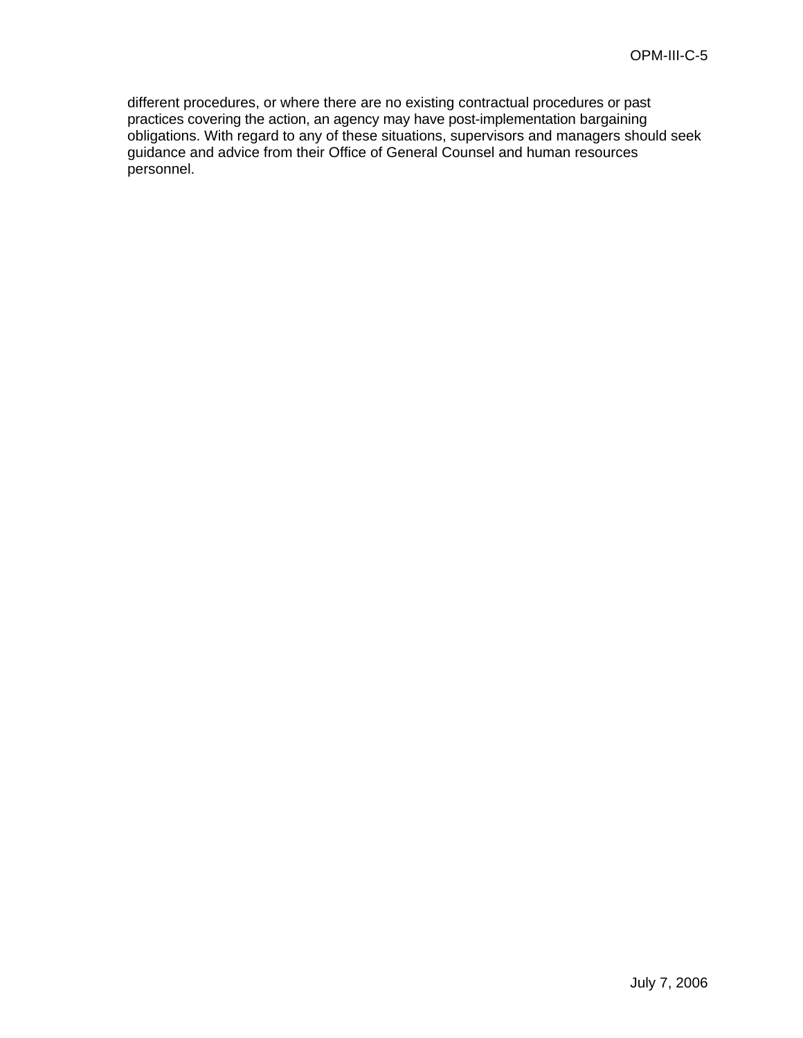different procedures, or where there are no existing contractual procedures or past practices covering the action, an agency may have post-implementation bargaining obligations. With regard to any of these situations, supervisors and managers should seek guidance and advice from their Office of General Counsel and human resources personnel.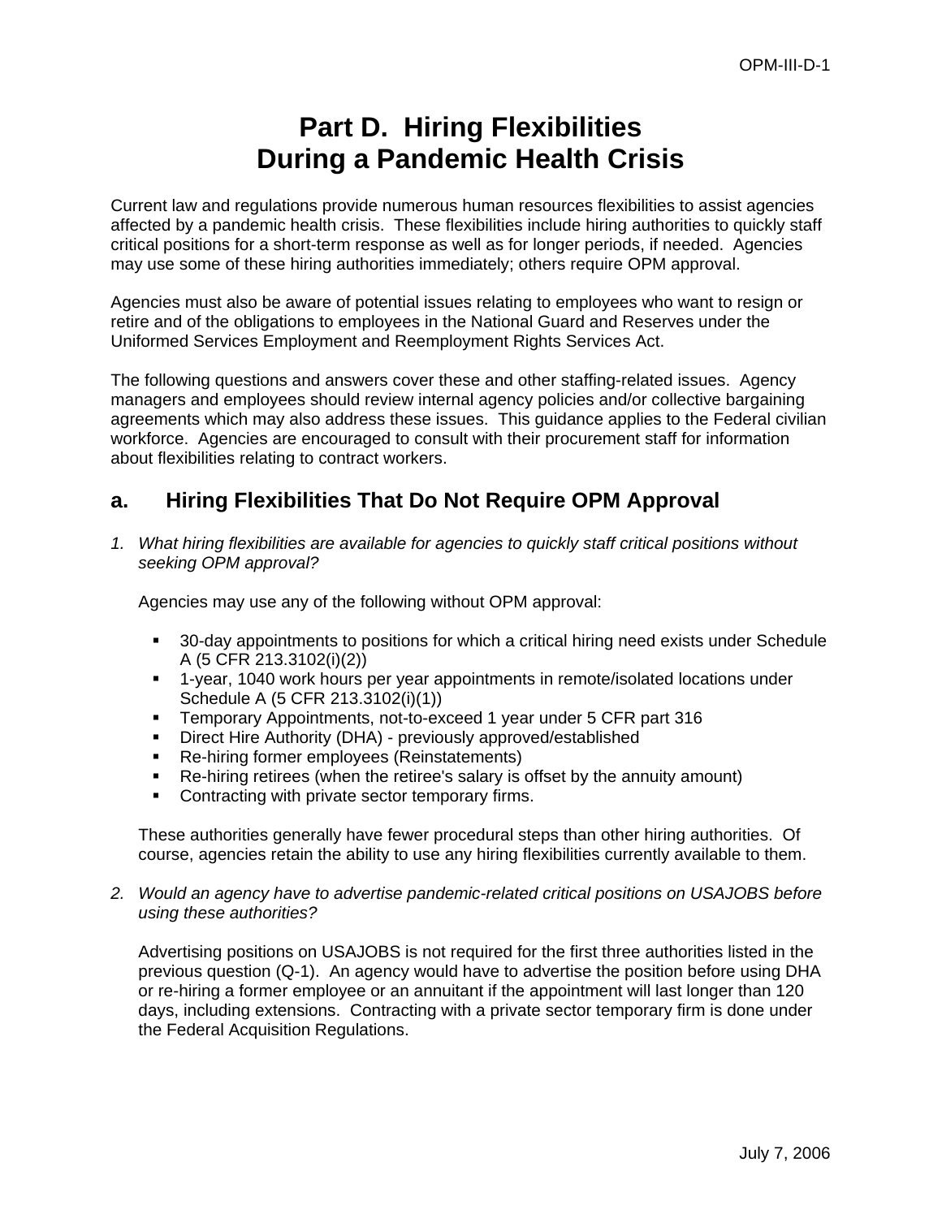# Part D. Hiring Flexibilities During a Pandemic Health Crisis

Current law and regulations provide numerous human resources flexibilities to assist agencies affected by a pandemic health crisis. These flexibilities include hiring authorities to quickly staff critical positions for a short-term response as well as for longer periods, if needed. Agencies may use some of these hiring authorities immediately; others require OPM approval.

Agencies must also be aware of potential issues relating to employees who want to resign or retire and of the obligations to employees in the National Guard and Reserves under the Uniformed Services Employment and Reemployment Rights Services Act.

The following questions and answers cover these and other staffing-related issues. Agency managers and employees should review internal agency policies and/or collective bargaining agreements which may also address these issues. This guidance applies to the Federal civilian workforce. Agencies are encouraged to consult with their procurement staff for information about flexibilities relating to contract workers.

## a. Hiring Flexibilities That Do Not Require OPM Approval

1. *What hiring flexibilities are available for agencies to quickly staff critical positions without seeking OPM approval?*

   Agencies may use any of the following without OPM approval:

   - 30-day appointments to positions for which a critical hiring need exists under Schedule A (5 CFR 213.3102(i)(2))
   - 1-year, 1040 work hours per year appointments in remote/isolated locations under Schedule A (5 CFR 213.3102(i)(1))
   - Temporary Appointments, not-to-exceed 1 year under 5 CFR part 316
   - Direct Hire Authority (DHA) - previously approved/established
   - Re-hiring former employees (Reinstatements)
   - Re-hiring retirees (when the retiree's salary is offset by the annuity amount)
   - Contracting with private sector temporary firms.

   These authorities generally have fewer procedural steps than other hiring authorities. Of course, agencies retain the ability to use any hiring flexibilities currently available to them.

2. *Would an agency have to advertise pandemic-related critical positions on USAJOBS before using these authorities?*

   Advertising positions on USAJOBS is not required for the first three authorities listed in the previous question (Q-1). An agency would have to advertise the position before using DHA or re-hiring a former employee or an annuitant if the appointment will last longer than 120 days, including extensions. Contracting with a private sector temporary firm is done under the Federal Acquisition Regulations.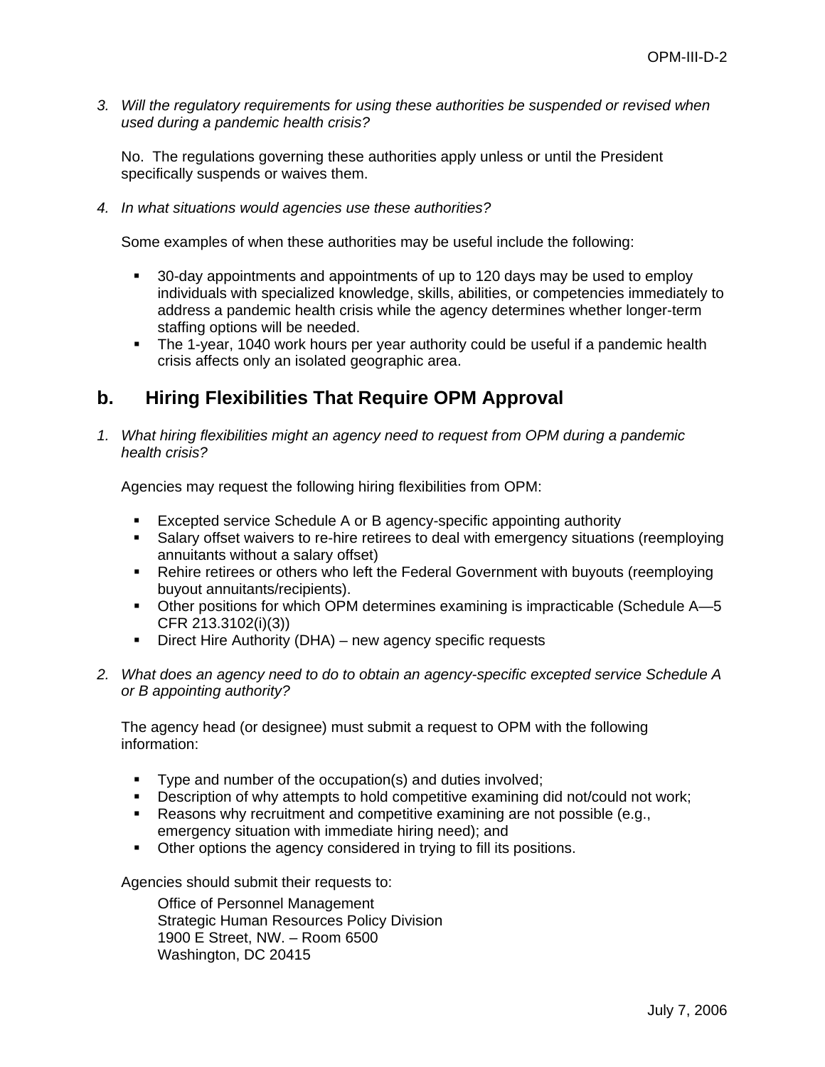3. *Will the regulatory requirements for using these authorities be suspended or revised when used during a pandemic health crisis?*

   No. The regulations governing these authorities apply unless or until the President specifically suspends or waives them.

4. *In what situations would agencies use these authorities?*

   Some examples of when these authorities may be useful include the following:

   - 30-day appointments and appointments of up to 120 days may be used to employ individuals with specialized knowledge, skills, abilities, or competencies immediately to address a pandemic health crisis while the agency determines whether longer-term staffing options will be needed.
   - The 1-year, 1040 work hours per year authority could be useful if a pandemic health crisis affects only an isolated geographic area.

## b. Hiring Flexibilities That Require OPM Approval

1. *What hiring flexibilities might an agency need to request from OPM during a pandemic health crisis?*

   Agencies may request the following hiring flexibilities from OPM:

   - Excepted service Schedule A or B agency-specific appointing authority
   - Salary offset waivers to re-hire retirees to deal with emergency situations (reemploying annuitants without a salary offset)
   - Rehire retirees or others who left the Federal Government with buyouts (reemploying buyout annuitants/recipients).
   - Other positions for which OPM determines examining is impracticable (Schedule A—5 CFR 213.3102(i)(3))
   - Direct Hire Authority (DHA) – new agency specific requests

2. *What does an agency need to do to obtain an agency-specific excepted service Schedule A or B appointing authority?*

   The agency head (or designee) must submit a request to OPM with the following information:

   - Type and number of the occupation(s) and duties involved;
   - Description of why attempts to hold competitive examining did not/could not work;
   - Reasons why recruitment and competitive examining are not possible (e.g., emergency situation with immediate hiring need); and
   - Other options the agency considered in trying to fill its positions.

   Agencies should submit their requests to:

   Office of Personnel Management
   Strategic Human Resources Policy Division
   1900 E Street, NW. – Room 6500
   Washington, DC 20415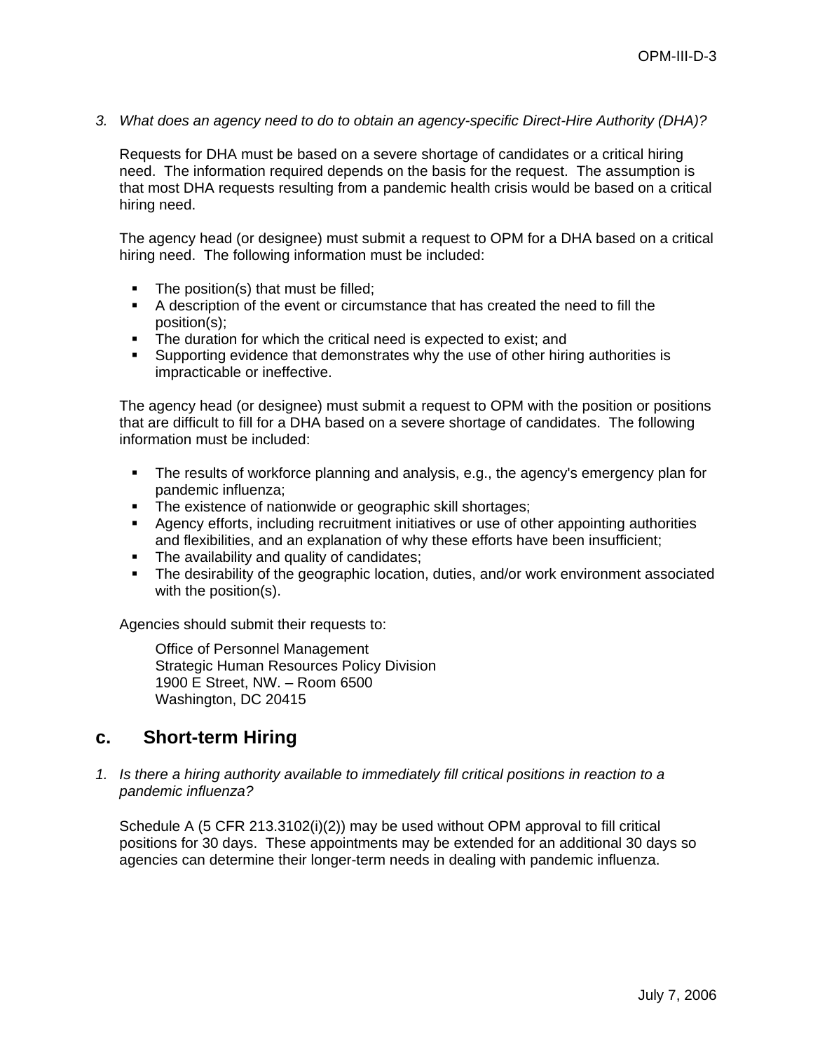*3. What does an agency need to do to obtain an agency-specific Direct-Hire Authority (DHA)?*

Requests for DHA must be based on a severe shortage of candidates or a critical hiring need. The information required depends on the basis for the request. The assumption is that most DHA requests resulting from a pandemic health crisis would be based on a critical hiring need.

The agency head (or designee) must submit a request to OPM for a DHA based on a critical hiring need. The following information must be included:

- The position(s) that must be filled;
- A description of the event or circumstance that has created the need to fill the position(s);
- The duration for which the critical need is expected to exist; and
- Supporting evidence that demonstrates why the use of other hiring authorities is impracticable or ineffective.

The agency head (or designee) must submit a request to OPM with the position or positions that are difficult to fill for a DHA based on a severe shortage of candidates. The following information must be included:

- The results of workforce planning and analysis, e.g., the agency's emergency plan for pandemic influenza;
- The existence of nationwide or geographic skill shortages;
- Agency efforts, including recruitment initiatives or use of other appointing authorities and flexibilities, and an explanation of why these efforts have been insufficient;
- The availability and quality of candidates;
- The desirability of the geographic location, duties, and/or work environment associated with the position(s).

Agencies should submit their requests to:

Office of Personnel Management
Strategic Human Resources Policy Division
1900 E Street, NW. – Room 6500
Washington, DC 20415

## c. Short-term Hiring

*1. Is there a hiring authority available to immediately fill critical positions in reaction to a pandemic influenza?*

Schedule A (5 CFR 213.3102(i)(2)) may be used without OPM approval to fill critical positions for 30 days. These appointments may be extended for an additional 30 days so agencies can determine their longer-term needs in dealing with pandemic influenza.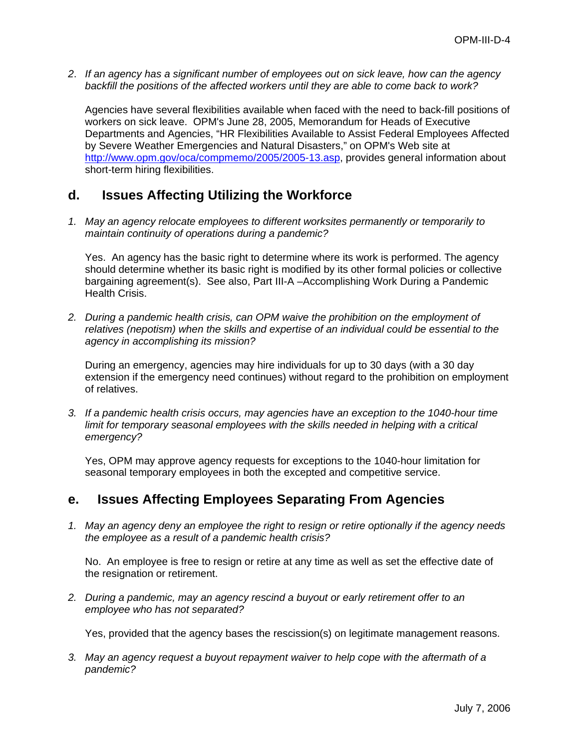*2. If an agency has a significant number of employees out on sick leave, how can the agency backfill the positions of the affected workers until they are able to come back to work?*

Agencies have several flexibilities available when faced with the need to back-fill positions of workers on sick leave. OPM's June 28, 2005, Memorandum for Heads of Executive Departments and Agencies, "HR Flexibilities Available to Assist Federal Employees Affected by Severe Weather Emergencies and Natural Disasters," on OPM's Web site at http://www.opm.gov/oca/compmemo/2005/2005-13.asp, provides general information about short-term hiring flexibilities.

## d. Issues Affecting Utilizing the Workforce

*1. May an agency relocate employees to different worksites permanently or temporarily to maintain continuity of operations during a pandemic?*

Yes. An agency has the basic right to determine where its work is performed. The agency should determine whether its basic right is modified by its other formal policies or collective bargaining agreement(s). See also, Part III-A –Accomplishing Work During a Pandemic Health Crisis.

*2. During a pandemic health crisis, can OPM waive the prohibition on the employment of relatives (nepotism) when the skills and expertise of an individual could be essential to the agency in accomplishing its mission?*

During an emergency, agencies may hire individuals for up to 30 days (with a 30 day extension if the emergency need continues) without regard to the prohibition on employment of relatives.

*3. If a pandemic health crisis occurs, may agencies have an exception to the 1040-hour time limit for temporary seasonal employees with the skills needed in helping with a critical emergency?*

Yes, OPM may approve agency requests for exceptions to the 1040-hour limitation for seasonal temporary employees in both the excepted and competitive service.

## e. Issues Affecting Employees Separating From Agencies

*1. May an agency deny an employee the right to resign or retire optionally if the agency needs the employee as a result of a pandemic health crisis?*

No. An employee is free to resign or retire at any time as well as set the effective date of the resignation or retirement.

*2. During a pandemic, may an agency rescind a buyout or early retirement offer to an employee who has not separated?*

Yes, provided that the agency bases the rescission(s) on legitimate management reasons.

*3. May an agency request a buyout repayment waiver to help cope with the aftermath of a pandemic?*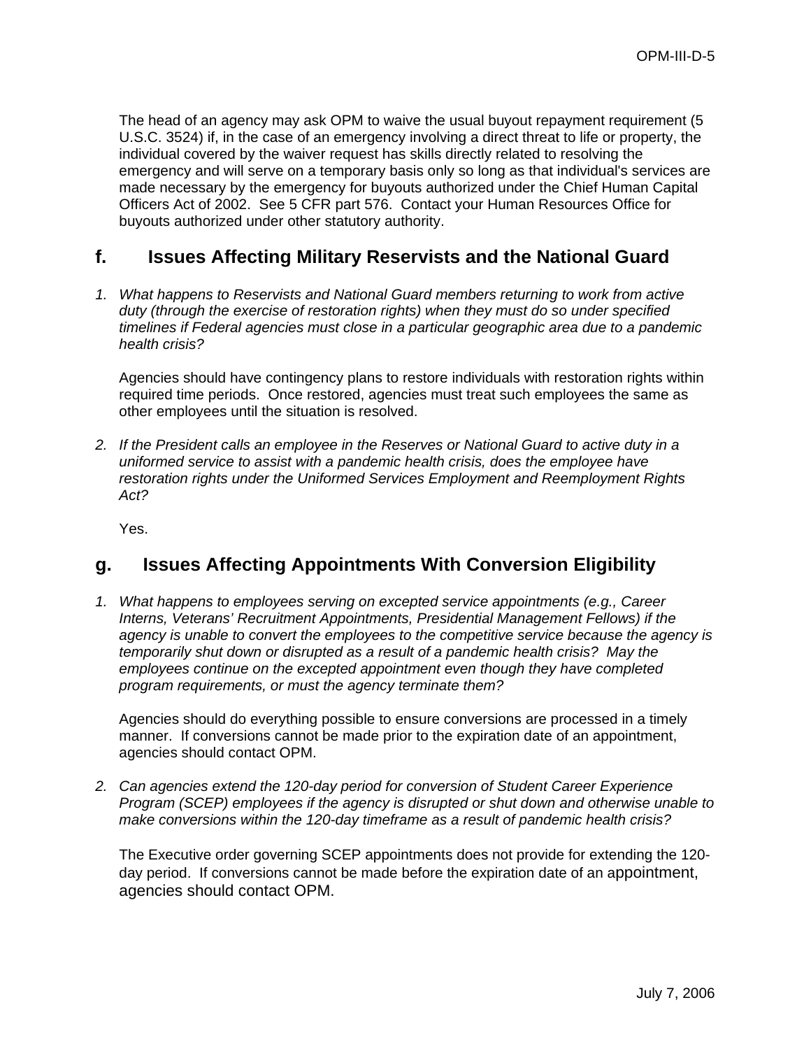The head of an agency may ask OPM to waive the usual buyout repayment requirement (5 U.S.C. 3524) if, in the case of an emergency involving a direct threat to life or property, the individual covered by the waiver request has skills directly related to resolving the emergency and will serve on a temporary basis only so long as that individual's services are made necessary by the emergency for buyouts authorized under the Chief Human Capital Officers Act of 2002. See 5 CFR part 576. Contact your Human Resources Office for buyouts authorized under other statutory authority.

## f. Issues Affecting Military Reservists and the National Guard

1. *What happens to Reservists and National Guard members returning to work from active duty (through the exercise of restoration rights) when they must do so under specified timelines if Federal agencies must close in a particular geographic area due to a pandemic health crisis?*

   Agencies should have contingency plans to restore individuals with restoration rights within required time periods. Once restored, agencies must treat such employees the same as other employees until the situation is resolved.

2. *If the President calls an employee in the Reserves or National Guard to active duty in a uniformed service to assist with a pandemic health crisis, does the employee have restoration rights under the Uniformed Services Employment and Reemployment Rights Act?*

   Yes.

## g. Issues Affecting Appointments With Conversion Eligibility

1. *What happens to employees serving on excepted service appointments (e.g., Career Interns, Veterans' Recruitment Appointments, Presidential Management Fellows) if the agency is unable to convert the employees to the competitive service because the agency is temporarily shut down or disrupted as a result of a pandemic health crisis? May the employees continue on the excepted appointment even though they have completed program requirements, or must the agency terminate them?*

   Agencies should do everything possible to ensure conversions are processed in a timely manner. If conversions cannot be made prior to the expiration date of an appointment, agencies should contact OPM.

2. *Can agencies extend the 120-day period for conversion of Student Career Experience Program (SCEP) employees if the agency is disrupted or shut down and otherwise unable to make conversions within the 120-day timeframe as a result of pandemic health crisis?*

   The Executive order governing SCEP appointments does not provide for extending the 120-day period. If conversions cannot be made before the expiration date of an appointment, agencies should contact OPM.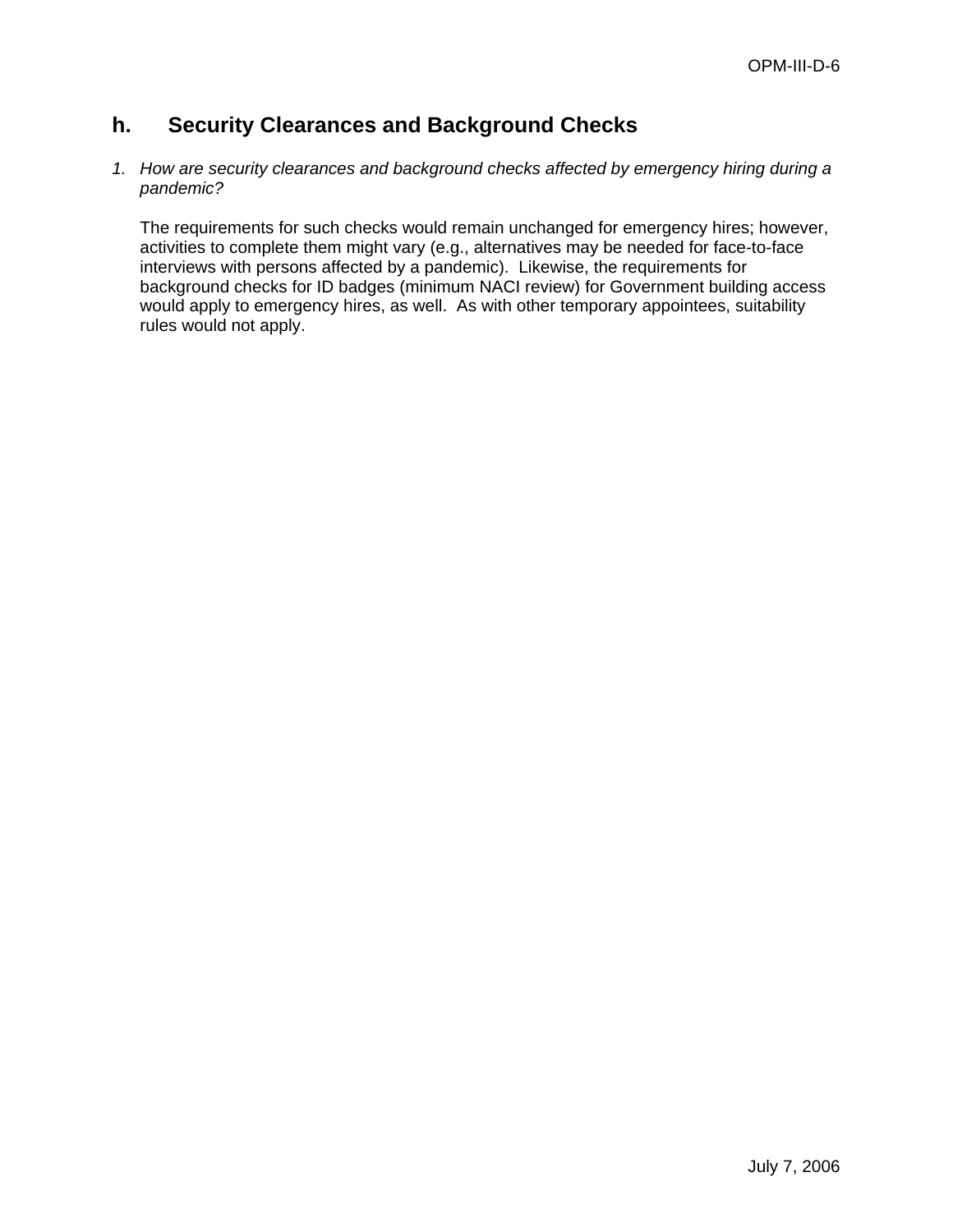## h. Security Clearances and Background Checks

1. *How are security clearances and background checks affected by emergency hiring during a pandemic?*

   The requirements for such checks would remain unchanged for emergency hires; however, activities to complete them might vary (e.g., alternatives may be needed for face-to-face interviews with persons affected by a pandemic). Likewise, the requirements for background checks for ID badges (minimum NACI review) for Government building access would apply to emergency hires, as well. As with other temporary appointees, suitability rules would not apply.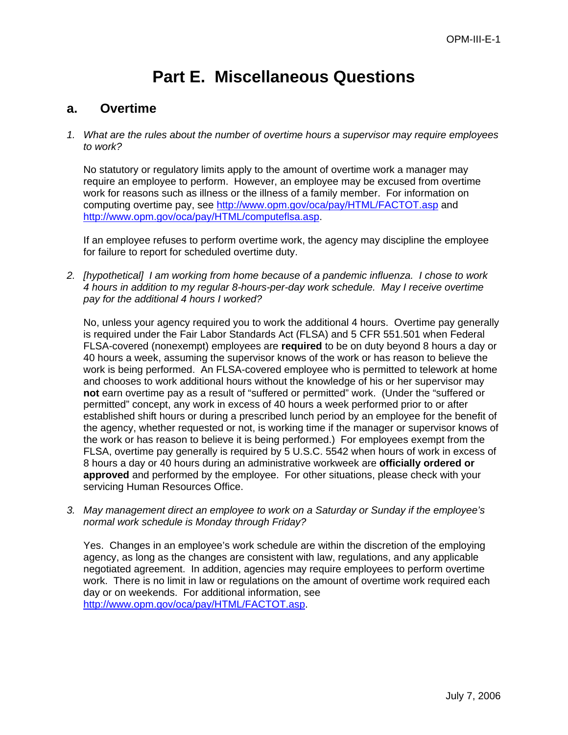# Part E. Miscellaneous Questions

## a. Overtime

1. *What are the rules about the number of overtime hours a supervisor may require employees to work?*

   No statutory or regulatory limits apply to the amount of overtime work a manager may require an employee to perform. However, an employee may be excused from overtime work for reasons such as illness or the illness of a family member. For information on computing overtime pay, see http://www.opm.gov/oca/pay/HTML/FACTOT.asp and http://www.opm.gov/oca/pay/HTML/computeflsa.asp.

   If an employee refuses to perform overtime work, the agency may discipline the employee for failure to report for scheduled overtime duty.

2. *[hypothetical] I am working from home because of a pandemic influenza. I chose to work 4 hours in addition to my regular 8-hours-per-day work schedule. May I receive overtime pay for the additional 4 hours I worked?*

   No, unless your agency required you to work the additional 4 hours. Overtime pay generally is required under the Fair Labor Standards Act (FLSA) and 5 CFR 551.501 when Federal FLSA-covered (nonexempt) employees are **required** to be on duty beyond 8 hours a day or 40 hours a week, assuming the supervisor knows of the work or has reason to believe the work is being performed. An FLSA-covered employee who is permitted to telework at home and chooses to work additional hours without the knowledge of his or her supervisor may **not** earn overtime pay as a result of "suffered or permitted" work. (Under the "suffered or permitted" concept, any work in excess of 40 hours a week performed prior to or after established shift hours or during a prescribed lunch period by an employee for the benefit of the agency, whether requested or not, is working time if the manager or supervisor knows of the work or has reason to believe it is being performed.) For employees exempt from the FLSA, overtime pay generally is required by 5 U.S.C. 5542 when hours of work in excess of 8 hours a day or 40 hours during an administrative workweek are **officially ordered or approved** and performed by the employee. For other situations, please check with your servicing Human Resources Office.

3. *May management direct an employee to work on a Saturday or Sunday if the employee's normal work schedule is Monday through Friday?*

   Yes. Changes in an employee's work schedule are within the discretion of the employing agency, as long as the changes are consistent with law, regulations, and any applicable negotiated agreement. In addition, agencies may require employees to perform overtime work. There is no limit in law or regulations on the amount of overtime work required each day or on weekends. For additional information, see http://www.opm.gov/oca/pay/HTML/FACTOT.asp.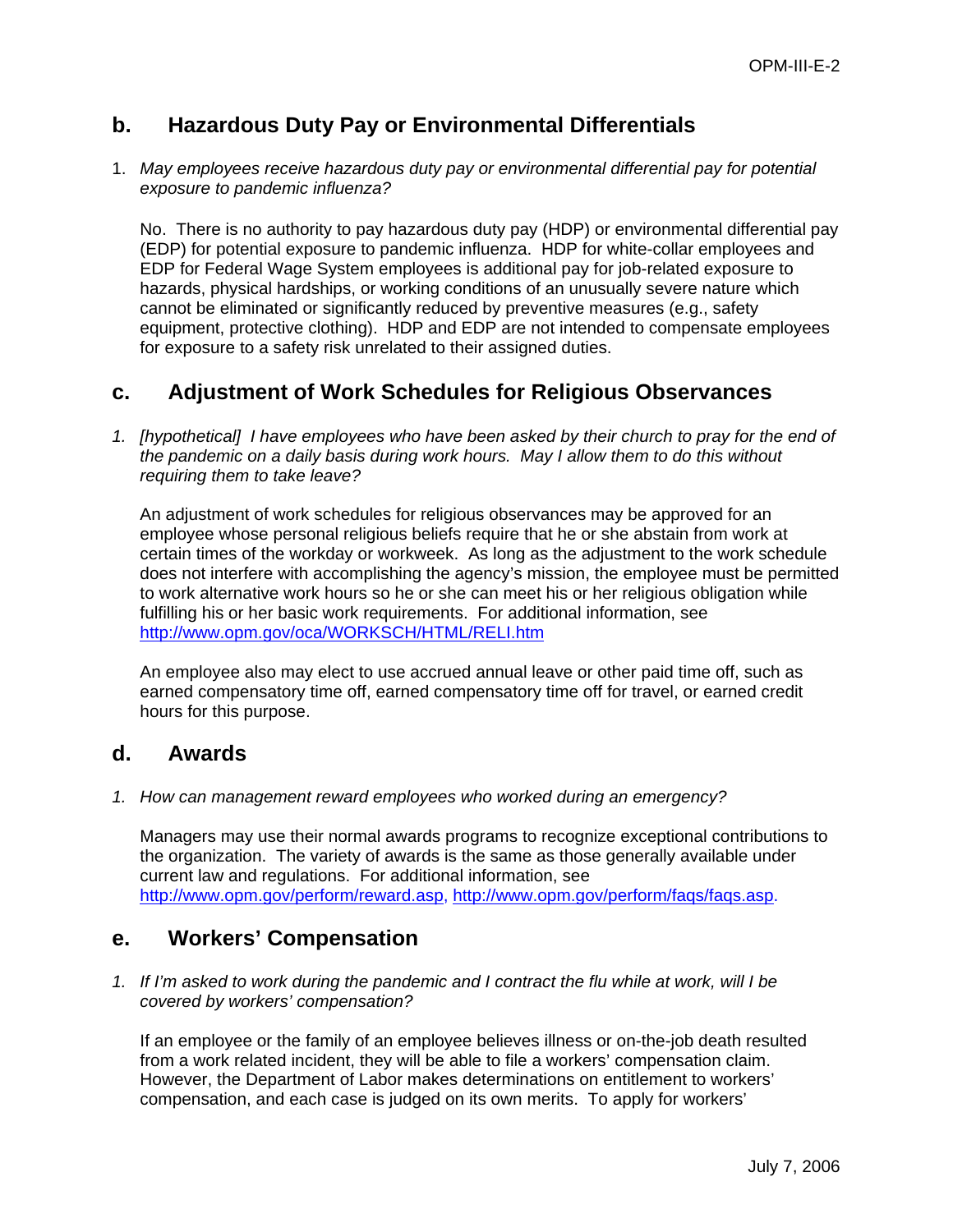## b. Hazardous Duty Pay or Environmental Differentials

1. *May employees receive hazardous duty pay or environmental differential pay for potential exposure to pandemic influenza?*

   No. There is no authority to pay hazardous duty pay (HDP) or environmental differential pay (EDP) for potential exposure to pandemic influenza. HDP for white-collar employees and EDP for Federal Wage System employees is additional pay for job-related exposure to hazards, physical hardships, or working conditions of an unusually severe nature which cannot be eliminated or significantly reduced by preventive measures (e.g., safety equipment, protective clothing). HDP and EDP are not intended to compensate employees for exposure to a safety risk unrelated to their assigned duties.

## c. Adjustment of Work Schedules for Religious Observances

1. *[hypothetical] I have employees who have been asked by their church to pray for the end of the pandemic on a daily basis during work hours. May I allow them to do this without requiring them to take leave?*

   An adjustment of work schedules for religious observances may be approved for an employee whose personal religious beliefs require that he or she abstain from work at certain times of the workday or workweek. As long as the adjustment to the work schedule does not interfere with accomplishing the agency's mission, the employee must be permitted to work alternative work hours so he or she can meet his or her religious obligation while fulfilling his or her basic work requirements. For additional information, see http://www.opm.gov/oca/WORKSCH/HTML/RELI.htm

   An employee also may elect to use accrued annual leave or other paid time off, such as earned compensatory time off, earned compensatory time off for travel, or earned credit hours for this purpose.

## d. Awards

1. *How can management reward employees who worked during an emergency?*

   Managers may use their normal awards programs to recognize exceptional contributions to the organization. The variety of awards is the same as those generally available under current law and regulations. For additional information, see http://www.opm.gov/perform/reward.asp, http://www.opm.gov/perform/faqs/faqs.asp.

## e. Workers' Compensation

1. *If I'm asked to work during the pandemic and I contract the flu while at work, will I be covered by workers' compensation?*

   If an employee or the family of an employee believes illness or on-the-job death resulted from a work related incident, they will be able to file a workers' compensation claim. However, the Department of Labor makes determinations on entitlement to workers' compensation, and each case is judged on its own merits. To apply for workers'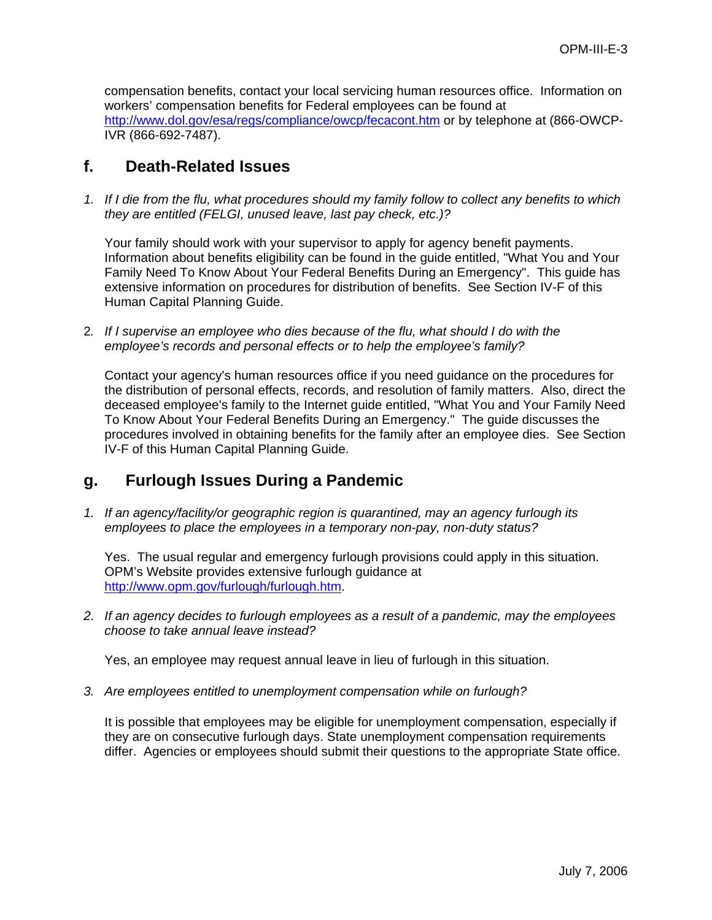compensation benefits, contact your local servicing human resources office. Information on workers' compensation benefits for Federal employees can be found at http://www.dol.gov/esa/regs/compliance/owcp/fecacont.htm or by telephone at (866-OWCP-IVR (866-692-7487).

## f. Death-Related Issues

1. *If I die from the flu, what procedures should my family follow to collect any benefits to which they are entitled (FELGI, unused leave, last pay check, etc.)?*

   Your family should work with your supervisor to apply for agency benefit payments. Information about benefits eligibility can be found in the guide entitled, "What You and Your Family Need To Know About Your Federal Benefits During an Emergency". This guide has extensive information on procedures for distribution of benefits. See Section IV-F of this Human Capital Planning Guide.

2. *If I supervise an employee who dies because of the flu, what should I do with the employee's records and personal effects or to help the employee's family?*

   Contact your agency's human resources office if you need guidance on the procedures for the distribution of personal effects, records, and resolution of family matters. Also, direct the deceased employee's family to the Internet guide entitled, "What You and Your Family Need To Know About Your Federal Benefits During an Emergency." The guide discusses the procedures involved in obtaining benefits for the family after an employee dies. See Section IV-F of this Human Capital Planning Guide.

## g. Furlough Issues During a Pandemic

1. *If an agency/facility/or geographic region is quarantined, may an agency furlough its employees to place the employees in a temporary non-pay, non-duty status?*

   Yes. The usual regular and emergency furlough provisions could apply in this situation. OPM's Website provides extensive furlough guidance at http://www.opm.gov/furlough/furlough.htm.

2. *If an agency decides to furlough employees as a result of a pandemic, may the employees choose to take annual leave instead?*

   Yes, an employee may request annual leave in lieu of furlough in this situation.

3. *Are employees entitled to unemployment compensation while on furlough?*

   It is possible that employees may be eligible for unemployment compensation, especially if they are on consecutive furlough days. State unemployment compensation requirements differ. Agencies or employees should submit their questions to the appropriate State office.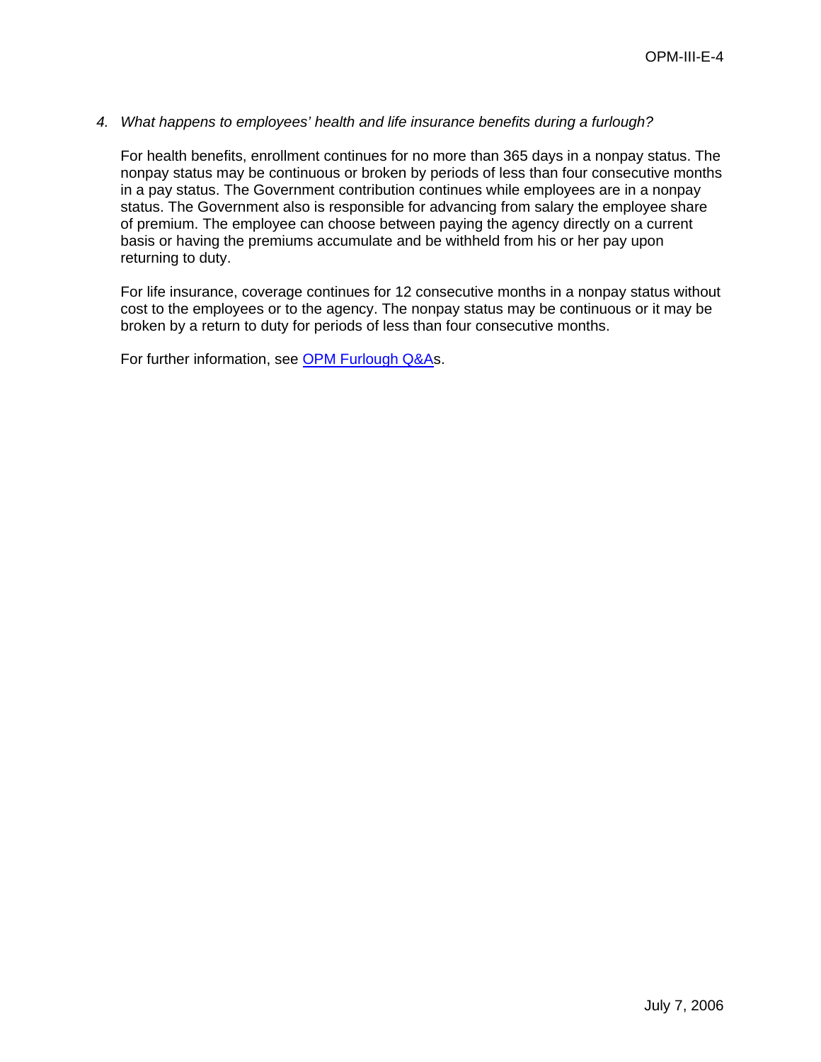*4. What happens to employees' health and life insurance benefits during a furlough?*

For health benefits, enrollment continues for no more than 365 days in a nonpay status. The nonpay status may be continuous or broken by periods of less than four consecutive months in a pay status. The Government contribution continues while employees are in a nonpay status. The Government also is responsible for advancing from salary the employee share of premium. The employee can choose between paying the agency directly on a current basis or having the premiums accumulate and be withheld from his or her pay upon returning to duty.

For life insurance, coverage continues for 12 consecutive months in a nonpay status without cost to the employees or to the agency. The nonpay status may be continuous or it may be broken by a return to duty for periods of less than four consecutive months.

For further information, see OPM Furlough Q&As.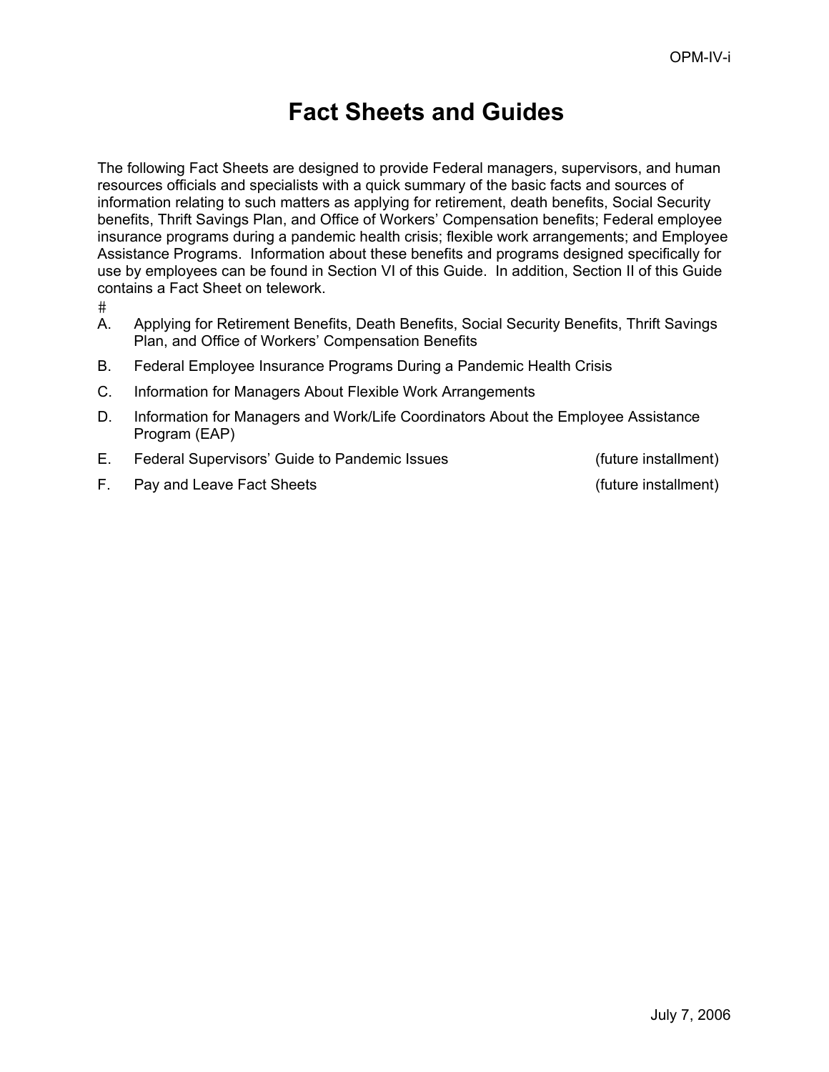# Fact Sheets and Guides

The following Fact Sheets are designed to provide Federal managers, supervisors, and human resources officials and specialists with a quick summary of the basic facts and sources of information relating to such matters as applying for retirement, death benefits, Social Security benefits, Thrift Savings Plan, and Office of Workers' Compensation benefits; Federal employee insurance programs during a pandemic health crisis; flexible work arrangements; and Employee Assistance Programs. Information about these benefits and programs designed specifically for use by employees can be found in Section VI of this Guide. In addition, Section II of this Guide contains a Fact Sheet on telework.

#

A. Applying for Retirement Benefits, Death Benefits, Social Security Benefits, Thrift Savings Plan, and Office of Workers' Compensation Benefits

B. Federal Employee Insurance Programs During a Pandemic Health Crisis

C. Information for Managers About Flexible Work Arrangements

D. Information for Managers and Work/Life Coordinators About the Employee Assistance Program (EAP)

E. Federal Supervisors' Guide to Pandemic Issues (future installment)

F. Pay and Leave Fact Sheets (future installment)

July 7, 2006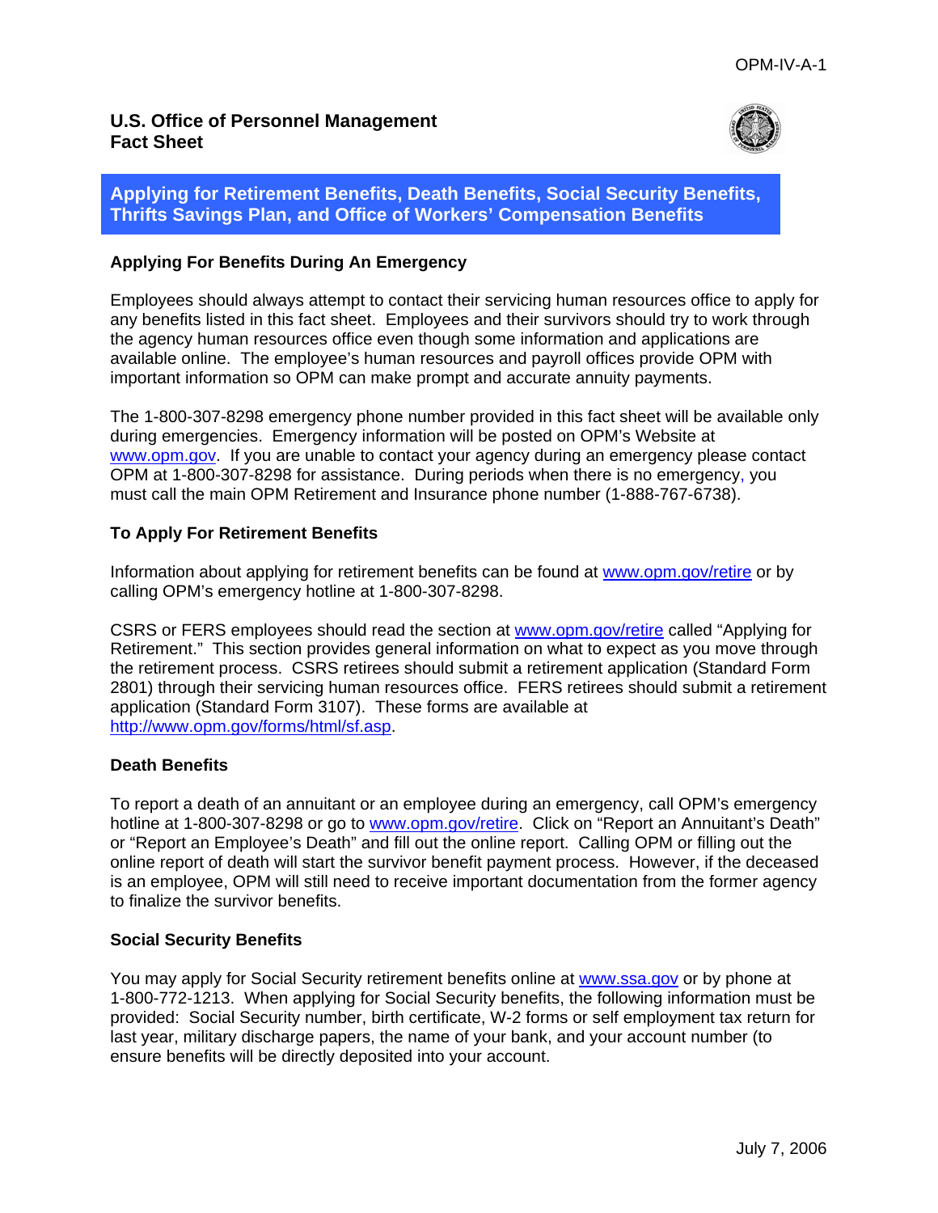OPM-IV-A-1

**U.S. Office of Personnel Management**
**Fact Sheet**

## Applying for Retirement Benefits, Death Benefits, Social Security Benefits, Thrifts Savings Plan, and Office of Workers' Compensation Benefits

### Applying For Benefits During An Emergency

Employees should always attempt to contact their servicing human resources office to apply for any benefits listed in this fact sheet. Employees and their survivors should try to work through the agency human resources office even though some information and applications are available online. The employee's human resources and payroll offices provide OPM with important information so OPM can make prompt and accurate annuity payments.

The 1-800-307-8298 emergency phone number provided in this fact sheet will be available only during emergencies. Emergency information will be posted on OPM's Website at www.opm.gov. If you are unable to contact your agency during an emergency please contact OPM at 1-800-307-8298 for assistance. During periods when there is no emergency, you must call the main OPM Retirement and Insurance phone number (1-888-767-6738).

### To Apply For Retirement Benefits

Information about applying for retirement benefits can be found at www.opm.gov/retire or by calling OPM's emergency hotline at 1-800-307-8298.

CSRS or FERS employees should read the section at www.opm.gov/retire called "Applying for Retirement." This section provides general information on what to expect as you move through the retirement process. CSRS retirees should submit a retirement application (Standard Form 2801) through their servicing human resources office. FERS retirees should submit a retirement application (Standard Form 3107). These forms are available at http://www.opm.gov/forms/html/sf.asp.

### Death Benefits

To report a death of an annuitant or an employee during an emergency, call OPM's emergency hotline at 1-800-307-8298 or go to www.opm.gov/retire. Click on "Report an Annuitant's Death" or "Report an Employee's Death" and fill out the online report. Calling OPM or filling out the online report of death will start the survivor benefit payment process. However, if the deceased is an employee, OPM will still need to receive important documentation from the former agency to finalize the survivor benefits.

### Social Security Benefits

You may apply for Social Security retirement benefits online at www.ssa.gov or by phone at 1-800-772-1213. When applying for Social Security benefits, the following information must be provided: Social Security number, birth certificate, W-2 forms or self employment tax return for last year, military discharge papers, the name of your bank, and your account number (to ensure benefits will be directly deposited into your account.

July 7, 2006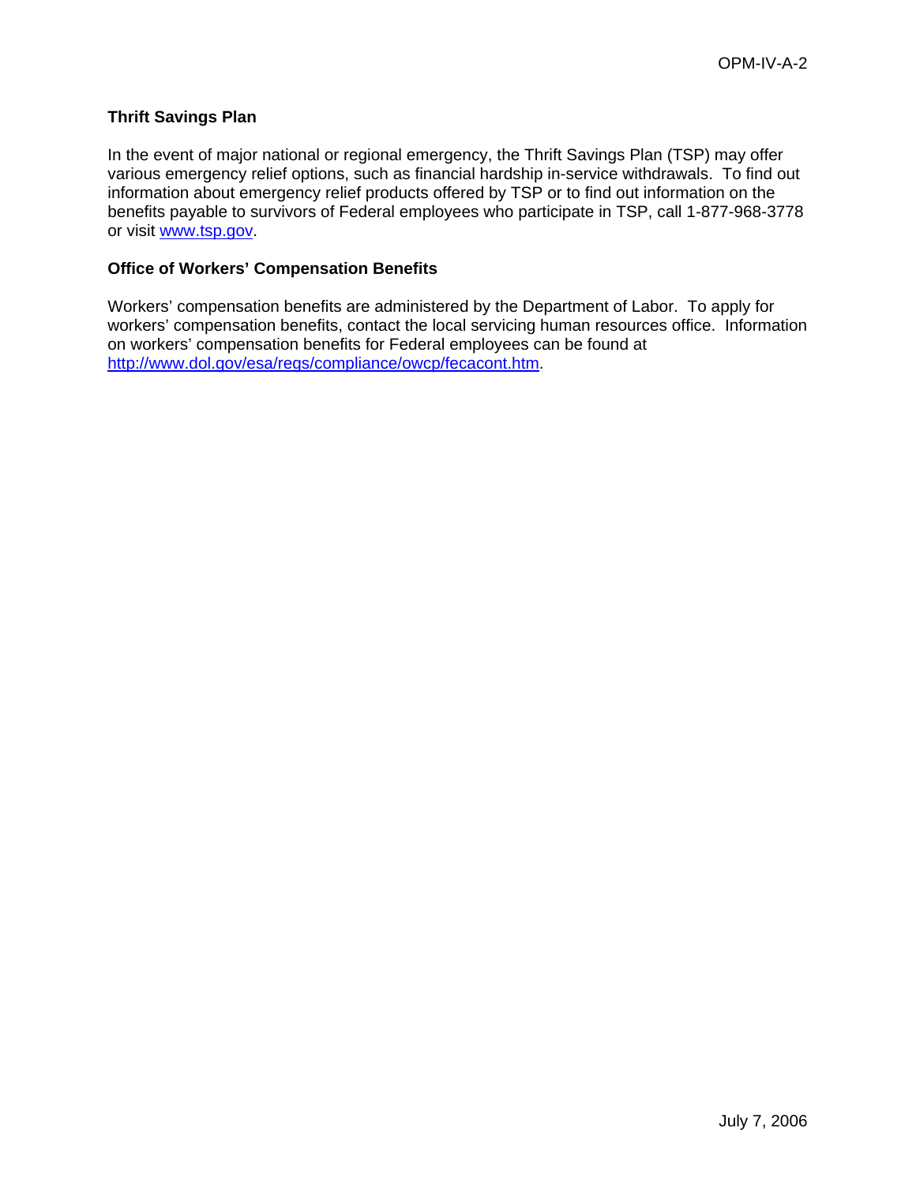### Thrift Savings Plan

In the event of major national or regional emergency, the Thrift Savings Plan (TSP) may offer various emergency relief options, such as financial hardship in-service withdrawals. To find out information about emergency relief products offered by TSP or to find out information on the benefits payable to survivors of Federal employees who participate in TSP, call 1-877-968-3778 or visit [www.tsp.gov](www.tsp.gov).

### Office of Workers' Compensation Benefits

Workers' compensation benefits are administered by the Department of Labor. To apply for workers' compensation benefits, contact the local servicing human resources office. Information on workers' compensation benefits for Federal employees can be found at [http://www.dol.gov/esa/regs/compliance/owcp/fecacont.htm](http://www.dol.gov/esa/regs/compliance/owcp/fecacont.htm).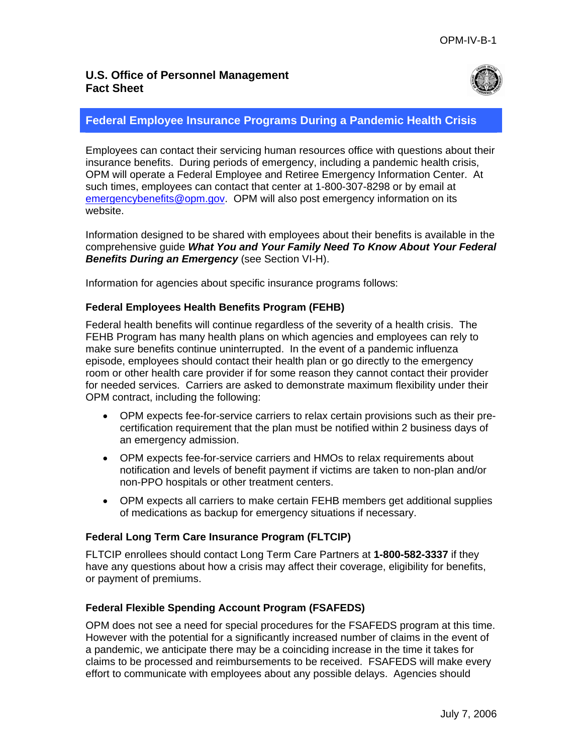**U.S. Office of Personnel Management**
**Fact Sheet**

## Federal Employee Insurance Programs During a Pandemic Health Crisis

Employees can contact their servicing human resources office with questions about their insurance benefits. During periods of emergency, including a pandemic health crisis, OPM will operate a Federal Employee and Retiree Emergency Information Center. At such times, employees can contact that center at 1-800-307-8298 or by email at emergencybenefits@opm.gov. OPM will also post emergency information on its website.

Information designed to be shared with employees about their benefits is available in the comprehensive guide ***What You and Your Family Need To Know About Your Federal Benefits During an Emergency*** (see Section VI-H).

Information for agencies about specific insurance programs follows:

### Federal Employees Health Benefits Program (FEHB)

Federal health benefits will continue regardless of the severity of a health crisis. The FEHB Program has many health plans on which agencies and employees can rely to make sure benefits continue uninterrupted. In the event of a pandemic influenza episode, employees should contact their health plan or go directly to the emergency room or other health care provider if for some reason they cannot contact their provider for needed services. Carriers are asked to demonstrate maximum flexibility under their OPM contract, including the following:

- OPM expects fee-for-service carriers to relax certain provisions such as their pre-certification requirement that the plan must be notified within 2 business days of an emergency admission.
- OPM expects fee-for-service carriers and HMOs to relax requirements about notification and levels of benefit payment if victims are taken to non-plan and/or non-PPO hospitals or other treatment centers.
- OPM expects all carriers to make certain FEHB members get additional supplies of medications as backup for emergency situations if necessary.

### Federal Long Term Care Insurance Program (FLTCIP)

FLTCIP enrollees should contact Long Term Care Partners at **1-800-582-3337** if they have any questions about how a crisis may affect their coverage, eligibility for benefits, or payment of premiums.

### Federal Flexible Spending Account Program (FSAFEDS)

OPM does not see a need for special procedures for the FSAFEDS program at this time. However with the potential for a significantly increased number of claims in the event of a pandemic, we anticipate there may be a coinciding increase in the time it takes for claims to be processed and reimbursements to be received. FSAFEDS will make every effort to communicate with employees about any possible delays. Agencies should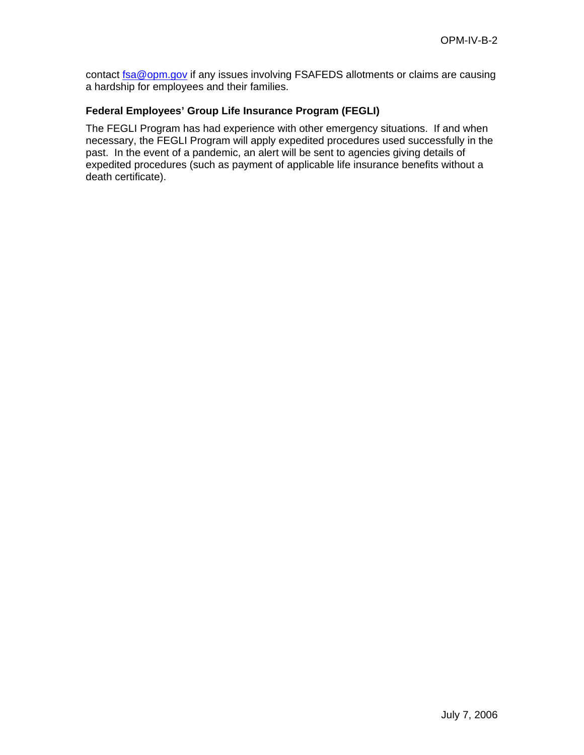contact fsa@opm.gov if any issues involving FSAFEDS allotments or claims are causing a hardship for employees and their families.

### Federal Employees' Group Life Insurance Program (FEGLI)

The FEGLI Program has had experience with other emergency situations. If and when necessary, the FEGLI Program will apply expedited procedures used successfully in the past. In the event of a pandemic, an alert will be sent to agencies giving details of expedited procedures (such as payment of applicable life insurance benefits without a death certificate).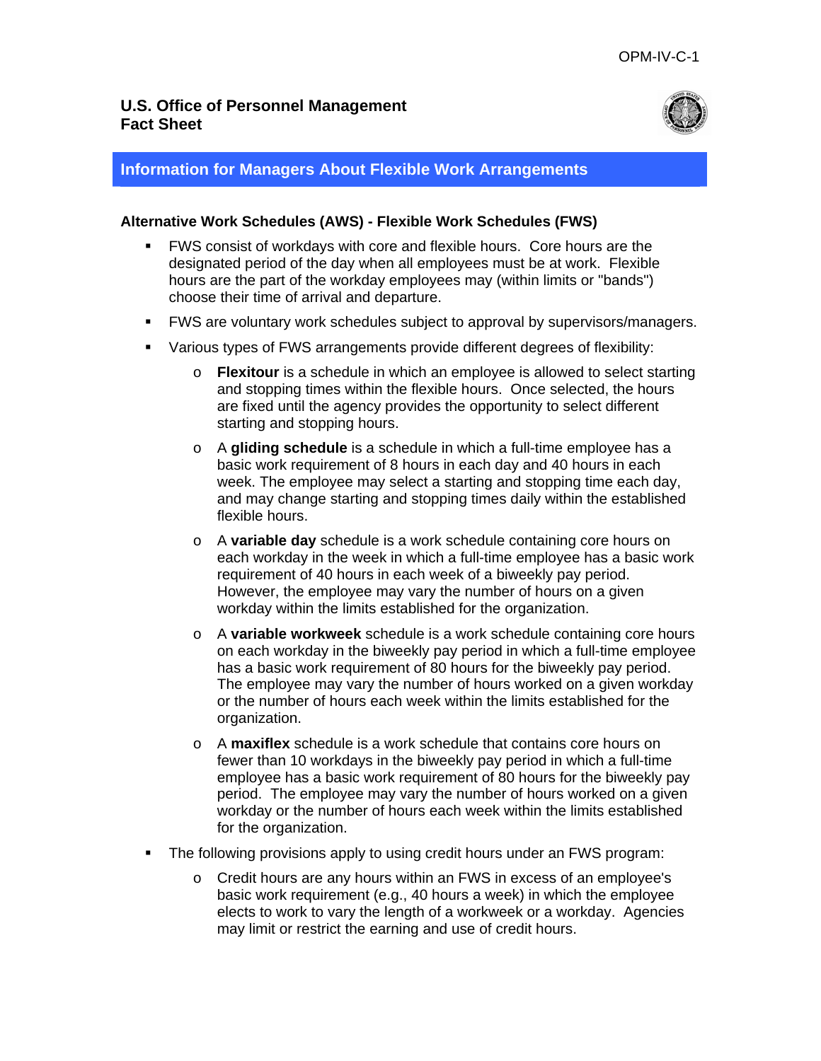**U.S. Office of Personnel Management**
**Fact Sheet**

## Information for Managers About Flexible Work Arrangements

### Alternative Work Schedules (AWS) - Flexible Work Schedules (FWS)

- FWS consist of workdays with core and flexible hours. Core hours are the designated period of the day when all employees must be at work. Flexible hours are the part of the workday employees may (within limits or "bands") choose their time of arrival and departure.
- FWS are voluntary work schedules subject to approval by supervisors/managers.
- Various types of FWS arrangements provide different degrees of flexibility:
  - **Flexitour** is a schedule in which an employee is allowed to select starting and stopping times within the flexible hours. Once selected, the hours are fixed until the agency provides the opportunity to select different starting and stopping hours.
  - A **gliding schedule** is a schedule in which a full-time employee has a basic work requirement of 8 hours in each day and 40 hours in each week. The employee may select a starting and stopping time each day, and may change starting and stopping times daily within the established flexible hours.
  - A **variable day** schedule is a work schedule containing core hours on each workday in the week in which a full-time employee has a basic work requirement of 40 hours in each week of a biweekly pay period. However, the employee may vary the number of hours on a given workday within the limits established for the organization.
  - A **variable workweek** schedule is a work schedule containing core hours on each workday in the biweekly pay period in which a full-time employee has a basic work requirement of 80 hours for the biweekly pay period. The employee may vary the number of hours worked on a given workday or the number of hours each week within the limits established for the organization.
  - A **maxiflex** schedule is a work schedule that contains core hours on fewer than 10 workdays in the biweekly pay period in which a full-time employee has a basic work requirement of 80 hours for the biweekly pay period. The employee may vary the number of hours worked on a given workday or the number of hours each week within the limits established for the organization.
- The following provisions apply to using credit hours under an FWS program:
  - Credit hours are any hours within an FWS in excess of an employee's basic work requirement (e.g., 40 hours a week) in which the employee elects to work to vary the length of a workweek or a workday. Agencies may limit or restrict the earning and use of credit hours.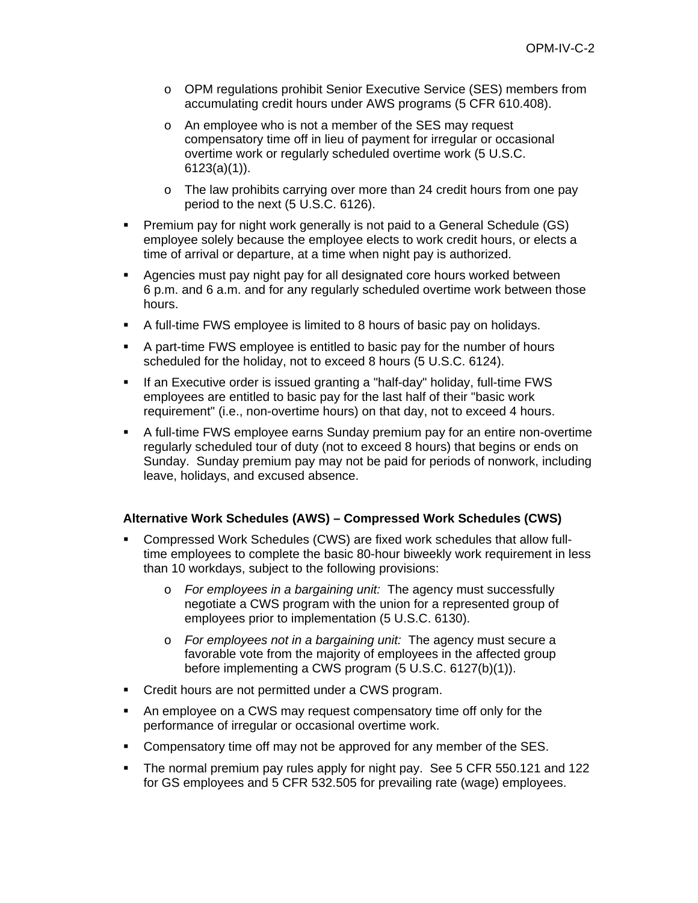- OPM regulations prohibit Senior Executive Service (SES) members from accumulating credit hours under AWS programs (5 CFR 610.408).
  - An employee who is not a member of the SES may request compensatory time off in lieu of payment for irregular or occasional overtime work or regularly scheduled overtime work (5 U.S.C. 6123(a)(1)).
  - The law prohibits carrying over more than 24 credit hours from one pay period to the next (5 U.S.C. 6126).
- Premium pay for night work generally is not paid to a General Schedule (GS) employee solely because the employee elects to work credit hours, or elects a time of arrival or departure, at a time when night pay is authorized.
- Agencies must pay night pay for all designated core hours worked between 6 p.m. and 6 a.m. and for any regularly scheduled overtime work between those hours.
- A full-time FWS employee is limited to 8 hours of basic pay on holidays.
- A part-time FWS employee is entitled to basic pay for the number of hours scheduled for the holiday, not to exceed 8 hours (5 U.S.C. 6124).
- If an Executive order is issued granting a "half-day" holiday, full-time FWS employees are entitled to basic pay for the last half of their "basic work requirement" (i.e., non-overtime hours) on that day, not to exceed 4 hours.
- A full-time FWS employee earns Sunday premium pay for an entire non-overtime regularly scheduled tour of duty (not to exceed 8 hours) that begins or ends on Sunday. Sunday premium pay may not be paid for periods of nonwork, including leave, holidays, and excused absence.

**Alternative Work Schedules (AWS) – Compressed Work Schedules (CWS)**

- Compressed Work Schedules (CWS) are fixed work schedules that allow full-time employees to complete the basic 80-hour biweekly work requirement in less than 10 workdays, subject to the following provisions:
  - *For employees in a bargaining unit:* The agency must successfully negotiate a CWS program with the union for a represented group of employees prior to implementation (5 U.S.C. 6130).
  - *For employees not in a bargaining unit:* The agency must secure a favorable vote from the majority of employees in the affected group before implementing a CWS program (5 U.S.C. 6127(b)(1)).
- Credit hours are not permitted under a CWS program.
- An employee on a CWS may request compensatory time off only for the performance of irregular or occasional overtime work.
- Compensatory time off may not be approved for any member of the SES.
- The normal premium pay rules apply for night pay. See 5 CFR 550.121 and 122 for GS employees and 5 CFR 532.505 for prevailing rate (wage) employees.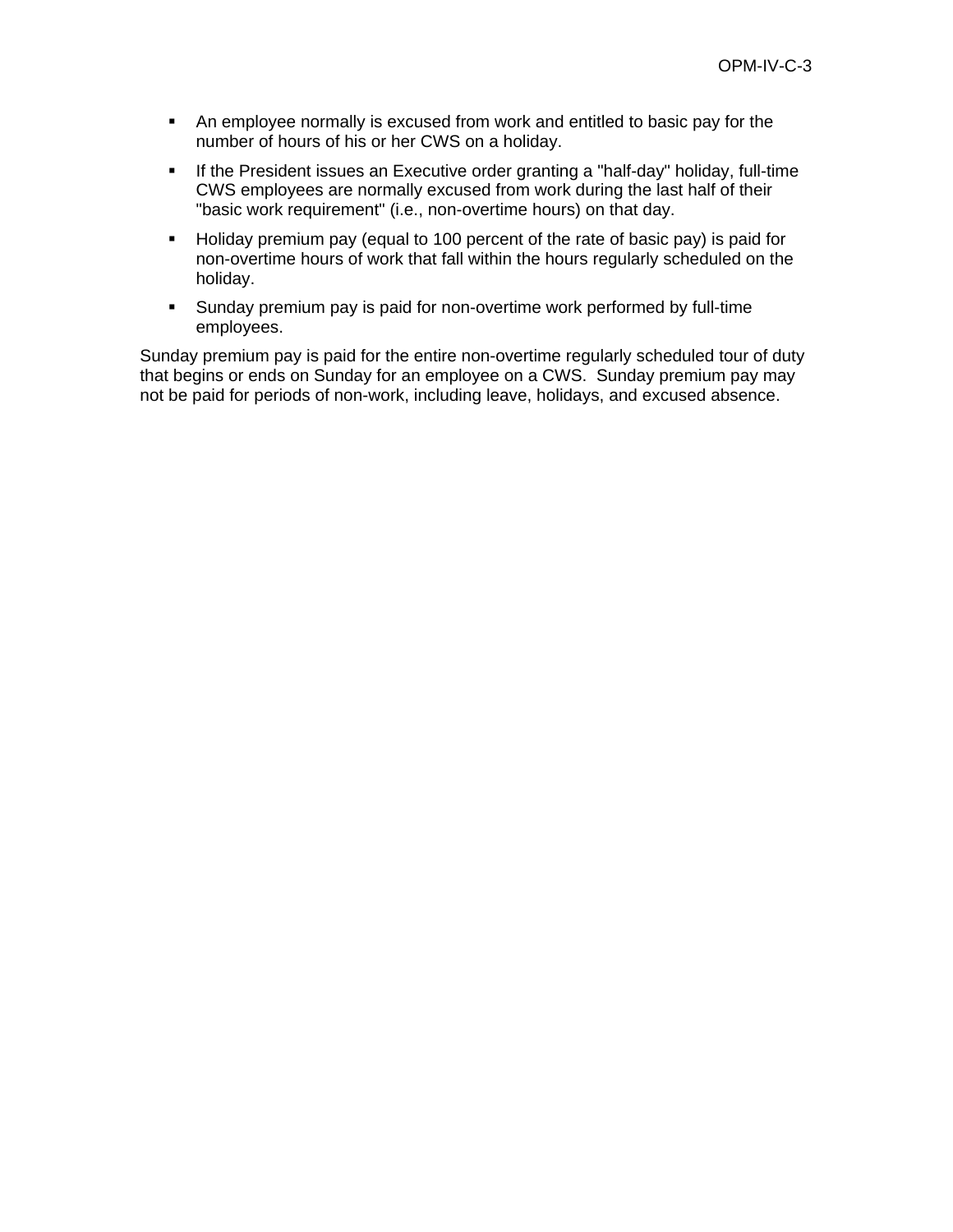- An employee normally is excused from work and entitled to basic pay for the number of hours of his or her CWS on a holiday.
- If the President issues an Executive order granting a "half-day" holiday, full-time CWS employees are normally excused from work during the last half of their "basic work requirement" (i.e., non-overtime hours) on that day.
- Holiday premium pay (equal to 100 percent of the rate of basic pay) is paid for non-overtime hours of work that fall within the hours regularly scheduled on the holiday.
- Sunday premium pay is paid for non-overtime work performed by full-time employees.

Sunday premium pay is paid for the entire non-overtime regularly scheduled tour of duty that begins or ends on Sunday for an employee on a CWS. Sunday premium pay may not be paid for periods of non-work, including leave, holidays, and excused absence.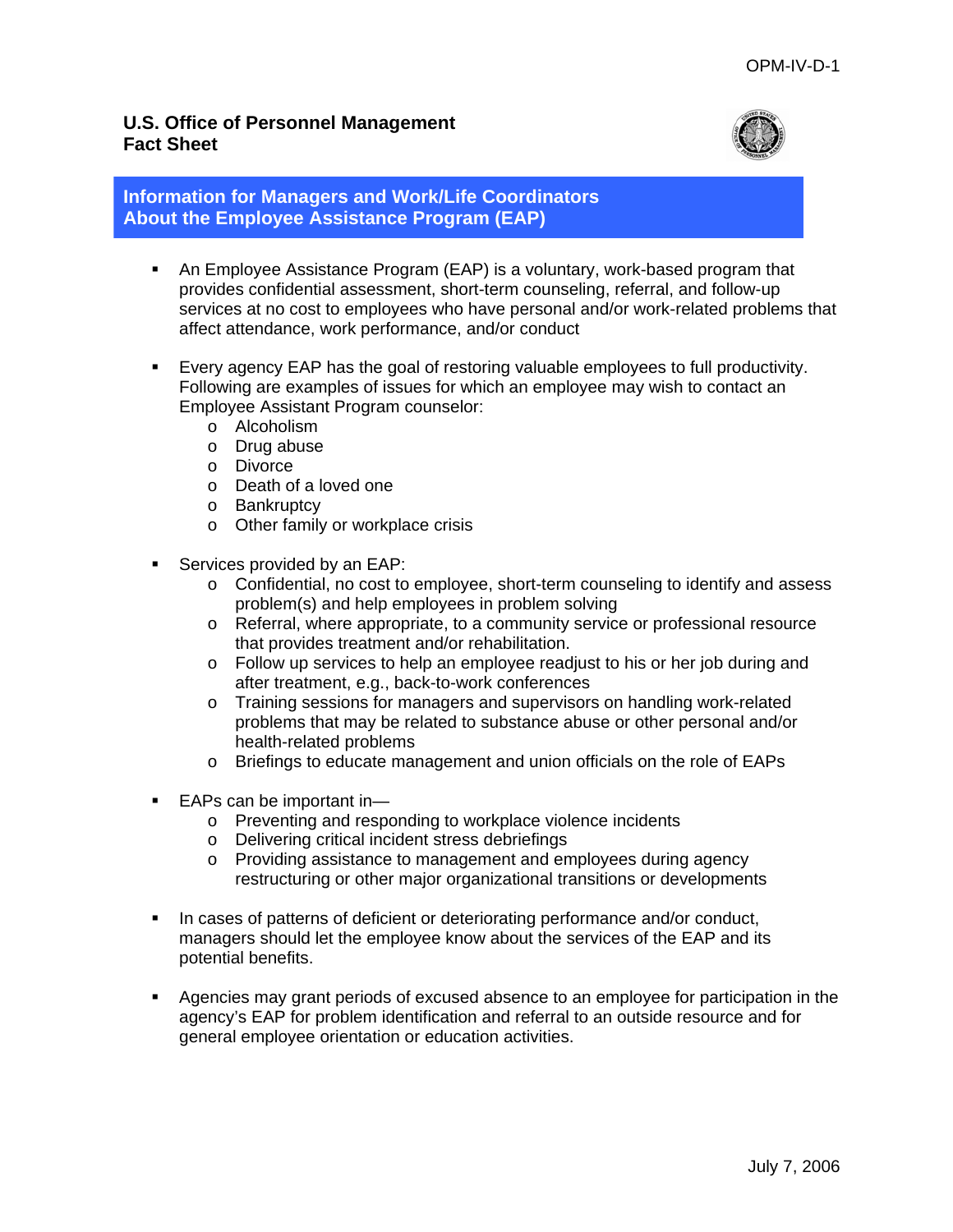**U.S. Office of Personnel Management**
**Fact Sheet**

## Information for Managers and Work/Life Coordinators About the Employee Assistance Program (EAP)

- An Employee Assistance Program (EAP) is a voluntary, work-based program that provides confidential assessment, short-term counseling, referral, and follow-up services at no cost to employees who have personal and/or work-related problems that affect attendance, work performance, and/or conduct

- Every agency EAP has the goal of restoring valuable employees to full productivity. Following are examples of issues for which an employee may wish to contact an Employee Assistant Program counselor:
    - Alcoholism
    - Drug abuse
    - Divorce
    - Death of a loved one
    - Bankruptcy
    - Other family or workplace crisis

- Services provided by an EAP:
    - Confidential, no cost to employee, short-term counseling to identify and assess problem(s) and help employees in problem solving
    - Referral, where appropriate, to a community service or professional resource that provides treatment and/or rehabilitation.
    - Follow up services to help an employee readjust to his or her job during and after treatment, e.g., back-to-work conferences
    - Training sessions for managers and supervisors on handling work-related problems that may be related to substance abuse or other personal and/or health-related problems
    - Briefings to educate management and union officials on the role of EAPs

- EAPs can be important in—
    - Preventing and responding to workplace violence incidents
    - Delivering critical incident stress debriefings
    - Providing assistance to management and employees during agency restructuring or other major organizational transitions or developments

- In cases of patterns of deficient or deteriorating performance and/or conduct, managers should let the employee know about the services of the EAP and its potential benefits.

- Agencies may grant periods of excused absence to an employee for participation in the agency's EAP for problem identification and referral to an outside resource and for general employee orientation or education activities.

July 7, 2006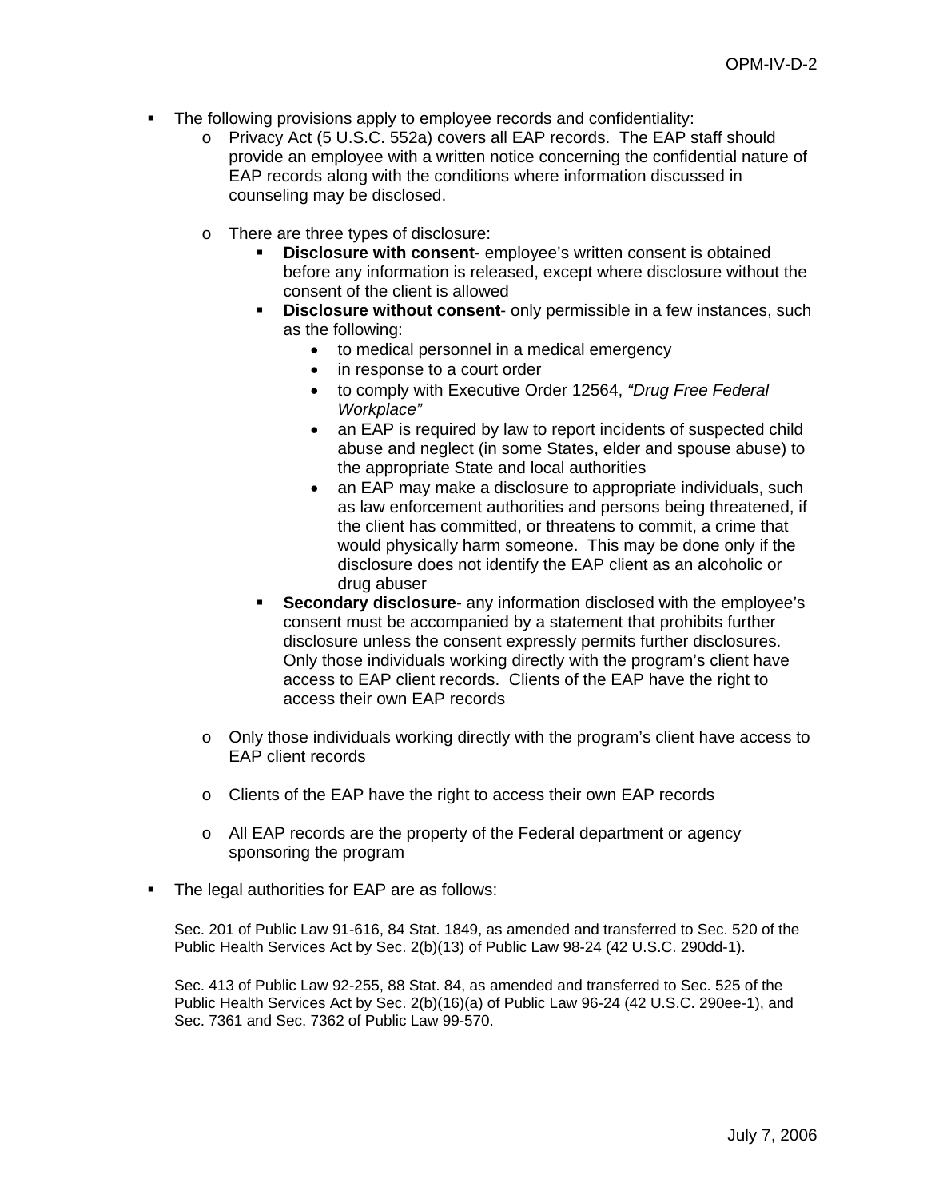- The following provisions apply to employee records and confidentiality:
  - Privacy Act (5 U.S.C. 552a) covers all EAP records. The EAP staff should provide an employee with a written notice concerning the confidential nature of EAP records along with the conditions where information discussed in counseling may be disclosed.

  - There are three types of disclosure:
    - **Disclosure with consent**- employee's written consent is obtained before any information is released, except where disclosure without the consent of the client is allowed
    - **Disclosure without consent**- only permissible in a few instances, such as the following:
      - to medical personnel in a medical emergency
      - in response to a court order
      - to comply with Executive Order 12564, *"Drug Free Federal Workplace"*
      - an EAP is required by law to report incidents of suspected child abuse and neglect (in some States, elder and spouse abuse) to the appropriate State and local authorities
      - an EAP may make a disclosure to appropriate individuals, such as law enforcement authorities and persons being threatened, if the client has committed, or threatens to commit, a crime that would physically harm someone. This may be done only if the disclosure does not identify the EAP client as an alcoholic or drug abuser
    - **Secondary disclosure**- any information disclosed with the employee's consent must be accompanied by a statement that prohibits further disclosure unless the consent expressly permits further disclosures. Only those individuals working directly with the program's client have access to EAP client records. Clients of the EAP have the right to access their own EAP records

  - Only those individuals working directly with the program's client have access to EAP client records

  - Clients of the EAP have the right to access their own EAP records

  - All EAP records are the property of the Federal department or agency sponsoring the program

- The legal authorities for EAP are as follows:

  Sec. 201 of Public Law 91-616, 84 Stat. 1849, as amended and transferred to Sec. 520 of the Public Health Services Act by Sec. 2(b)(13) of Public Law 98-24 (42 U.S.C. 290dd-1).

  Sec. 413 of Public Law 92-255, 88 Stat. 84, as amended and transferred to Sec. 525 of the Public Health Services Act by Sec. 2(b)(16)(a) of Public Law 96-24 (42 U.S.C. 290ee-1), and Sec. 7361 and Sec. 7362 of Public Law 99-570.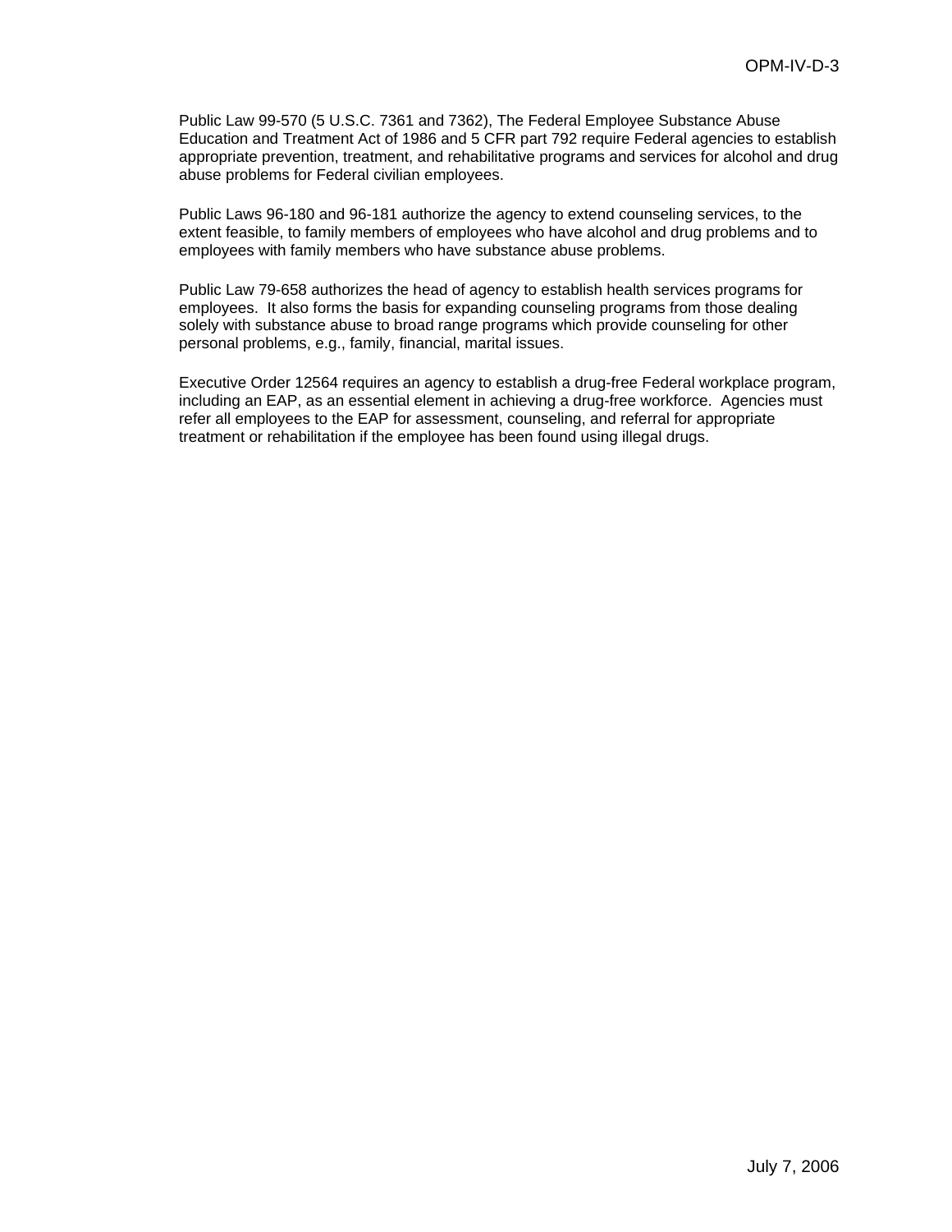Public Law 99-570 (5 U.S.C. 7361 and 7362), The Federal Employee Substance Abuse Education and Treatment Act of 1986 and 5 CFR part 792 require Federal agencies to establish appropriate prevention, treatment, and rehabilitative programs and services for alcohol and drug abuse problems for Federal civilian employees.

Public Laws 96-180 and 96-181 authorize the agency to extend counseling services, to the extent feasible, to family members of employees who have alcohol and drug problems and to employees with family members who have substance abuse problems.

Public Law 79-658 authorizes the head of agency to establish health services programs for employees. It also forms the basis for expanding counseling programs from those dealing solely with substance abuse to broad range programs which provide counseling for other personal problems, e.g., family, financial, marital issues.

Executive Order 12564 requires an agency to establish a drug-free Federal workplace program, including an EAP, as an essential element in achieving a drug-free workforce. Agencies must refer all employees to the EAP for assessment, counseling, and referral for appropriate treatment or rehabilitation if the employee has been found using illegal drugs.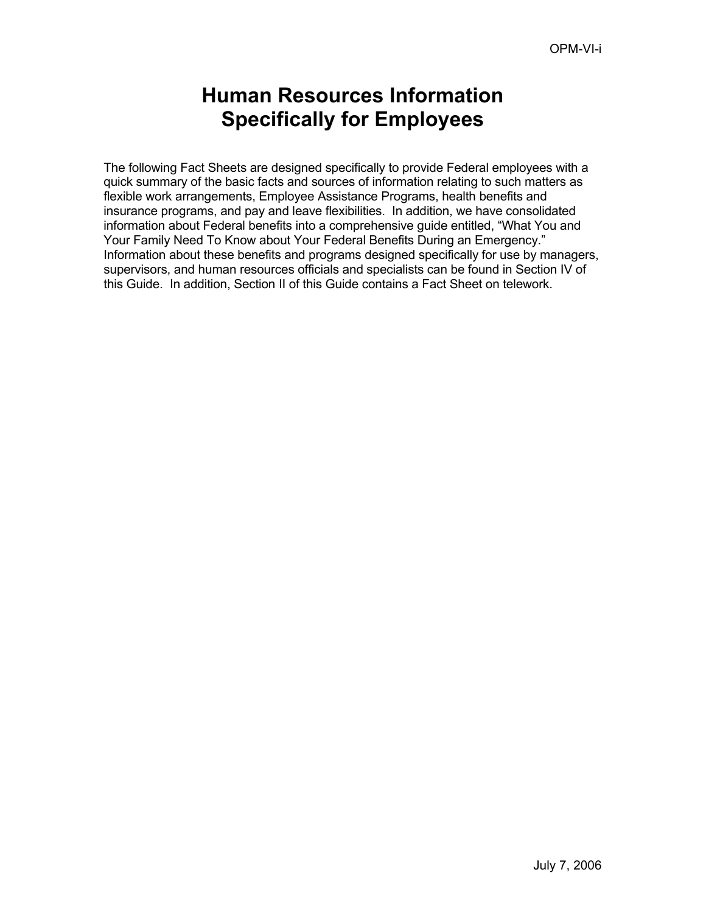# Human Resources Information Specifically for Employees

The following Fact Sheets are designed specifically to provide Federal employees with a quick summary of the basic facts and sources of information relating to such matters as flexible work arrangements, Employee Assistance Programs, health benefits and insurance programs, and pay and leave flexibilities. In addition, we have consolidated information about Federal benefits into a comprehensive guide entitled, “What You and Your Family Need To Know about Your Federal Benefits During an Emergency.” Information about these benefits and programs designed specifically for use by managers, supervisors, and human resources officials and specialists can be found in Section IV of this Guide. In addition, Section II of this Guide contains a Fact Sheet on telework.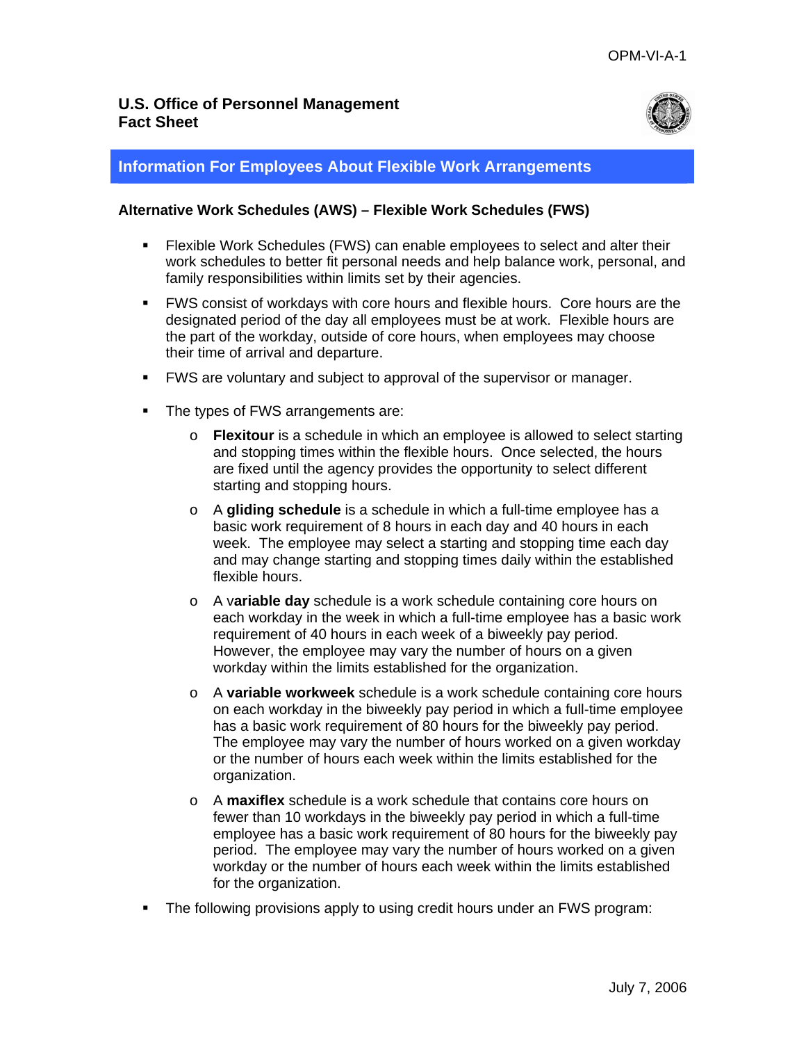**U.S. Office of Personnel Management**
**Fact Sheet**

## Information For Employees About Flexible Work Arrangements

### Alternative Work Schedules (AWS) – Flexible Work Schedules (FWS)

- Flexible Work Schedules (FWS) can enable employees to select and alter their work schedules to better fit personal needs and help balance work, personal, and family responsibilities within limits set by their agencies.
- FWS consist of workdays with core hours and flexible hours. Core hours are the designated period of the day all employees must be at work. Flexible hours are the part of the workday, outside of core hours, when employees may choose their time of arrival and departure.
- FWS are voluntary and subject to approval of the supervisor or manager.
- The types of FWS arrangements are:
    - **Flexitour** is a schedule in which an employee is allowed to select starting and stopping times within the flexible hours. Once selected, the hours are fixed until the agency provides the opportunity to select different starting and stopping hours.
    - A **gliding schedule** is a schedule in which a full-time employee has a basic work requirement of 8 hours in each day and 40 hours in each week. The employee may select a starting and stopping time each day and may change starting and stopping times daily within the established flexible hours.
    - A v**ariable day** schedule is a work schedule containing core hours on each workday in the week in which a full-time employee has a basic work requirement of 40 hours in each week of a biweekly pay period. However, the employee may vary the number of hours on a given workday within the limits established for the organization.
    - A **variable workweek** schedule is a work schedule containing core hours on each workday in the biweekly pay period in which a full-time employee has a basic work requirement of 80 hours for the biweekly pay period. The employee may vary the number of hours worked on a given workday or the number of hours each week within the limits established for the organization.
    - A **maxiflex** schedule is a work schedule that contains core hours on fewer than 10 workdays in the biweekly pay period in which a full-time employee has a basic work requirement of 80 hours for the biweekly pay period. The employee may vary the number of hours worked on a given workday or the number of hours each week within the limits established for the organization.
- The following provisions apply to using credit hours under an FWS program: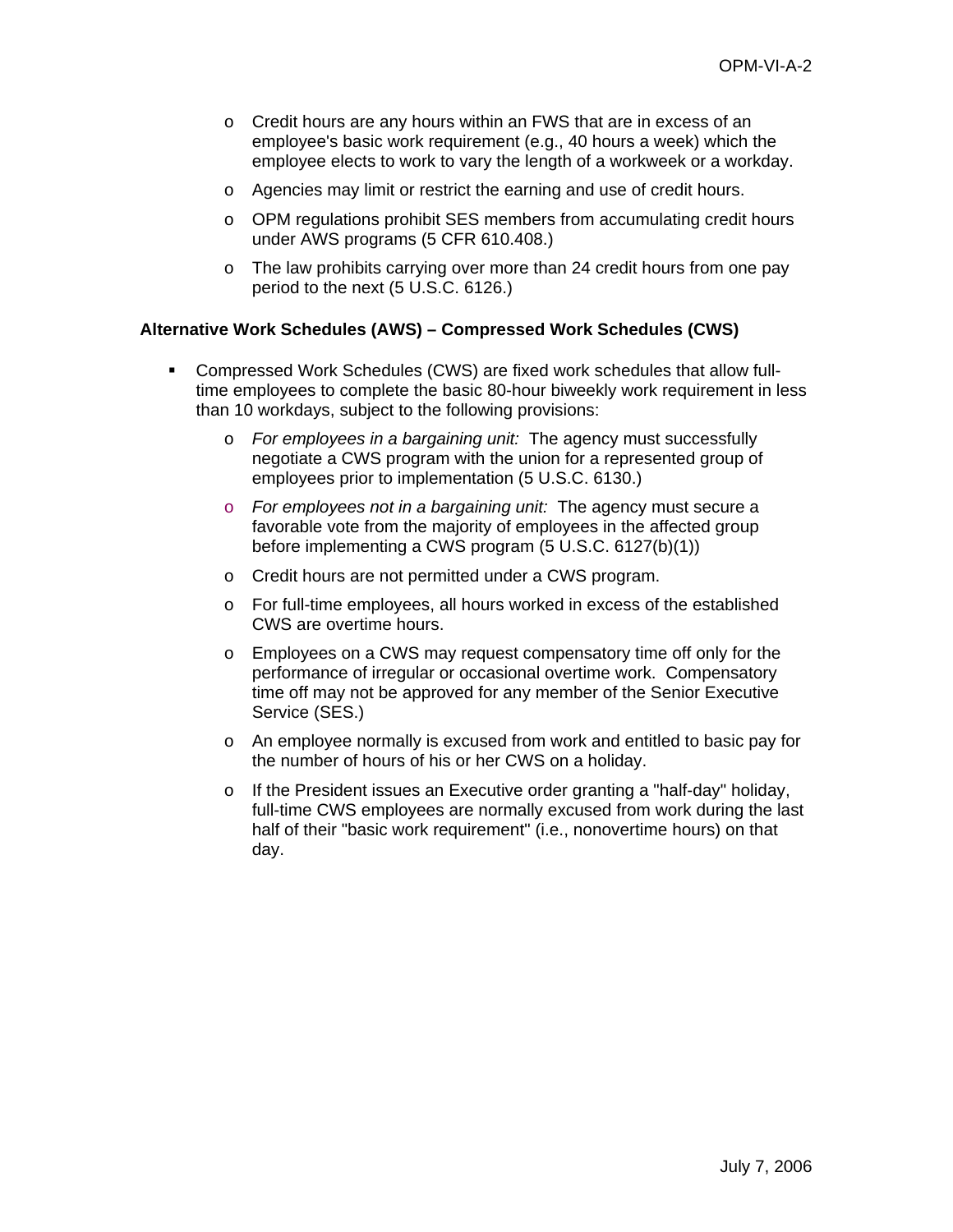- Credit hours are any hours within an FWS that are in excess of an employee's basic work requirement (e.g., 40 hours a week) which the employee elects to work to vary the length of a workweek or a workday.
- Agencies may limit or restrict the earning and use of credit hours.
- OPM regulations prohibit SES members from accumulating credit hours under AWS programs (5 CFR 610.408.)
- The law prohibits carrying over more than 24 credit hours from one pay period to the next (5 U.S.C. 6126.)

**Alternative Work Schedules (AWS) – Compressed Work Schedules (CWS)**

- Compressed Work Schedules (CWS) are fixed work schedules that allow full-time employees to complete the basic 80-hour biweekly work requirement in less than 10 workdays, subject to the following provisions:
  - *For employees in a bargaining unit:* The agency must successfully negotiate a CWS program with the union for a represented group of employees prior to implementation (5 U.S.C. 6130.)
  - *For employees not in a bargaining unit:* The agency must secure a favorable vote from the majority of employees in the affected group before implementing a CWS program (5 U.S.C. 6127(b)(1))
  - Credit hours are not permitted under a CWS program.
  - For full-time employees, all hours worked in excess of the established CWS are overtime hours.
  - Employees on a CWS may request compensatory time off only for the performance of irregular or occasional overtime work. Compensatory time off may not be approved for any member of the Senior Executive Service (SES.)
  - An employee normally is excused from work and entitled to basic pay for the number of hours of his or her CWS on a holiday.
  - If the President issues an Executive order granting a "half-day" holiday, full-time CWS employees are normally excused from work during the last half of their "basic work requirement" (i.e., nonovertime hours) on that day.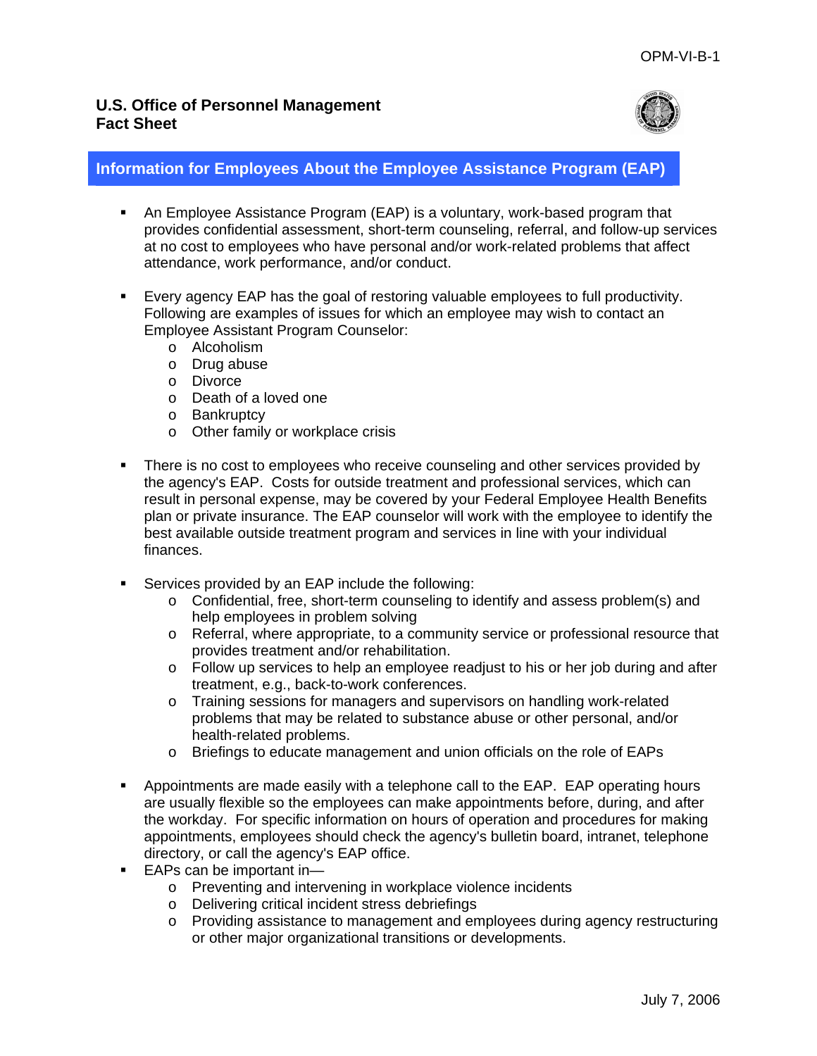**U.S. Office of Personnel Management**
**Fact Sheet**

## Information for Employees About the Employee Assistance Program (EAP)

- An Employee Assistance Program (EAP) is a voluntary, work-based program that provides confidential assessment, short-term counseling, referral, and follow-up services at no cost to employees who have personal and/or work-related problems that affect attendance, work performance, and/or conduct.

- Every agency EAP has the goal of restoring valuable employees to full productivity. Following are examples of issues for which an employee may wish to contact an Employee Assistant Program Counselor:
  - Alcoholism
  - Drug abuse
  - Divorce
  - Death of a loved one
  - Bankruptcy
  - Other family or workplace crisis

- There is no cost to employees who receive counseling and other services provided by the agency's EAP. Costs for outside treatment and professional services, which can result in personal expense, may be covered by your Federal Employee Health Benefits plan or private insurance. The EAP counselor will work with the employee to identify the best available outside treatment program and services in line with your individual finances.

- Services provided by an EAP include the following:
  - Confidential, free, short-term counseling to identify and assess problem(s) and help employees in problem solving
  - Referral, where appropriate, to a community service or professional resource that provides treatment and/or rehabilitation.
  - Follow up services to help an employee readjust to his or her job during and after treatment, e.g., back-to-work conferences.
  - Training sessions for managers and supervisors on handling work-related problems that may be related to substance abuse or other personal, and/or health-related problems.
  - Briefings to educate management and union officials on the role of EAPs

- Appointments are made easily with a telephone call to the EAP. EAP operating hours are usually flexible so the employees can make appointments before, during, and after the workday. For specific information on hours of operation and procedures for making appointments, employees should check the agency's bulletin board, intranet, telephone directory, or call the agency's EAP office.
- EAPs can be important in—
  - Preventing and intervening in workplace violence incidents
  - Delivering critical incident stress debriefings
  - Providing assistance to management and employees during agency restructuring or other major organizational transitions or developments.

July 7, 2006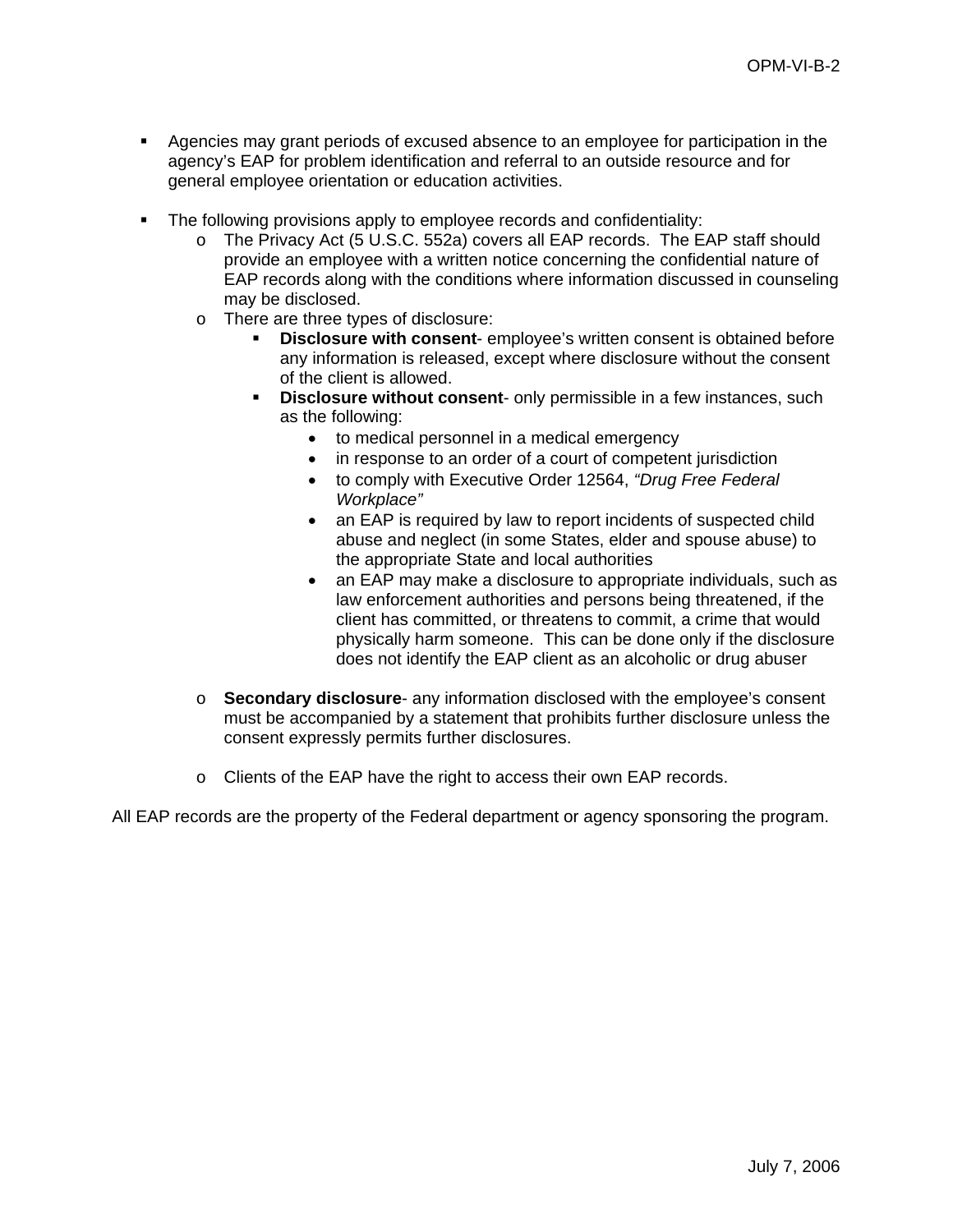- Agencies may grant periods of excused absence to an employee for participation in the agency's EAP for problem identification and referral to an outside resource and for general employee orientation or education activities.

- The following provisions apply to employee records and confidentiality:
  - The Privacy Act (5 U.S.C. 552a) covers all EAP records. The EAP staff should provide an employee with a written notice concerning the confidential nature of EAP records along with the conditions where information discussed in counseling may be disclosed.
  - There are three types of disclosure:
    - **Disclosure with consent**- employee's written consent is obtained before any information is released, except where disclosure without the consent of the client is allowed.
    - **Disclosure without consent**- only permissible in a few instances, such as the following:
      - to medical personnel in a medical emergency
      - in response to an order of a court of competent jurisdiction
      - to comply with Executive Order 12564, *"Drug Free Federal Workplace"*
      - an EAP is required by law to report incidents of suspected child abuse and neglect (in some States, elder and spouse abuse) to the appropriate State and local authorities
      - an EAP may make a disclosure to appropriate individuals, such as law enforcement authorities and persons being threatened, if the client has committed, or threatens to commit, a crime that would physically harm someone. This can be done only if the disclosure does not identify the EAP client as an alcoholic or drug abuser

  - **Secondary disclosure**- any information disclosed with the employee's consent must be accompanied by a statement that prohibits further disclosure unless the consent expressly permits further disclosures.

  - Clients of the EAP have the right to access their own EAP records.

All EAP records are the property of the Federal department or agency sponsoring the program.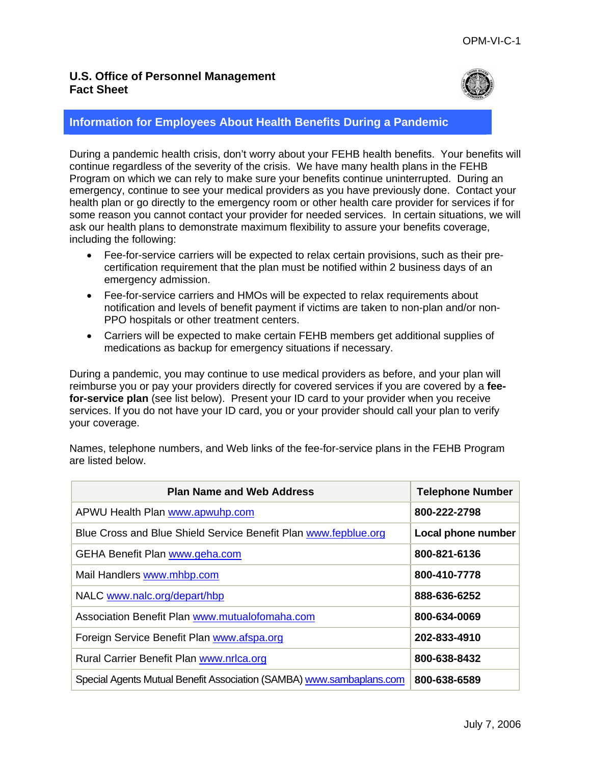OPM-VI-C-1

**U.S. Office of Personnel Management**
**Fact Sheet**

## Information for Employees About Health Benefits During a Pandemic

During a pandemic health crisis, don't worry about your FEHB health benefits. Your benefits will continue regardless of the severity of the crisis. We have many health plans in the FEHB Program on which we can rely to make sure your benefits continue uninterrupted. During an emergency, continue to see your medical providers as you have previously done. Contact your health plan or go directly to the emergency room or other health care provider for services if for some reason you cannot contact your provider for needed services. In certain situations, we will ask our health plans to demonstrate maximum flexibility to assure your benefits coverage, including the following:

- Fee-for-service carriers will be expected to relax certain provisions, such as their pre-certification requirement that the plan must be notified within 2 business days of an emergency admission.
- Fee-for-service carriers and HMOs will be expected to relax requirements about notification and levels of benefit payment if victims are taken to non-plan and/or non-PPO hospitals or other treatment centers.
- Carriers will be expected to make certain FEHB members get additional supplies of medications as backup for emergency situations if necessary.

During a pandemic, you may continue to use medical providers as before, and your plan will reimburse you or pay your providers directly for covered services if you are covered by a **fee-for-service plan** (see list below). Present your ID card to your provider when you receive services. If you do not have your ID card, you or your provider should call your plan to verify your coverage.

Names, telephone numbers, and Web links of the fee-for-service plans in the FEHB Program are listed below.

| Plan Name and Web Address | Telephone Number |
|---|---|
| APWU Health Plan www.apwuhp.com | **800-222-2798** |
| Blue Cross and Blue Shield Service Benefit Plan www.fepblue.org | **Local phone number** |
| GEHA Benefit Plan www.geha.com | **800-821-6136** |
| Mail Handlers www.mhbp.com | **800-410-7778** |
| NALC www.nalc.org/depart/hbp | **888-636-6252** |
| Association Benefit Plan www.mutualofomaha.com | **800-634-0069** |
| Foreign Service Benefit Plan www.afspa.org | **202-833-4910** |
| Rural Carrier Benefit Plan www.nrlca.org | **800-638-8432** |
| Special Agents Mutual Benefit Association (SAMBA) www.sambaplans.com | **800-638-6589** |

July 7, 2006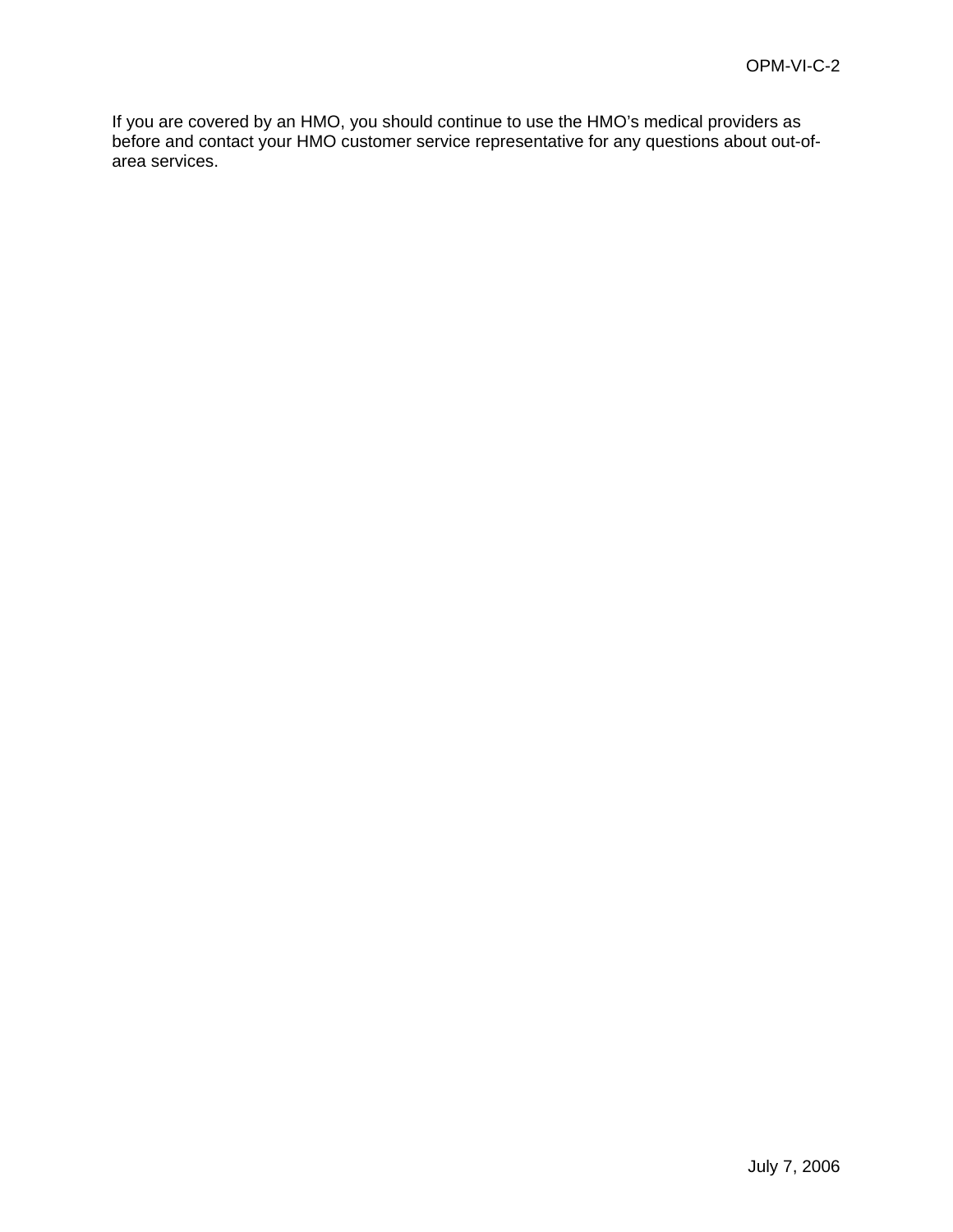If you are covered by an HMO, you should continue to use the HMO's medical providers as before and contact your HMO customer service representative for any questions about out-of-area services.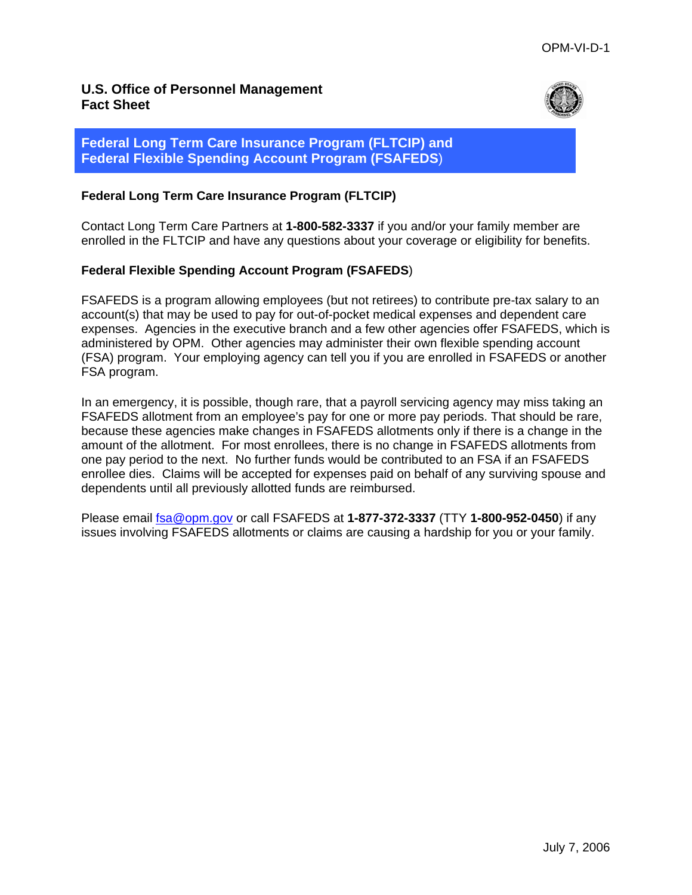**U.S. Office of Personnel Management**
**Fact Sheet**

## Federal Long Term Care Insurance Program (FLTCIP) and Federal Flexible Spending Account Program (FSAFEDS)

### Federal Long Term Care Insurance Program (FLTCIP)

Contact Long Term Care Partners at **1-800-582-3337** if you and/or your family member are enrolled in the FLTCIP and have any questions about your coverage or eligibility for benefits.

### Federal Flexible Spending Account Program (FSAFEDS)

FSAFEDS is a program allowing employees (but not retirees) to contribute pre-tax salary to an account(s) that may be used to pay for out-of-pocket medical expenses and dependent care expenses. Agencies in the executive branch and a few other agencies offer FSAFEDS, which is administered by OPM. Other agencies may administer their own flexible spending account (FSA) program. Your employing agency can tell you if you are enrolled in FSAFEDS or another FSA program.

In an emergency, it is possible, though rare, that a payroll servicing agency may miss taking an FSAFEDS allotment from an employee's pay for one or more pay periods. That should be rare, because these agencies make changes in FSAFEDS allotments only if there is a change in the amount of the allotment. For most enrollees, there is no change in FSAFEDS allotments from one pay period to the next. No further funds would be contributed to an FSA if an FSAFEDS enrollee dies. Claims will be accepted for expenses paid on behalf of any surviving spouse and dependents until all previously allotted funds are reimbursed.

Please email fsa@opm.gov or call FSAFEDS at **1-877-372-3337** (TTY **1-800-952-0450**) if any issues involving FSAFEDS allotments or claims are causing a hardship for you or your family.

July 7, 2006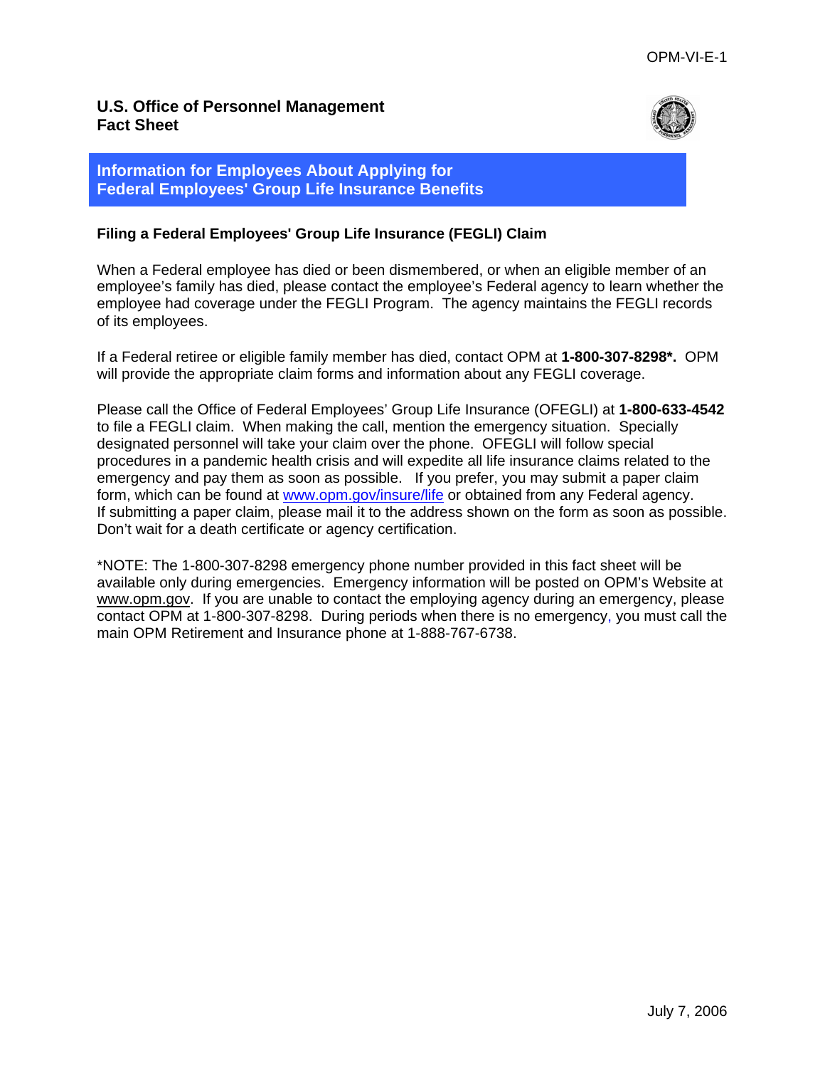**U.S. Office of Personnel Management**
**Fact Sheet**

## Information for Employees About Applying for Federal Employees' Group Life Insurance Benefits

### Filing a Federal Employees' Group Life Insurance (FEGLI) Claim

When a Federal employee has died or been dismembered, or when an eligible member of an employee's family has died, please contact the employee's Federal agency to learn whether the employee had coverage under the FEGLI Program. The agency maintains the FEGLI records of its employees.

If a Federal retiree or eligible family member has died, contact OPM at **1-800-307-8298*.** OPM will provide the appropriate claim forms and information about any FEGLI coverage.

Please call the Office of Federal Employees' Group Life Insurance (OFEGLI) at **1-800-633-4542** to file a FEGLI claim. When making the call, mention the emergency situation. Specially designated personnel will take your claim over the phone. OFEGLI will follow special procedures in a pandemic health crisis and will expedite all life insurance claims related to the emergency and pay them as soon as possible. If you prefer, you may submit a paper claim form, which can be found at www.opm.gov/insure/life or obtained from any Federal agency. If submitting a paper claim, please mail it to the address shown on the form as soon as possible. Don't wait for a death certificate or agency certification.

*NOTE: The 1-800-307-8298 emergency phone number provided in this fact sheet will be available only during emergencies. Emergency information will be posted on OPM's Website at www.opm.gov. If you are unable to contact the employing agency during an emergency, please contact OPM at 1-800-307-8298. During periods when there is no emergency, you must call the main OPM Retirement and Insurance phone at 1-888-767-6738.

July 7, 2006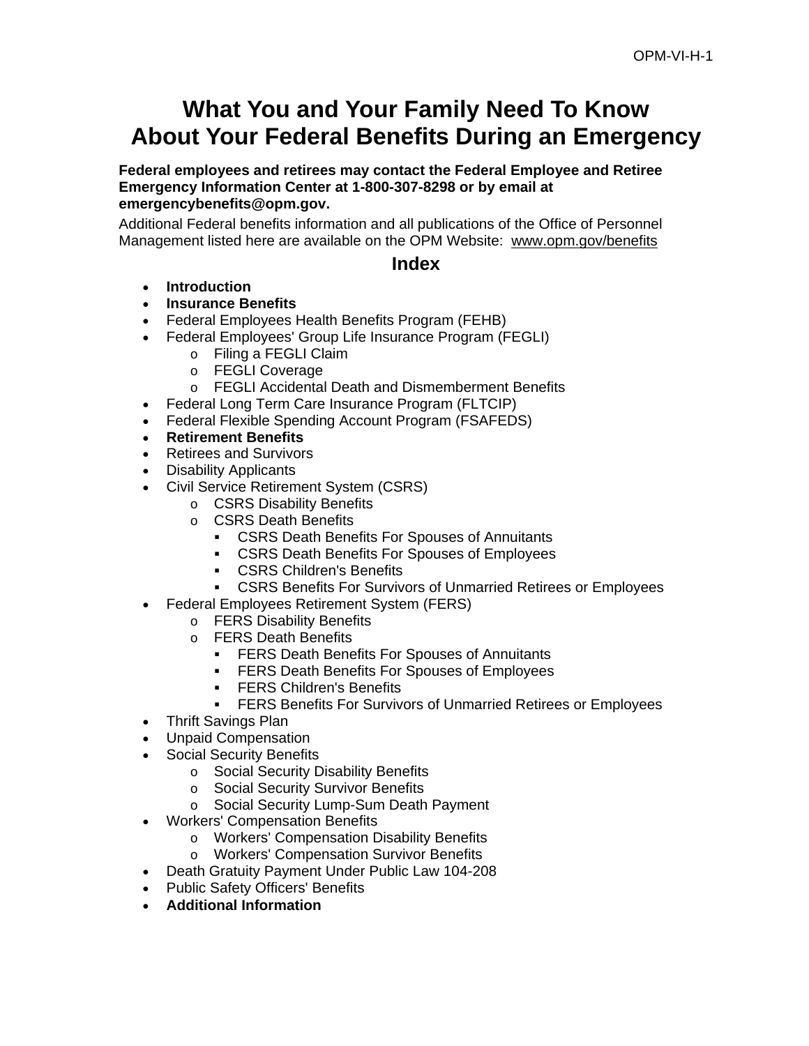OPM-VI-H-1

# What You and Your Family Need To Know About Your Federal Benefits During an Emergency

**Federal employees and retirees may contact the Federal Employee and Retiree Emergency Information Center at 1-800-307-8298 or by email at emergencybenefits@opm.gov.**

Additional Federal benefits information and all publications of the Office of Personnel Management listed here are available on the OPM Website: www.opm.gov/benefits

## Index

- **Introduction**
- **Insurance Benefits**
- Federal Employees Health Benefits Program (FEHB)
- Federal Employees' Group Life Insurance Program (FEGLI)
  - Filing a FEGLI Claim
  - FEGLI Coverage
  - FEGLI Accidental Death and Dismemberment Benefits
- Federal Long Term Care Insurance Program (FLTCIP)
- Federal Flexible Spending Account Program (FSAFEDS)
- **Retirement Benefits**
- Retirees and Survivors
- Disability Applicants
- Civil Service Retirement System (CSRS)
  - CSRS Disability Benefits
  - CSRS Death Benefits
    - CSRS Death Benefits For Spouses of Annuitants
    - CSRS Death Benefits For Spouses of Employees
    - CSRS Children's Benefits
    - CSRS Benefits For Survivors of Unmarried Retirees or Employees
- Federal Employees Retirement System (FERS)
  - FERS Disability Benefits
  - FERS Death Benefits
    - FERS Death Benefits For Spouses of Annuitants
    - FERS Death Benefits For Spouses of Employees
    - FERS Children's Benefits
    - FERS Benefits For Survivors of Unmarried Retirees or Employees
- Thrift Savings Plan
- Unpaid Compensation
- Social Security Benefits
  - Social Security Disability Benefits
  - Social Security Survivor Benefits
  - Social Security Lump-Sum Death Payment
- Workers' Compensation Benefits
  - Workers' Compensation Disability Benefits
  - Workers' Compensation Survivor Benefits
- Death Gratuity Payment Under Public Law 104-208
- Public Safety Officers' Benefits
- **Additional Information**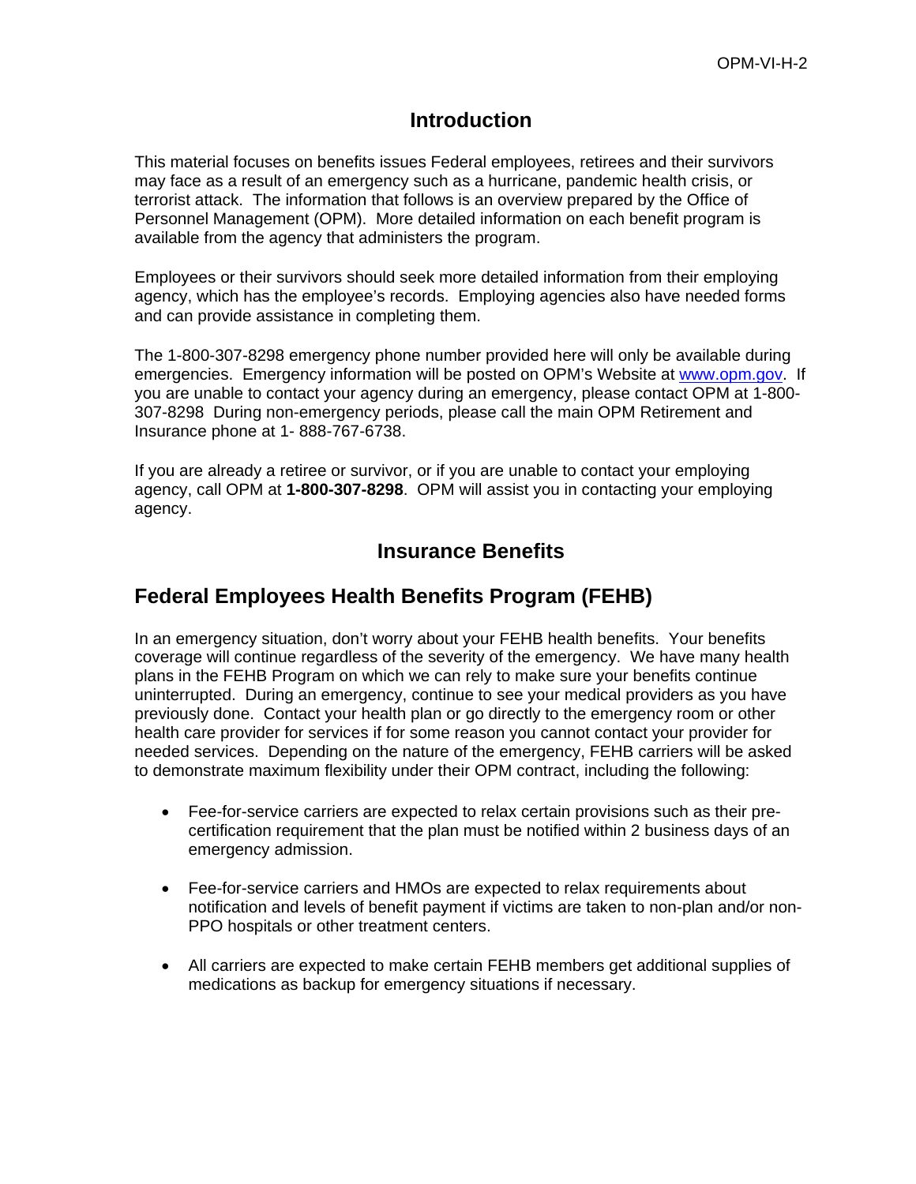## Introduction

This material focuses on benefits issues Federal employees, retirees and their survivors may face as a result of an emergency such as a hurricane, pandemic health crisis, or terrorist attack. The information that follows is an overview prepared by the Office of Personnel Management (OPM). More detailed information on each benefit program is available from the agency that administers the program.

Employees or their survivors should seek more detailed information from their employing agency, which has the employee's records. Employing agencies also have needed forms and can provide assistance in completing them.

The 1-800-307-8298 emergency phone number provided here will only be available during emergencies. Emergency information will be posted on OPM's Website at www.opm.gov. If you are unable to contact your agency during an emergency, please contact OPM at 1-800-307-8298 During non-emergency periods, please call the main OPM Retirement and Insurance phone at 1- 888-767-6738.

If you are already a retiree or survivor, or if you are unable to contact your employing agency, call OPM at **1-800-307-8298**. OPM will assist you in contacting your employing agency.

## Insurance Benefits

### Federal Employees Health Benefits Program (FEHB)

In an emergency situation, don't worry about your FEHB health benefits. Your benefits coverage will continue regardless of the severity of the emergency. We have many health plans in the FEHB Program on which we can rely to make sure your benefits continue uninterrupted. During an emergency, continue to see your medical providers as you have previously done. Contact your health plan or go directly to the emergency room or other health care provider for services if for some reason you cannot contact your provider for needed services. Depending on the nature of the emergency, FEHB carriers will be asked to demonstrate maximum flexibility under their OPM contract, including the following:

- Fee-for-service carriers are expected to relax certain provisions such as their pre-certification requirement that the plan must be notified within 2 business days of an emergency admission.
- Fee-for-service carriers and HMOs are expected to relax requirements about notification and levels of benefit payment if victims are taken to non-plan and/or non-PPO hospitals or other treatment centers.
- All carriers are expected to make certain FEHB members get additional supplies of medications as backup for emergency situations if necessary.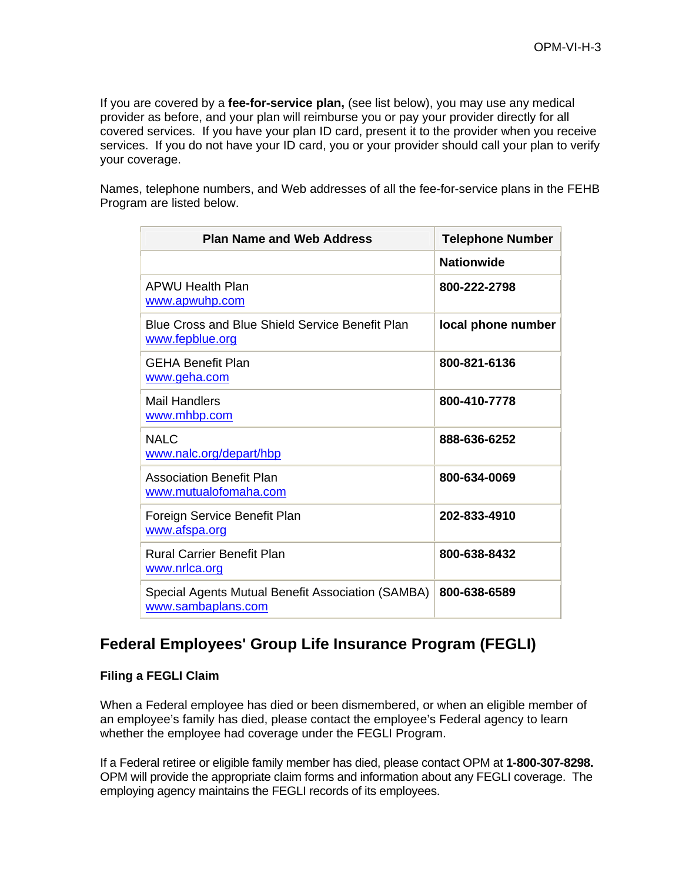If you are covered by a **fee-for-service plan,** (see list below), you may use any medical provider as before, and your plan will reimburse you or pay your provider directly for all covered services. If you have your plan ID card, present it to the provider when you receive services. If you do not have your ID card, you or your provider should call your plan to verify your coverage.

Names, telephone numbers, and Web addresses of all the fee-for-service plans in the FEHB Program are listed below.

| Plan Name and Web Address | Telephone Number |
|---|---|
| | **Nationwide** |
| APWU Health Plan<br>www.apwuhp.com | **800-222-2798** |
| Blue Cross and Blue Shield Service Benefit Plan<br>www.fepblue.org | **local phone number** |
| GEHA Benefit Plan<br>www.geha.com | **800-821-6136** |
| Mail Handlers<br>www.mhbp.com | **800-410-7778** |
| NALC<br>www.nalc.org/depart/hbp | **888-636-6252** |
| Association Benefit Plan<br>www.mutualofomaha.com | **800-634-0069** |
| Foreign Service Benefit Plan<br>www.afspa.org | **202-833-4910** |
| Rural Carrier Benefit Plan<br>www.nrlca.org | **800-638-8432** |
| Special Agents Mutual Benefit Association (SAMBA)<br>www.sambaplans.com | **800-638-6589** |

## Federal Employees' Group Life Insurance Program (FEGLI)

### Filing a FEGLI Claim

When a Federal employee has died or been dismembered, or when an eligible member of an employee's family has died, please contact the employee's Federal agency to learn whether the employee had coverage under the FEGLI Program.

If a Federal retiree or eligible family member has died, please contact OPM at **1-800-307-8298.** OPM will provide the appropriate claim forms and information about any FEGLI coverage. The employing agency maintains the FEGLI records of its employees.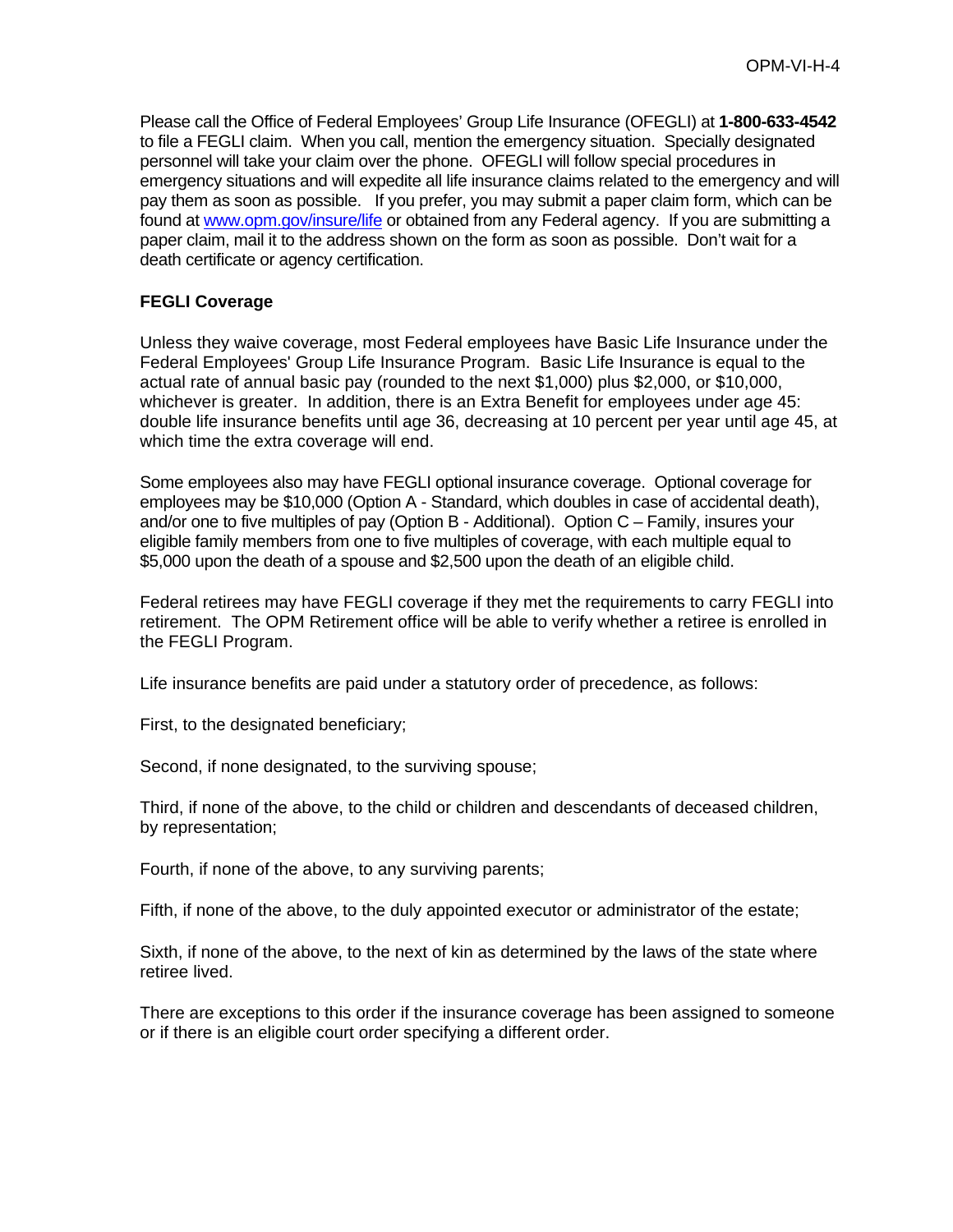Please call the Office of Federal Employees' Group Life Insurance (OFEGLI) at **1-800-633-4542** to file a FEGLI claim. When you call, mention the emergency situation. Specially designated personnel will take your claim over the phone. OFEGLI will follow special procedures in emergency situations and will expedite all life insurance claims related to the emergency and will pay them as soon as possible. If you prefer, you may submit a paper claim form, which can be found at [www.opm.gov/insure/life](www.opm.gov/insure/life) or obtained from any Federal agency. If you are submitting a paper claim, mail it to the address shown on the form as soon as possible. Don't wait for a death certificate or agency certification.

**FEGLI Coverage**

Unless they waive coverage, most Federal employees have Basic Life Insurance under the Federal Employees' Group Life Insurance Program. Basic Life Insurance is equal to the actual rate of annual basic pay (rounded to the next $1,000) plus $2,000, or $10,000, whichever is greater. In addition, there is an Extra Benefit for employees under age 45: double life insurance benefits until age 36, decreasing at 10 percent per year until age 45, at which time the extra coverage will end.

Some employees also may have FEGLI optional insurance coverage. Optional coverage for employees may be $10,000 (Option A - Standard, which doubles in case of accidental death), and/or one to five multiples of pay (Option B - Additional). Option C – Family, insures your eligible family members from one to five multiples of coverage, with each multiple equal to $5,000 upon the death of a spouse and $2,500 upon the death of an eligible child.

Federal retirees may have FEGLI coverage if they met the requirements to carry FEGLI into retirement. The OPM Retirement office will be able to verify whether a retiree is enrolled in the FEGLI Program.

Life insurance benefits are paid under a statutory order of precedence, as follows:

First, to the designated beneficiary;

Second, if none designated, to the surviving spouse;

Third, if none of the above, to the child or children and descendants of deceased children, by representation;

Fourth, if none of the above, to any surviving parents;

Fifth, if none of the above, to the duly appointed executor or administrator of the estate;

Sixth, if none of the above, to the next of kin as determined by the laws of the state where retiree lived.

There are exceptions to this order if the insurance coverage has been assigned to someone or if there is an eligible court order specifying a different order.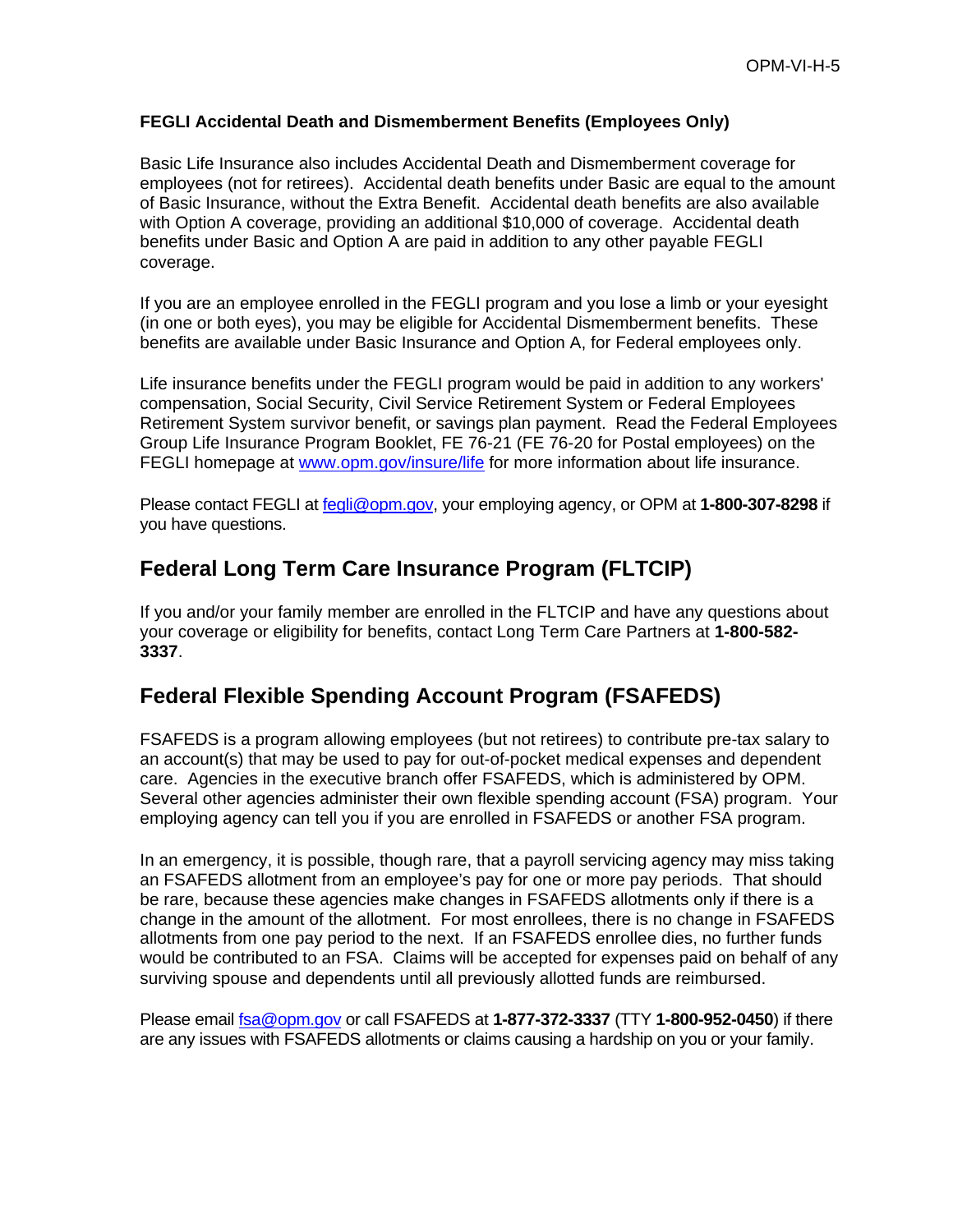**FEGLI Accidental Death and Dismemberment Benefits (Employees Only)**

Basic Life Insurance also includes Accidental Death and Dismemberment coverage for employees (not for retirees). Accidental death benefits under Basic are equal to the amount of Basic Insurance, without the Extra Benefit. Accidental death benefits are also available with Option A coverage, providing an additional $10,000 of coverage. Accidental death benefits under Basic and Option A are paid in addition to any other payable FEGLI coverage.

If you are an employee enrolled in the FEGLI program and you lose a limb or your eyesight (in one or both eyes), you may be eligible for Accidental Dismemberment benefits. These benefits are available under Basic Insurance and Option A, for Federal employees only.

Life insurance benefits under the FEGLI program would be paid in addition to any workers' compensation, Social Security, Civil Service Retirement System or Federal Employees Retirement System survivor benefit, or savings plan payment. Read the Federal Employees Group Life Insurance Program Booklet, FE 76-21 (FE 76-20 for Postal employees) on the FEGLI homepage at [www.opm.gov/insure/life](http://www.opm.gov/insure/life) for more information about life insurance.

Please contact FEGLI at [fegli@opm.gov](mailto:fegli@opm.gov), your employing agency, or OPM at **1-800-307-8298** if you have questions.

## Federal Long Term Care Insurance Program (FLTCIP)

If you and/or your family member are enrolled in the FLTCIP and have any questions about your coverage or eligibility for benefits, contact Long Term Care Partners at **1-800-582-3337**.

## Federal Flexible Spending Account Program (FSAFEDS)

FSAFEDS is a program allowing employees (but not retirees) to contribute pre-tax salary to an account(s) that may be used to pay for out-of-pocket medical expenses and dependent care. Agencies in the executive branch offer FSAFEDS, which is administered by OPM. Several other agencies administer their own flexible spending account (FSA) program. Your employing agency can tell you if you are enrolled in FSAFEDS or another FSA program.

In an emergency, it is possible, though rare, that a payroll servicing agency may miss taking an FSAFEDS allotment from an employee's pay for one or more pay periods. That should be rare, because these agencies make changes in FSAFEDS allotments only if there is a change in the amount of the allotment. For most enrollees, there is no change in FSAFEDS allotments from one pay period to the next. If an FSAFEDS enrollee dies, no further funds would be contributed to an FSA. Claims will be accepted for expenses paid on behalf of any surviving spouse and dependents until all previously allotted funds are reimbursed.

Please email [fsa@opm.gov](mailto:fsa@opm.gov) or call FSAFEDS at **1-877-372-3337** (TTY **1-800-952-0450**) if there are any issues with FSAFEDS allotments or claims causing a hardship on you or your family.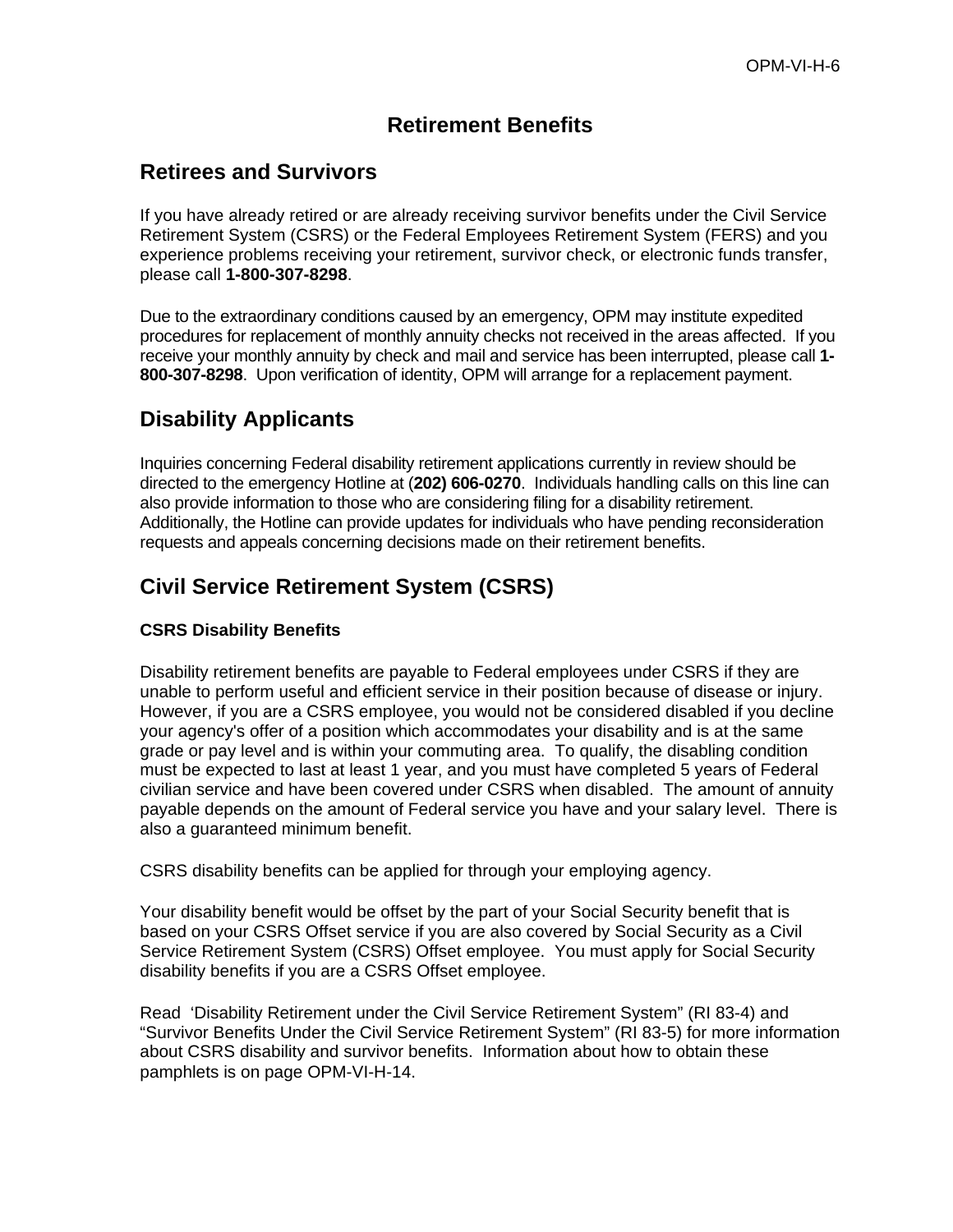# Retirement Benefits

## Retirees and Survivors

If you have already retired or are already receiving survivor benefits under the Civil Service Retirement System (CSRS) or the Federal Employees Retirement System (FERS) and you experience problems receiving your retirement, survivor check, or electronic funds transfer, please call **1-800-307-8298**.

Due to the extraordinary conditions caused by an emergency, OPM may institute expedited procedures for replacement of monthly annuity checks not received in the areas affected. If you receive your monthly annuity by check and mail and service has been interrupted, please call **1-800-307-8298**. Upon verification of identity, OPM will arrange for a replacement payment.

## Disability Applicants

Inquiries concerning Federal disability retirement applications currently in review should be directed to the emergency Hotline at (**202) 606-0270**. Individuals handling calls on this line can also provide information to those who are considering filing for a disability retirement. Additionally, the Hotline can provide updates for individuals who have pending reconsideration requests and appeals concerning decisions made on their retirement benefits.

## Civil Service Retirement System (CSRS)

### CSRS Disability Benefits

Disability retirement benefits are payable to Federal employees under CSRS if they are unable to perform useful and efficient service in their position because of disease or injury. However, if you are a CSRS employee, you would not be considered disabled if you decline your agency's offer of a position which accommodates your disability and is at the same grade or pay level and is within your commuting area. To qualify, the disabling condition must be expected to last at least 1 year, and you must have completed 5 years of Federal civilian service and have been covered under CSRS when disabled. The amount of annuity payable depends on the amount of Federal service you have and your salary level. There is also a guaranteed minimum benefit.

CSRS disability benefits can be applied for through your employing agency.

Your disability benefit would be offset by the part of your Social Security benefit that is based on your CSRS Offset service if you are also covered by Social Security as a Civil Service Retirement System (CSRS) Offset employee. You must apply for Social Security disability benefits if you are a CSRS Offset employee.

Read 'Disability Retirement under the Civil Service Retirement System" (RI 83-4) and "Survivor Benefits Under the Civil Service Retirement System" (RI 83-5) for more information about CSRS disability and survivor benefits. Information about how to obtain these pamphlets is on page OPM-VI-H-14.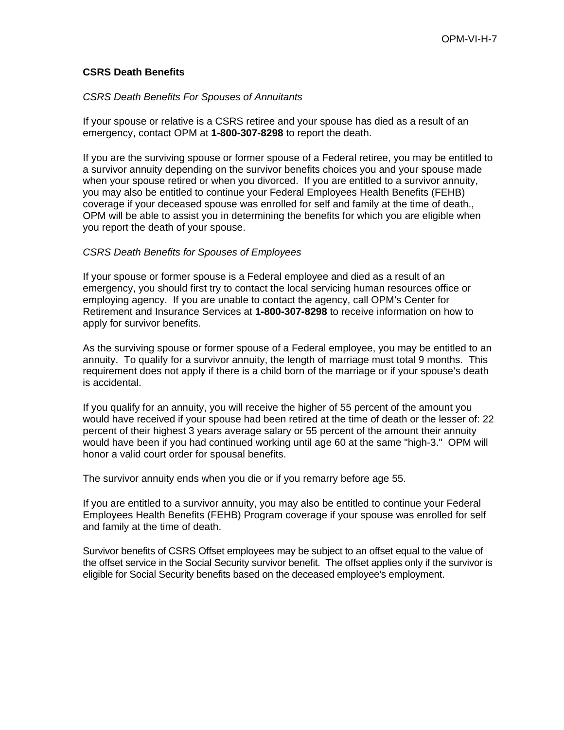**CSRS Death Benefits**

*CSRS Death Benefits For Spouses of Annuitants*

If your spouse or relative is a CSRS retiree and your spouse has died as a result of an emergency, contact OPM at **1-800-307-8298** to report the death.

If you are the surviving spouse or former spouse of a Federal retiree, you may be entitled to a survivor annuity depending on the survivor benefits choices you and your spouse made when your spouse retired or when you divorced. If you are entitled to a survivor annuity, you may also be entitled to continue your Federal Employees Health Benefits (FEHB) coverage if your deceased spouse was enrolled for self and family at the time of death., OPM will be able to assist you in determining the benefits for which you are eligible when you report the death of your spouse.

*CSRS Death Benefits for Spouses of Employees*

If your spouse or former spouse is a Federal employee and died as a result of an emergency, you should first try to contact the local servicing human resources office or employing agency. If you are unable to contact the agency, call OPM's Center for Retirement and Insurance Services at **1-800-307-8298** to receive information on how to apply for survivor benefits.

As the surviving spouse or former spouse of a Federal employee, you may be entitled to an annuity. To qualify for a survivor annuity, the length of marriage must total 9 months. This requirement does not apply if there is a child born of the marriage or if your spouse's death is accidental.

If you qualify for an annuity, you will receive the higher of 55 percent of the amount you would have received if your spouse had been retired at the time of death or the lesser of: 22 percent of their highest 3 years average salary or 55 percent of the amount their annuity would have been if you had continued working until age 60 at the same "high-3." OPM will honor a valid court order for spousal benefits.

The survivor annuity ends when you die or if you remarry before age 55.

If you are entitled to a survivor annuity, you may also be entitled to continue your Federal Employees Health Benefits (FEHB) Program coverage if your spouse was enrolled for self and family at the time of death.

Survivor benefits of CSRS Offset employees may be subject to an offset equal to the value of the offset service in the Social Security survivor benefit. The offset applies only if the survivor is eligible for Social Security benefits based on the deceased employee's employment.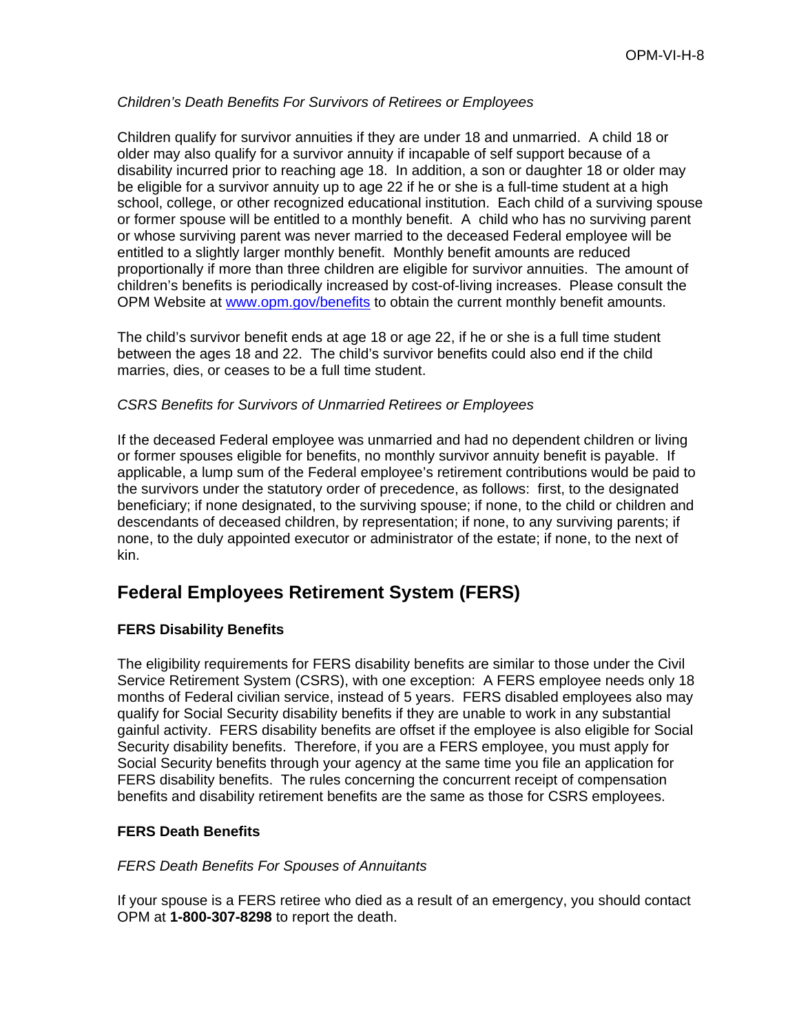*Children's Death Benefits For Survivors of Retirees or Employees*

Children qualify for survivor annuities if they are under 18 and unmarried. A child 18 or older may also qualify for a survivor annuity if incapable of self support because of a disability incurred prior to reaching age 18. In addition, a son or daughter 18 or older may be eligible for a survivor annuity up to age 22 if he or she is a full-time student at a high school, college, or other recognized educational institution. Each child of a surviving spouse or former spouse will be entitled to a monthly benefit. A child who has no surviving parent or whose surviving parent was never married to the deceased Federal employee will be entitled to a slightly larger monthly benefit. Monthly benefit amounts are reduced proportionally if more than three children are eligible for survivor annuities. The amount of children's benefits is periodically increased by cost-of-living increases. Please consult the OPM Website at [www.opm.gov/benefits](www.opm.gov/benefits) to obtain the current monthly benefit amounts.

The child's survivor benefit ends at age 18 or age 22, if he or she is a full time student between the ages 18 and 22. The child's survivor benefits could also end if the child marries, dies, or ceases to be a full time student.

*CSRS Benefits for Survivors of Unmarried Retirees or Employees*

If the deceased Federal employee was unmarried and had no dependent children or living or former spouses eligible for benefits, no monthly survivor annuity benefit is payable. If applicable, a lump sum of the Federal employee's retirement contributions would be paid to the survivors under the statutory order of precedence, as follows: first, to the designated beneficiary; if none designated, to the surviving spouse; if none, to the child or children and descendants of deceased children, by representation; if none, to any surviving parents; if none, to the duly appointed executor or administrator of the estate; if none, to the next of kin.

## Federal Employees Retirement System (FERS)

### FERS Disability Benefits

The eligibility requirements for FERS disability benefits are similar to those under the Civil Service Retirement System (CSRS), with one exception: A FERS employee needs only 18 months of Federal civilian service, instead of 5 years. FERS disabled employees also may qualify for Social Security disability benefits if they are unable to work in any substantial gainful activity. FERS disability benefits are offset if the employee is also eligible for Social Security disability benefits. Therefore, if you are a FERS employee, you must apply for Social Security benefits through your agency at the same time you file an application for FERS disability benefits. The rules concerning the concurrent receipt of compensation benefits and disability retirement benefits are the same as those for CSRS employees.

### FERS Death Benefits

*FERS Death Benefits For Spouses of Annuitants*

If your spouse is a FERS retiree who died as a result of an emergency, you should contact OPM at **1-800-307-8298** to report the death.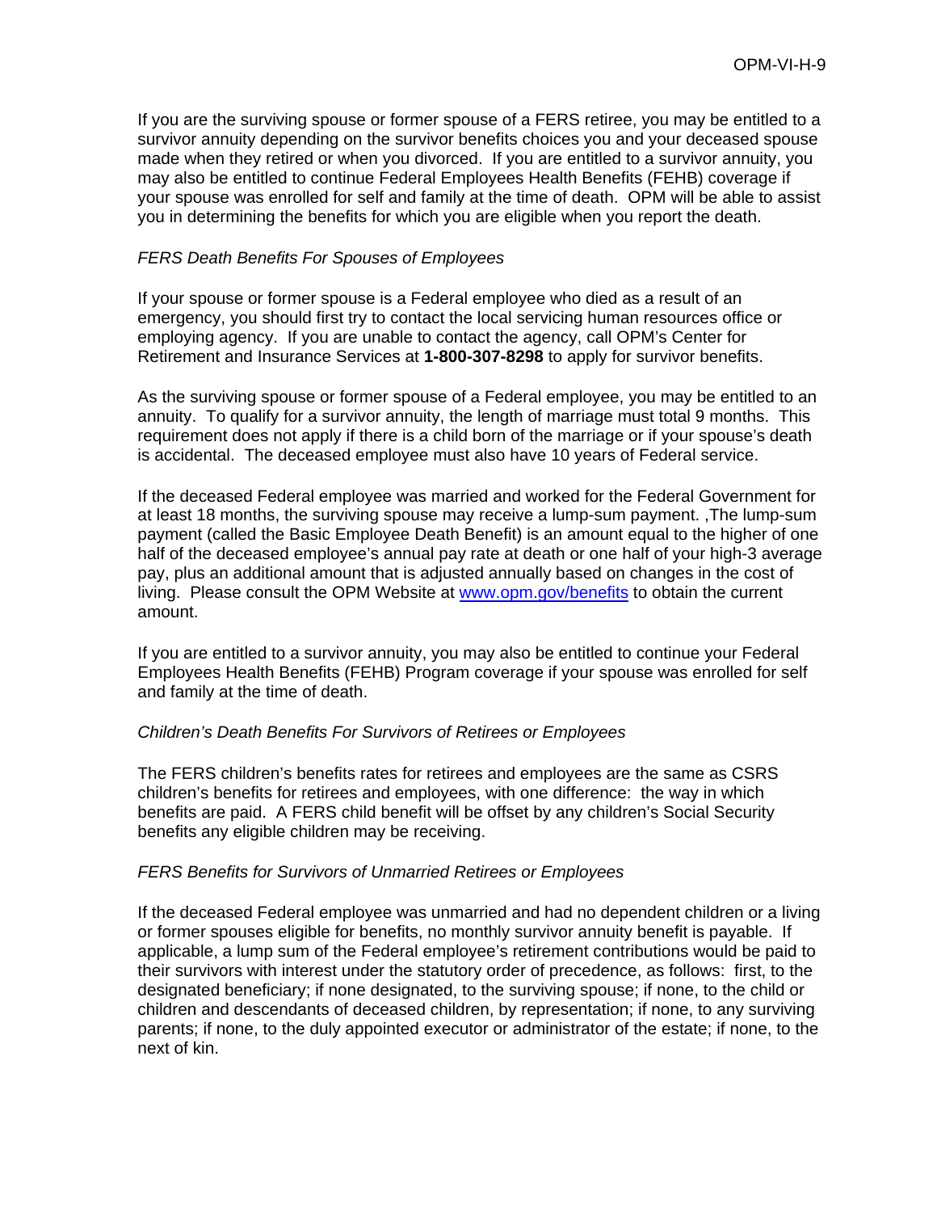If you are the surviving spouse or former spouse of a FERS retiree, you may be entitled to a survivor annuity depending on the survivor benefits choices you and your deceased spouse made when they retired or when you divorced. If you are entitled to a survivor annuity, you may also be entitled to continue Federal Employees Health Benefits (FEHB) coverage if your spouse was enrolled for self and family at the time of death. OPM will be able to assist you in determining the benefits for which you are eligible when you report the death.

*FERS Death Benefits For Spouses of Employees*

If your spouse or former spouse is a Federal employee who died as a result of an emergency, you should first try to contact the local servicing human resources office or employing agency. If you are unable to contact the agency, call OPM's Center for Retirement and Insurance Services at **1-800-307-8298** to apply for survivor benefits.

As the surviving spouse or former spouse of a Federal employee, you may be entitled to an annuity. To qualify for a survivor annuity, the length of marriage must total 9 months. This requirement does not apply if there is a child born of the marriage or if your spouse's death is accidental. The deceased employee must also have 10 years of Federal service.

If the deceased Federal employee was married and worked for the Federal Government for at least 18 months, the surviving spouse may receive a lump-sum payment. ,The lump-sum payment (called the Basic Employee Death Benefit) is an amount equal to the higher of one half of the deceased employee's annual pay rate at death or one half of your high-3 average pay, plus an additional amount that is adjusted annually based on changes in the cost of living. Please consult the OPM Website at [www.opm.gov/benefits](http://www.opm.gov/benefits) to obtain the current amount.

If you are entitled to a survivor annuity, you may also be entitled to continue your Federal Employees Health Benefits (FEHB) Program coverage if your spouse was enrolled for self and family at the time of death.

*Children's Death Benefits For Survivors of Retirees or Employees*

The FERS children's benefits rates for retirees and employees are the same as CSRS children's benefits for retirees and employees, with one difference: the way in which benefits are paid. A FERS child benefit will be offset by any children's Social Security benefits any eligible children may be receiving.

*FERS Benefits for Survivors of Unmarried Retirees or Employees*

If the deceased Federal employee was unmarried and had no dependent children or a living or former spouses eligible for benefits, no monthly survivor annuity benefit is payable. If applicable, a lump sum of the Federal employee's retirement contributions would be paid to their survivors with interest under the statutory order of precedence, as follows: first, to the designated beneficiary; if none designated, to the surviving spouse; if none, to the child or children and descendants of deceased children, by representation; if none, to any surviving parents; if none, to the duly appointed executor or administrator of the estate; if none, to the next of kin.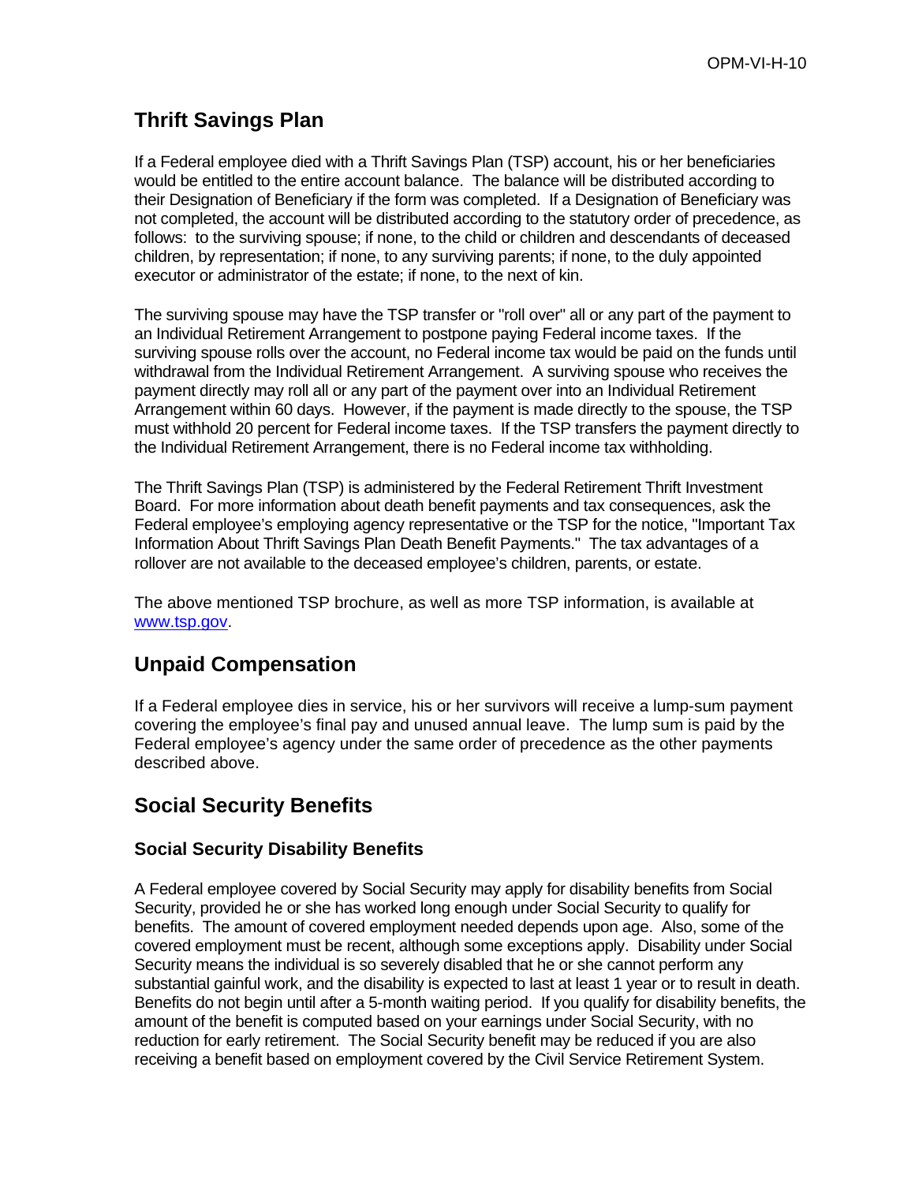## Thrift Savings Plan

If a Federal employee died with a Thrift Savings Plan (TSP) account, his or her beneficiaries would be entitled to the entire account balance. The balance will be distributed according to their Designation of Beneficiary if the form was completed. If a Designation of Beneficiary was not completed, the account will be distributed according to the statutory order of precedence, as follows: to the surviving spouse; if none, to the child or children and descendants of deceased children, by representation; if none, to any surviving parents; if none, to the duly appointed executor or administrator of the estate; if none, to the next of kin.

The surviving spouse may have the TSP transfer or "roll over" all or any part of the payment to an Individual Retirement Arrangement to postpone paying Federal income taxes. If the surviving spouse rolls over the account, no Federal income tax would be paid on the funds until withdrawal from the Individual Retirement Arrangement. A surviving spouse who receives the payment directly may roll all or any part of the payment over into an Individual Retirement Arrangement within 60 days. However, if the payment is made directly to the spouse, the TSP must withhold 20 percent for Federal income taxes. If the TSP transfers the payment directly to the Individual Retirement Arrangement, there is no Federal income tax withholding.

The Thrift Savings Plan (TSP) is administered by the Federal Retirement Thrift Investment Board. For more information about death benefit payments and tax consequences, ask the Federal employee's employing agency representative or the TSP for the notice, "Important Tax Information About Thrift Savings Plan Death Benefit Payments." The tax advantages of a rollover are not available to the deceased employee's children, parents, or estate.

The above mentioned TSP brochure, as well as more TSP information, is available at [www.tsp.gov](http://www.tsp.gov).

## Unpaid Compensation

If a Federal employee dies in service, his or her survivors will receive a lump-sum payment covering the employee's final pay and unused annual leave. The lump sum is paid by the Federal employee's agency under the same order of precedence as the other payments described above.

## Social Security Benefits

### Social Security Disability Benefits

A Federal employee covered by Social Security may apply for disability benefits from Social Security, provided he or she has worked long enough under Social Security to qualify for benefits. The amount of covered employment needed depends upon age. Also, some of the covered employment must be recent, although some exceptions apply. Disability under Social Security means the individual is so severely disabled that he or she cannot perform any substantial gainful work, and the disability is expected to last at least 1 year or to result in death. Benefits do not begin until after a 5-month waiting period. If you qualify for disability benefits, the amount of the benefit is computed based on your earnings under Social Security, with no reduction for early retirement. The Social Security benefit may be reduced if you are also receiving a benefit based on employment covered by the Civil Service Retirement System.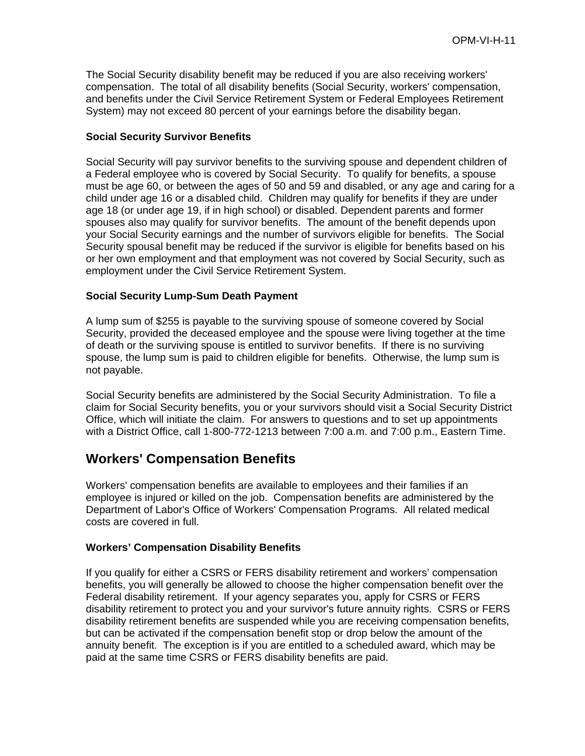The Social Security disability benefit may be reduced if you are also receiving workers' compensation. The total of all disability benefits (Social Security, workers' compensation, and benefits under the Civil Service Retirement System or Federal Employees Retirement System) may not exceed 80 percent of your earnings before the disability began.

**Social Security Survivor Benefits**

Social Security will pay survivor benefits to the surviving spouse and dependent children of a Federal employee who is covered by Social Security. To qualify for benefits, a spouse must be age 60, or between the ages of 50 and 59 and disabled, or any age and caring for a child under age 16 or a disabled child. Children may qualify for benefits if they are under age 18 (or under age 19, if in high school) or disabled. Dependent parents and former spouses also may qualify for survivor benefits. The amount of the benefit depends upon your Social Security earnings and the number of survivors eligible for benefits. The Social Security spousal benefit may be reduced if the survivor is eligible for benefits based on his or her own employment and that employment was not covered by Social Security, such as employment under the Civil Service Retirement System.

**Social Security Lump-Sum Death Payment**

A lump sum of $255 is payable to the surviving spouse of someone covered by Social Security, provided the deceased employee and the spouse were living together at the time of death or the surviving spouse is entitled to survivor benefits. If there is no surviving spouse, the lump sum is paid to children eligible for benefits. Otherwise, the lump sum is not payable.

Social Security benefits are administered by the Social Security Administration. To file a claim for Social Security benefits, you or your survivors should visit a Social Security District Office, which will initiate the claim. For answers to questions and to set up appointments with a District Office, call 1-800-772-1213 between 7:00 a.m. and 7:00 p.m., Eastern Time.

## Workers' Compensation Benefits

Workers' compensation benefits are available to employees and their families if an employee is injured or killed on the job. Compensation benefits are administered by the Department of Labor's Office of Workers' Compensation Programs. All related medical costs are covered in full.

**Workers' Compensation Disability Benefits**

If you qualify for either a CSRS or FERS disability retirement and workers' compensation benefits, you will generally be allowed to choose the higher compensation benefit over the Federal disability retirement. If your agency separates you, apply for CSRS or FERS disability retirement to protect you and your survivor's future annuity rights. CSRS or FERS disability retirement benefits are suspended while you are receiving compensation benefits, but can be activated if the compensation benefit stop or drop below the amount of the annuity benefit. The exception is if you are entitled to a scheduled award, which may be paid at the same time CSRS or FERS disability benefits are paid.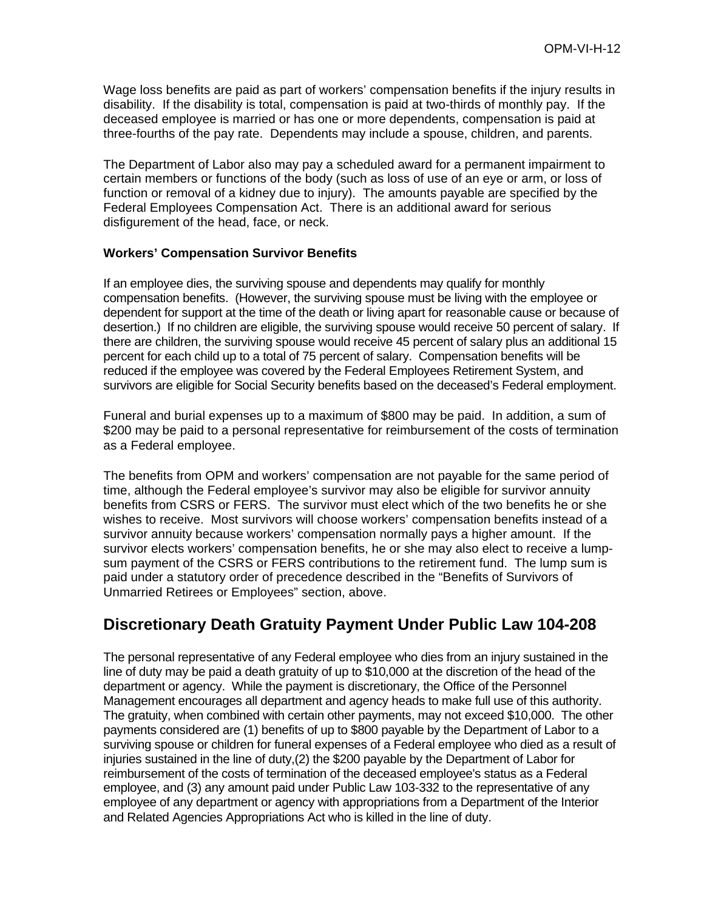Wage loss benefits are paid as part of workers' compensation benefits if the injury results in disability. If the disability is total, compensation is paid at two-thirds of monthly pay. If the deceased employee is married or has one or more dependents, compensation is paid at three-fourths of the pay rate. Dependents may include a spouse, children, and parents.

The Department of Labor also may pay a scheduled award for a permanent impairment to certain members or functions of the body (such as loss of use of an eye or arm, or loss of function or removal of a kidney due to injury). The amounts payable are specified by the Federal Employees Compensation Act. There is an additional award for serious disfigurement of the head, face, or neck.

**Workers' Compensation Survivor Benefits**

If an employee dies, the surviving spouse and dependents may qualify for monthly compensation benefits. (However, the surviving spouse must be living with the employee or dependent for support at the time of the death or living apart for reasonable cause or because of desertion.) If no children are eligible, the surviving spouse would receive 50 percent of salary. If there are children, the surviving spouse would receive 45 percent of salary plus an additional 15 percent for each child up to a total of 75 percent of salary. Compensation benefits will be reduced if the employee was covered by the Federal Employees Retirement System, and survivors are eligible for Social Security benefits based on the deceased's Federal employment.

Funeral and burial expenses up to a maximum of $800 may be paid. In addition, a sum of $200 may be paid to a personal representative for reimbursement of the costs of termination as a Federal employee.

The benefits from OPM and workers' compensation are not payable for the same period of time, although the Federal employee's survivor may also be eligible for survivor annuity benefits from CSRS or FERS. The survivor must elect which of the two benefits he or she wishes to receive. Most survivors will choose workers' compensation benefits instead of a survivor annuity because workers' compensation normally pays a higher amount. If the survivor elects workers' compensation benefits, he or she may also elect to receive a lump-sum payment of the CSRS or FERS contributions to the retirement fund. The lump sum is paid under a statutory order of precedence described in the "Benefits of Survivors of Unmarried Retirees or Employees" section, above.

## Discretionary Death Gratuity Payment Under Public Law 104-208

The personal representative of any Federal employee who dies from an injury sustained in the line of duty may be paid a death gratuity of up to $10,000 at the discretion of the head of the department or agency. While the payment is discretionary, the Office of the Personnel Management encourages all department and agency heads to make full use of this authority. The gratuity, when combined with certain other payments, may not exceed $10,000. The other payments considered are (1) benefits of up to $800 payable by the Department of Labor to a surviving spouse or children for funeral expenses of a Federal employee who died as a result of injuries sustained in the line of duty,(2) the $200 payable by the Department of Labor for reimbursement of the costs of termination of the deceased employee's status as a Federal employee, and (3) any amount paid under Public Law 103-332 to the representative of any employee of any department or agency with appropriations from a Department of the Interior and Related Agencies Appropriations Act who is killed in the line of duty.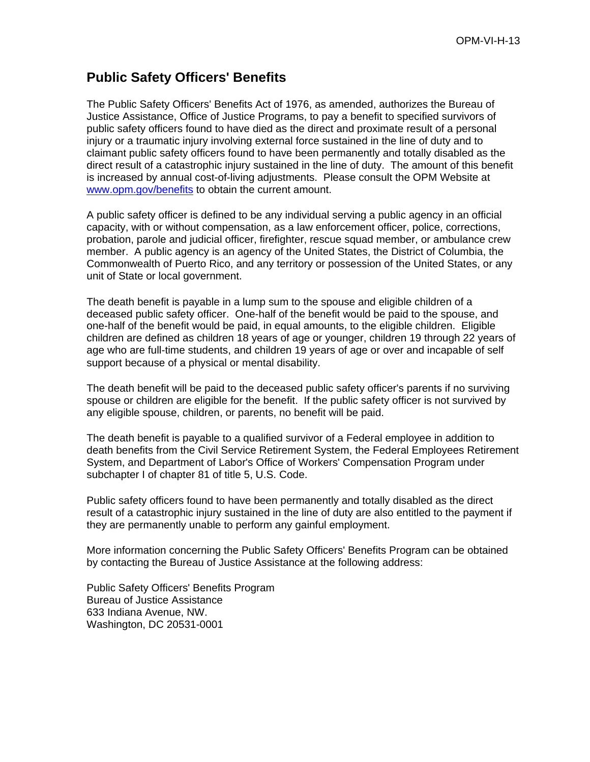## Public Safety Officers' Benefits

The Public Safety Officers' Benefits Act of 1976, as amended, authorizes the Bureau of Justice Assistance, Office of Justice Programs, to pay a benefit to specified survivors of public safety officers found to have died as the direct and proximate result of a personal injury or a traumatic injury involving external force sustained in the line of duty and to claimant public safety officers found to have been permanently and totally disabled as the direct result of a catastrophic injury sustained in the line of duty. The amount of this benefit is increased by annual cost-of-living adjustments. Please consult the OPM Website at [www.opm.gov/benefits](http://www.opm.gov/benefits) to obtain the current amount.

A public safety officer is defined to be any individual serving a public agency in an official capacity, with or without compensation, as a law enforcement officer, police, corrections, probation, parole and judicial officer, firefighter, rescue squad member, or ambulance crew member. A public agency is an agency of the United States, the District of Columbia, the Commonwealth of Puerto Rico, and any territory or possession of the United States, or any unit of State or local government.

The death benefit is payable in a lump sum to the spouse and eligible children of a deceased public safety officer. One-half of the benefit would be paid to the spouse, and one-half of the benefit would be paid, in equal amounts, to the eligible children. Eligible children are defined as children 18 years of age or younger, children 19 through 22 years of age who are full-time students, and children 19 years of age or over and incapable of self support because of a physical or mental disability.

The death benefit will be paid to the deceased public safety officer's parents if no surviving spouse or children are eligible for the benefit. If the public safety officer is not survived by any eligible spouse, children, or parents, no benefit will be paid.

The death benefit is payable to a qualified survivor of a Federal employee in addition to death benefits from the Civil Service Retirement System, the Federal Employees Retirement System, and Department of Labor's Office of Workers' Compensation Program under subchapter I of chapter 81 of title 5, U.S. Code.

Public safety officers found to have been permanently and totally disabled as the direct result of a catastrophic injury sustained in the line of duty are also entitled to the payment if they are permanently unable to perform any gainful employment.

More information concerning the Public Safety Officers' Benefits Program can be obtained by contacting the Bureau of Justice Assistance at the following address:

Public Safety Officers' Benefits Program
Bureau of Justice Assistance
633 Indiana Avenue, NW.
Washington, DC 20531-0001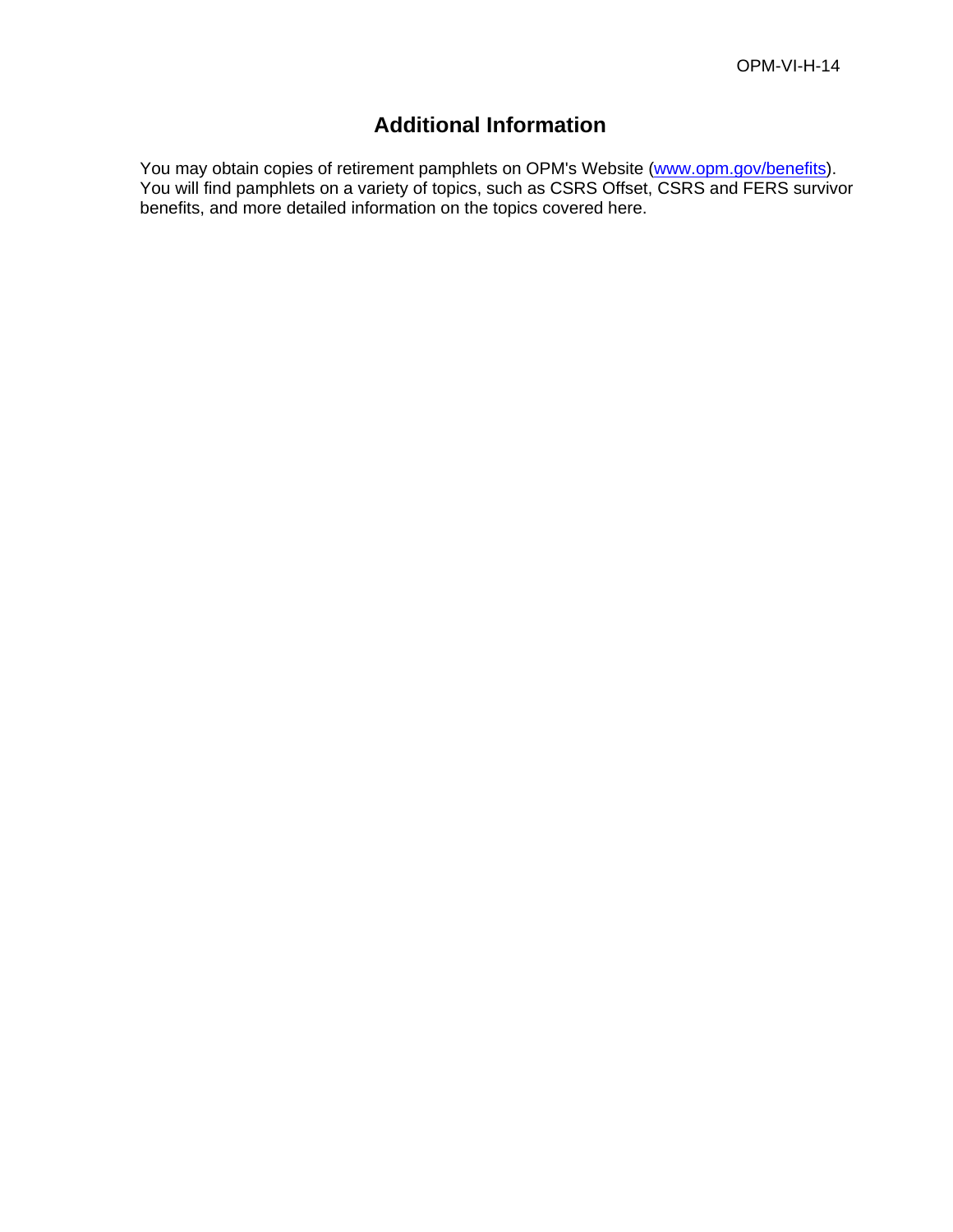# Additional Information

You may obtain copies of retirement pamphlets on OPM's Website ([www.opm.gov/benefits](http://www.opm.gov/benefits)). You will find pamphlets on a variety of topics, such as CSRS Offset, CSRS and FERS survivor benefits, and more detailed information on the topics covered here.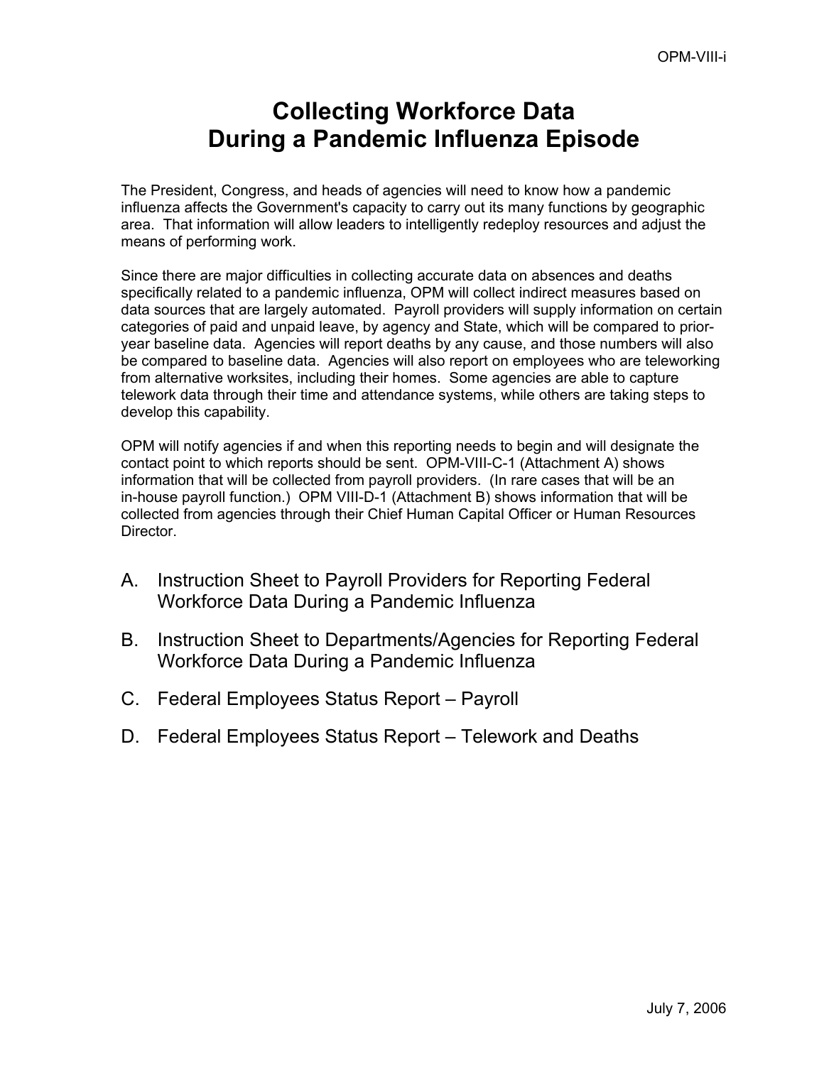# Collecting Workforce Data During a Pandemic Influenza Episode

The President, Congress, and heads of agencies will need to know how a pandemic influenza affects the Government's capacity to carry out its many functions by geographic area. That information will allow leaders to intelligently redeploy resources and adjust the means of performing work.

Since there are major difficulties in collecting accurate data on absences and deaths specifically related to a pandemic influenza, OPM will collect indirect measures based on data sources that are largely automated. Payroll providers will supply information on certain categories of paid and unpaid leave, by agency and State, which will be compared to prior-year baseline data. Agencies will report deaths by any cause, and those numbers will also be compared to baseline data. Agencies will also report on employees who are teleworking from alternative worksites, including their homes. Some agencies are able to capture telework data through their time and attendance systems, while others are taking steps to develop this capability.

OPM will notify agencies if and when this reporting needs to begin and will designate the contact point to which reports should be sent. OPM-VIII-C-1 (Attachment A) shows information that will be collected from payroll providers. (In rare cases that will be an in-house payroll function.) OPM VIII-D-1 (Attachment B) shows information that will be collected from agencies through their Chief Human Capital Officer or Human Resources Director.

A. Instruction Sheet to Payroll Providers for Reporting Federal Workforce Data During a Pandemic Influenza

B. Instruction Sheet to Departments/Agencies for Reporting Federal Workforce Data During a Pandemic Influenza

C. Federal Employees Status Report – Payroll

D. Federal Employees Status Report – Telework and Deaths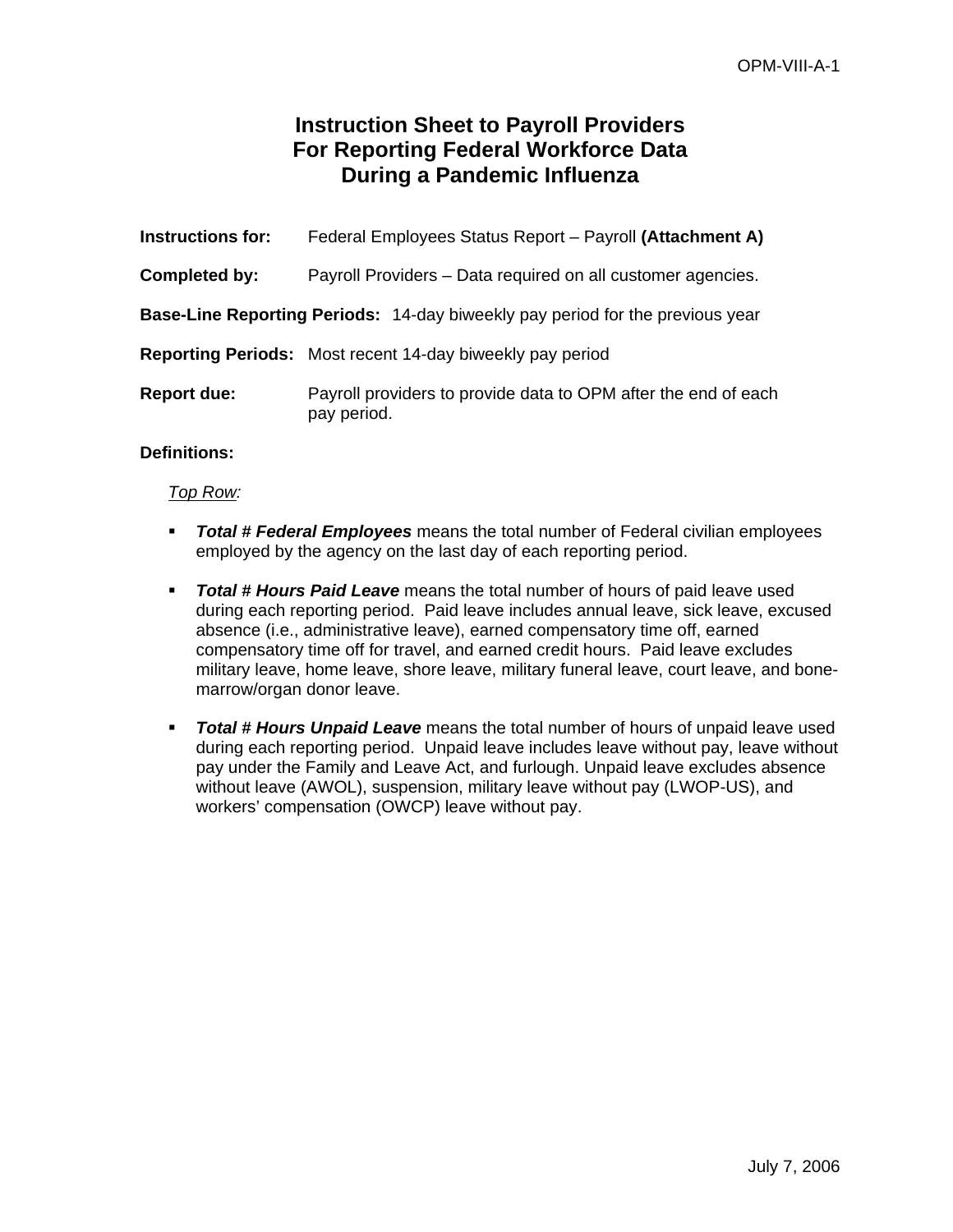# Instruction Sheet to Payroll Providers For Reporting Federal Workforce Data During a Pandemic Influenza

**Instructions for:** Federal Employees Status Report – Payroll **(Attachment A)**

**Completed by:** Payroll Providers – Data required on all customer agencies.

**Base-Line Reporting Periods:** 14-day biweekly pay period for the previous year

**Reporting Periods:** Most recent 14-day biweekly pay period

**Report due:** Payroll providers to provide data to OPM after the end of each pay period.

**Definitions:**

*Top Row:*

- ***Total # Federal Employees*** means the total number of Federal civilian employees employed by the agency on the last day of each reporting period.
- ***Total # Hours Paid Leave*** means the total number of hours of paid leave used during each reporting period. Paid leave includes annual leave, sick leave, excused absence (i.e., administrative leave), earned compensatory time off, earned compensatory time off for travel, and earned credit hours. Paid leave excludes military leave, home leave, shore leave, military funeral leave, court leave, and bone-marrow/organ donor leave.
- ***Total # Hours Unpaid Leave*** means the total number of hours of unpaid leave used during each reporting period. Unpaid leave includes leave without pay, leave without pay under the Family and Leave Act, and furlough. Unpaid leave excludes absence without leave (AWOL), suspension, military leave without pay (LWOP-US), and workers' compensation (OWCP) leave without pay.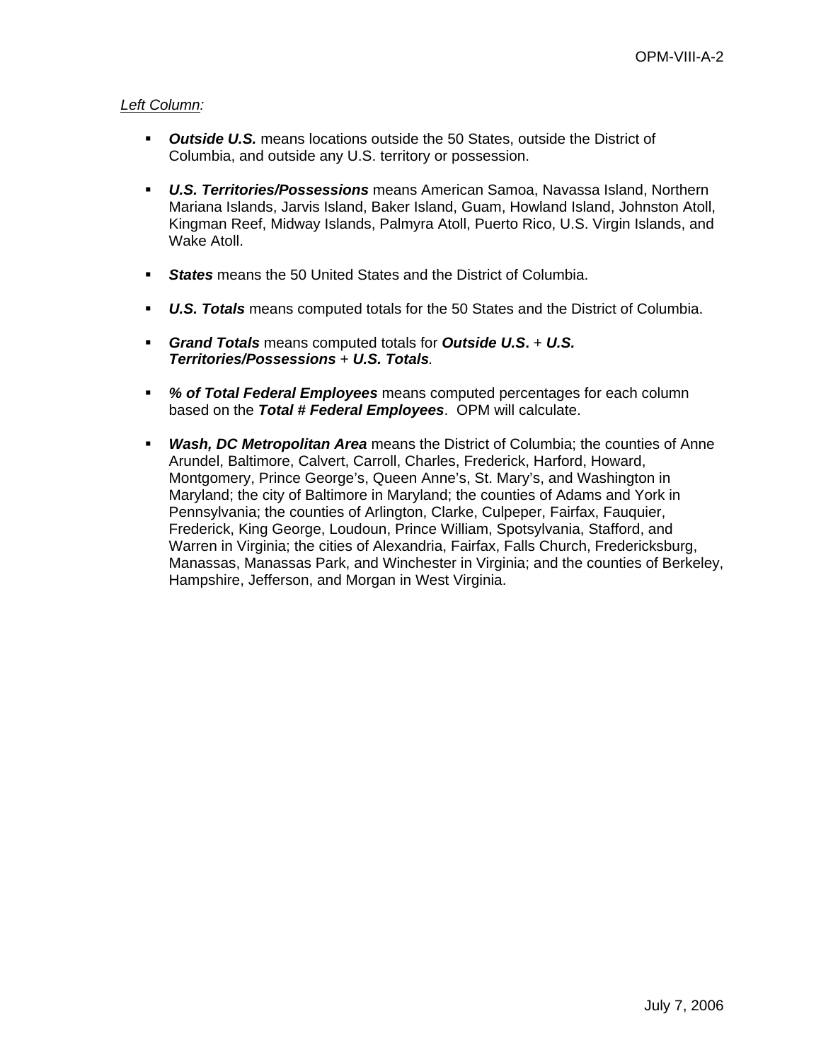*Left Column:*

- ***Outside U.S.*** means locations outside the 50 States, outside the District of Columbia, and outside any U.S. territory or possession.

- ***U.S. Territories/Possessions*** means American Samoa, Navassa Island, Northern Mariana Islands, Jarvis Island, Baker Island, Guam, Howland Island, Johnston Atoll, Kingman Reef, Midway Islands, Palmyra Atoll, Puerto Rico, U.S. Virgin Islands, and Wake Atoll.

- ***States*** means the 50 United States and the District of Columbia.

- ***U.S. Totals*** means computed totals for the 50 States and the District of Columbia.

- ***Grand Totals*** means computed totals for ***Outside U.S.*** + ***U.S. Territories/Possessions*** + ***U.S. Totals***.

- ***% of Total Federal Employees*** means computed percentages for each column based on the ***Total # Federal Employees***. OPM will calculate.

- ***Wash, DC Metropolitan Area*** means the District of Columbia; the counties of Anne Arundel, Baltimore, Calvert, Carroll, Charles, Frederick, Harford, Howard, Montgomery, Prince George's, Queen Anne's, St. Mary's, and Washington in Maryland; the city of Baltimore in Maryland; the counties of Adams and York in Pennsylvania; the counties of Arlington, Clarke, Culpeper, Fairfax, Fauquier, Frederick, King George, Loudoun, Prince William, Spotsylvania, Stafford, and Warren in Virginia; the cities of Alexandria, Fairfax, Falls Church, Fredericksburg, Manassas, Manassas Park, and Winchester in Virginia; and the counties of Berkeley, Hampshire, Jefferson, and Morgan in West Virginia.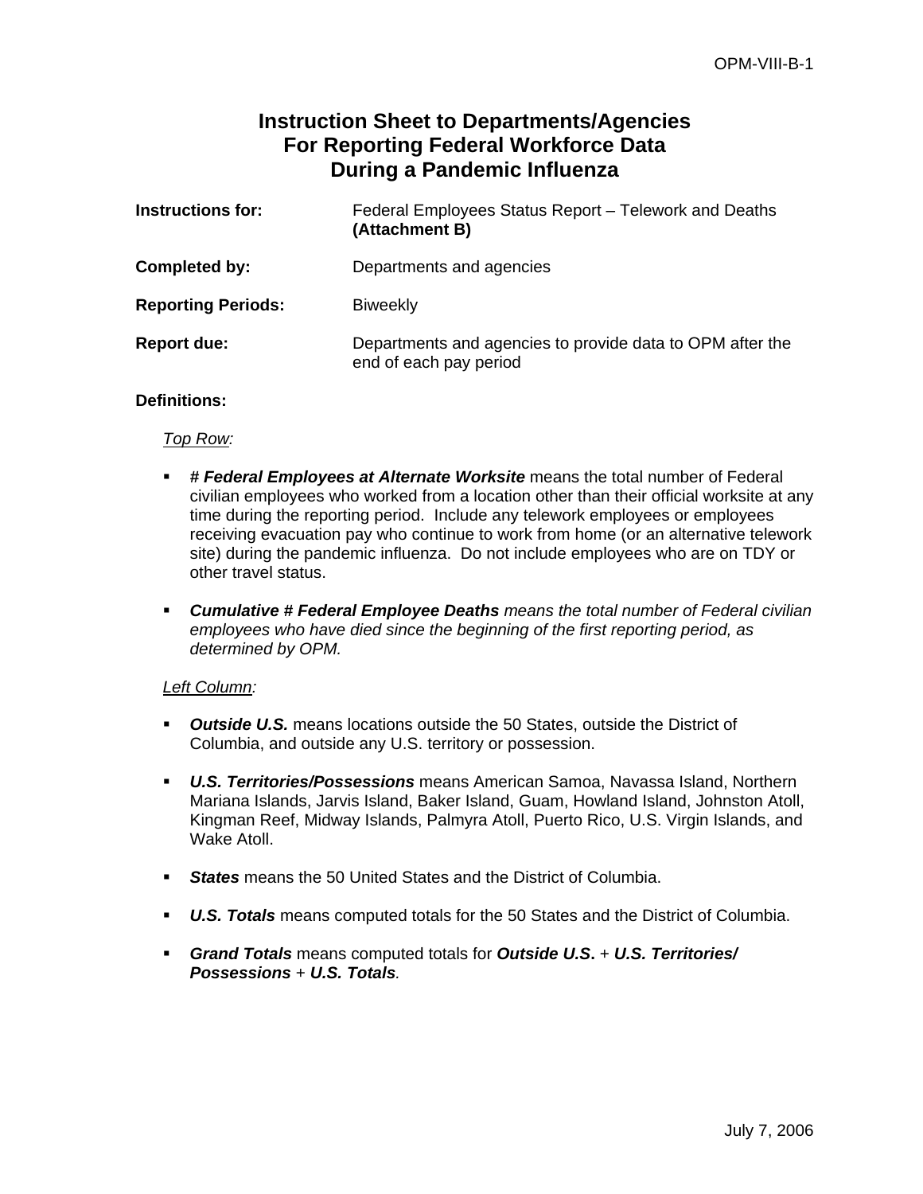# Instruction Sheet to Departments/Agencies For Reporting Federal Workforce Data During a Pandemic Influenza

| | |
|---|---|
| **Instructions for:** | Federal Employees Status Report – Telework and Deaths **(Attachment B)** |
| **Completed by:** | Departments and agencies |
| **Reporting Periods:** | Biweekly |
| **Report due:** | Departments and agencies to provide data to OPM after the end of each pay period |

**Definitions:**

*Top Row:*

- **# *Federal Employees at Alternate Worksite*** means the total number of Federal civilian employees who worked from a location other than their official worksite at any time during the reporting period. Include any telework employees or employees receiving evacuation pay who continue to work from home (or an alternative telework site) during the pandemic influenza. Do not include employees who are on TDY or other travel status.

- ***Cumulative # Federal Employee Deaths** means the total number of Federal civilian employees who have died since the beginning of the first reporting period, as determined by OPM.*

*Left Column:*

- ***Outside U.S.*** means locations outside the 50 States, outside the District of Columbia, and outside any U.S. territory or possession.

- ***U.S. Territories/Possessions*** means American Samoa, Navassa Island, Northern Mariana Islands, Jarvis Island, Baker Island, Guam, Howland Island, Johnston Atoll, Kingman Reef, Midway Islands, Palmyra Atoll, Puerto Rico, U.S. Virgin Islands, and Wake Atoll.

- ***States*** means the 50 United States and the District of Columbia.

- ***U.S. Totals*** means computed totals for the 50 States and the District of Columbia.

- ***Grand Totals*** means computed totals for ***Outside U.S.*** + ***U.S. Territories/ Possessions*** + ***U.S. Totals***.

July 7, 2006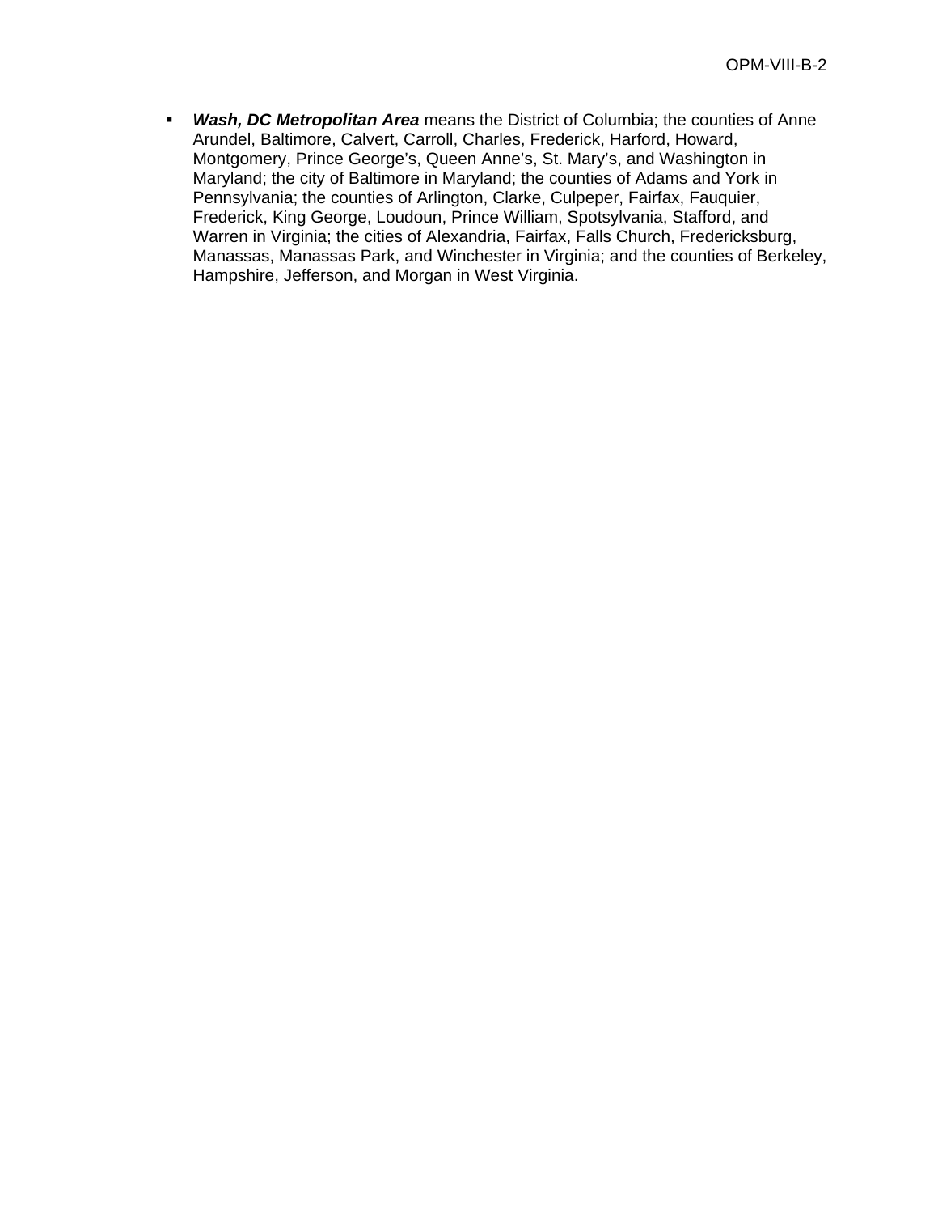- ***Wash, DC Metropolitan Area*** means the District of Columbia; the counties of Anne Arundel, Baltimore, Calvert, Carroll, Charles, Frederick, Harford, Howard, Montgomery, Prince George's, Queen Anne's, St. Mary's, and Washington in Maryland; the city of Baltimore in Maryland; the counties of Adams and York in Pennsylvania; the counties of Arlington, Clarke, Culpeper, Fairfax, Fauquier, Frederick, King George, Loudoun, Prince William, Spotsylvania, Stafford, and Warren in Virginia; the cities of Alexandria, Fairfax, Falls Church, Fredericksburg, Manassas, Manassas Park, and Winchester in Virginia; and the counties of Berkeley, Hampshire, Jefferson, and Morgan in West Virginia.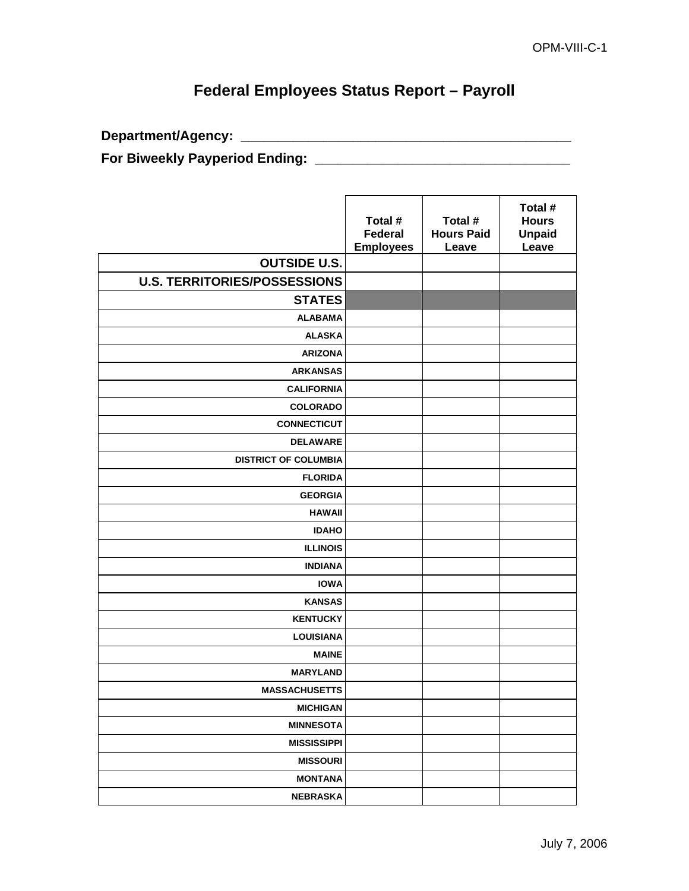# Federal Employees Status Report – Payroll

**Department/Agency:** ______________________________________________

**For Biweekly Payperiod Ending:** ___________________________________

| | Total # Federal Employees | Total # Hours Paid Leave | Total # Hours Unpaid Leave |
|---|---|---|---|
| **OUTSIDE U.S.** | | | |
| **U.S. TERRITORIES/POSSESSIONS** | | | |
| **STATES** | | | |
| ALABAMA | | | |
| ALASKA | | | |
| ARIZONA | | | |
| ARKANSAS | | | |
| CALIFORNIA | | | |
| COLORADO | | | |
| CONNECTICUT | | | |
| DELAWARE | | | |
| DISTRICT OF COLUMBIA | | | |
| FLORIDA | | | |
| GEORGIA | | | |
| HAWAII | | | |
| IDAHO | | | |
| ILLINOIS | | | |
| INDIANA | | | |
| IOWA | | | |
| KANSAS | | | |
| KENTUCKY | | | |
| LOUISIANA | | | |
| MAINE | | | |
| MARYLAND | | | |
| MASSACHUSETTS | | | |
| MICHIGAN | | | |
| MINNESOTA | | | |
| MISSISSIPPI | | | |
| MISSOURI | | | |
| MONTANA | | | |
| NEBRASKA | | | |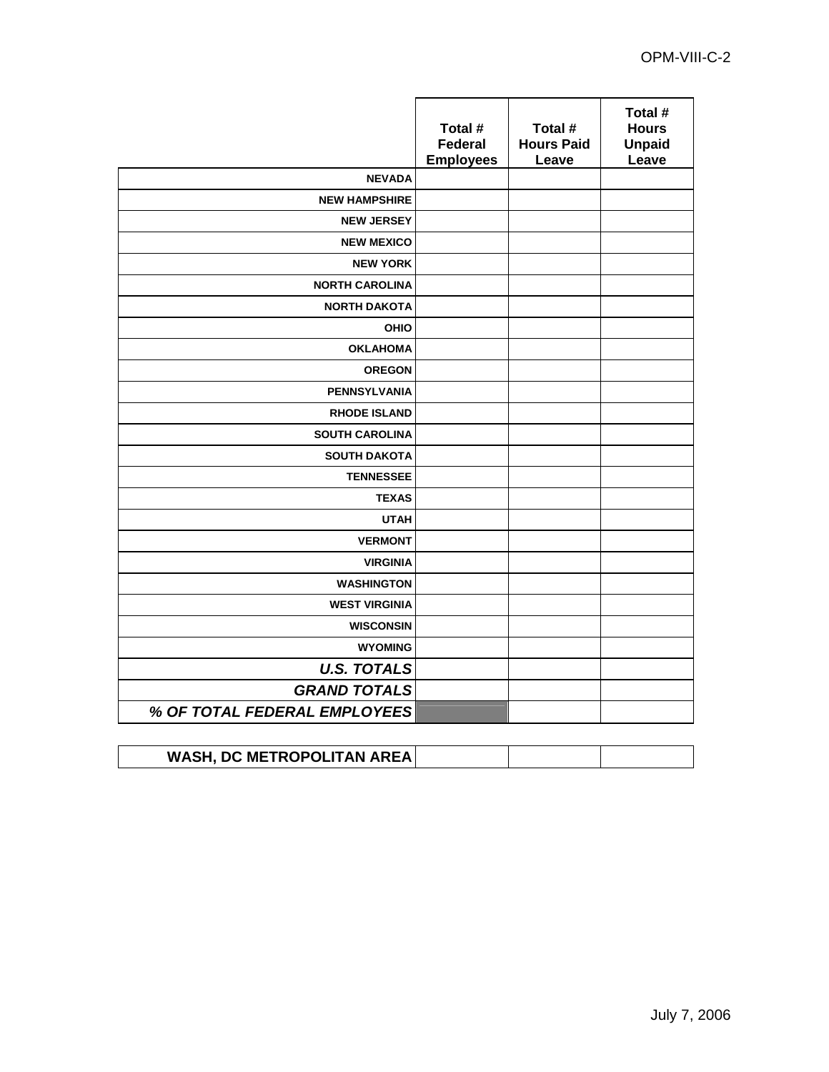| | Total # Federal Employees | Total # Hours Paid Leave | Total # Hours Unpaid Leave |
|---|---|---|---|
| **NEVADA** | | | |
| **NEW HAMPSHIRE** | | | |
| **NEW JERSEY** | | | |
| **NEW MEXICO** | | | |
| **NEW YORK** | | | |
| **NORTH CAROLINA** | | | |
| **NORTH DAKOTA** | | | |
| **OHIO** | | | |
| **OKLAHOMA** | | | |
| **OREGON** | | | |
| **PENNSYLVANIA** | | | |
| **RHODE ISLAND** | | | |
| **SOUTH CAROLINA** | | | |
| **SOUTH DAKOTA** | | | |
| **TENNESSEE** | | | |
| **TEXAS** | | | |
| **UTAH** | | | |
| **VERMONT** | | | |
| **VIRGINIA** | | | |
| **WASHINGTON** | | | |
| **WEST VIRGINIA** | | | |
| **WISCONSIN** | | | |
| **WYOMING** | | | |
| ***U.S. TOTALS*** | | | |
| ***GRAND TOTALS*** | | | |
| ***% OF TOTAL FEDERAL EMPLOYEES*** | | | |

| | | | |
|---|---|---|---|
| **WASH, DC METROPOLITAN AREA** | | | |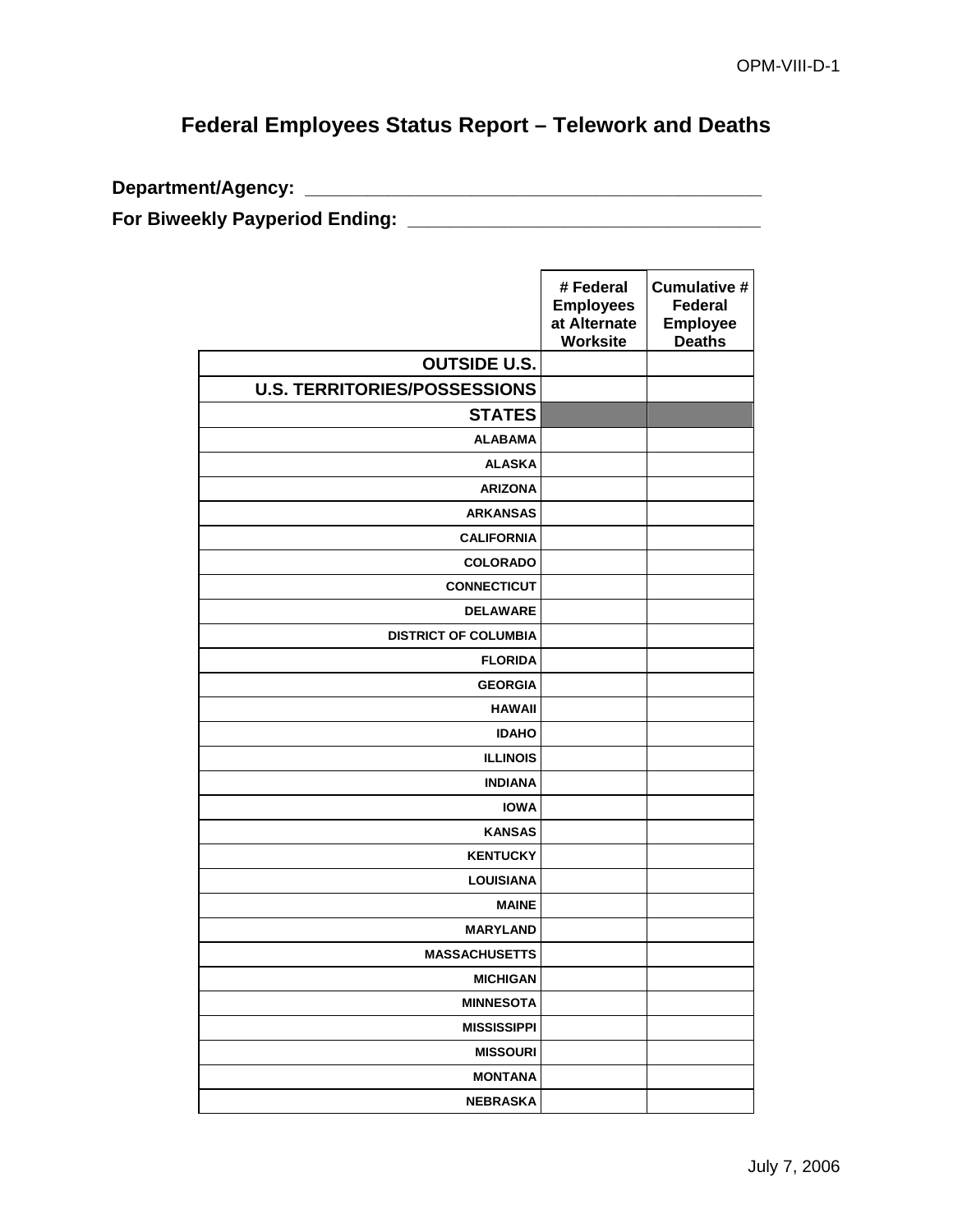# Federal Employees Status Report – Telework and Deaths

**Department/Agency:** _______________________________________________

**For Biweekly Payperiod Ending:** ____________________________________

| | # Federal Employees at Alternate Worksite | Cumulative # Federal Employee Deaths |
|---|---|---|
| **OUTSIDE U.S.** | | |
| **U.S. TERRITORIES/POSSESSIONS** | | |
| **STATES** | | |
| ALABAMA | | |
| ALASKA | | |
| ARIZONA | | |
| ARKANSAS | | |
| CALIFORNIA | | |
| COLORADO | | |
| CONNECTICUT | | |
| DELAWARE | | |
| DISTRICT OF COLUMBIA | | |
| FLORIDA | | |
| GEORGIA | | |
| HAWAII | | |
| IDAHO | | |
| ILLINOIS | | |
| INDIANA | | |
| IOWA | | |
| KANSAS | | |
| KENTUCKY | | |
| LOUISIANA | | |
| MAINE | | |
| MARYLAND | | |
| MASSACHUSETTS | | |
| MICHIGAN | | |
| MINNESOTA | | |
| MISSISSIPPI | | |
| MISSOURI | | |
| MONTANA | | |
| NEBRASKA | | |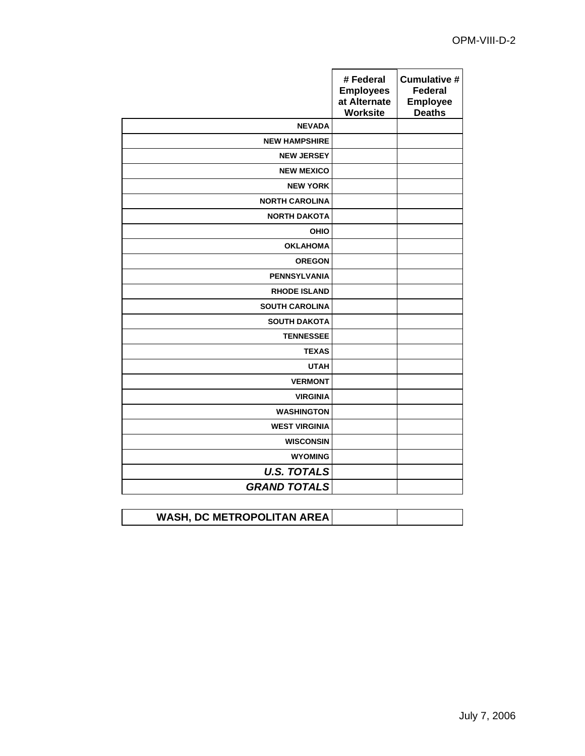| | # Federal Employees at Alternate Worksite | Cumulative # Federal Employee Deaths |
|---|---|---|
| **NEVADA** | | |
| **NEW HAMPSHIRE** | | |
| **NEW JERSEY** | | |
| **NEW MEXICO** | | |
| **NEW YORK** | | |
| **NORTH CAROLINA** | | |
| **NORTH DAKOTA** | | |
| **OHIO** | | |
| **OKLAHOMA** | | |
| **OREGON** | | |
| **PENNSYLVANIA** | | |
| **RHODE ISLAND** | | |
| **SOUTH CAROLINA** | | |
| **SOUTH DAKOTA** | | |
| **TENNESSEE** | | |
| **TEXAS** | | |
| **UTAH** | | |
| **VERMONT** | | |
| **VIRGINIA** | | |
| **WASHINGTON** | | |
| **WEST VIRGINIA** | | |
| **WISCONSIN** | | |
| **WYOMING** | | |
| ***U.S. TOTALS*** | | |
| ***GRAND TOTALS*** | | |

| | | |
|---|---|---|
| **WASH, DC METROPOLITAN AREA** | | |